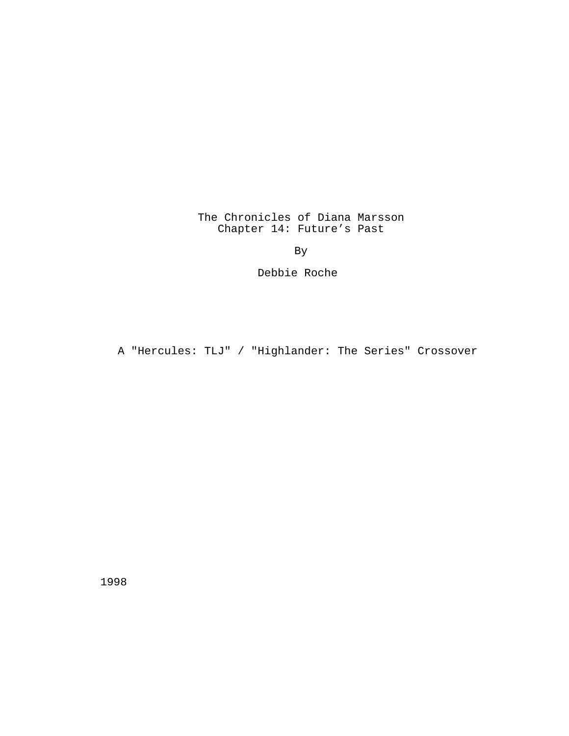# The Chronicles of Diana Marsson
## Chapter 14: Future's Past

By

Debbie Roche

A "Hercules: TLJ" / "Highlander: The Series" Crossover

1998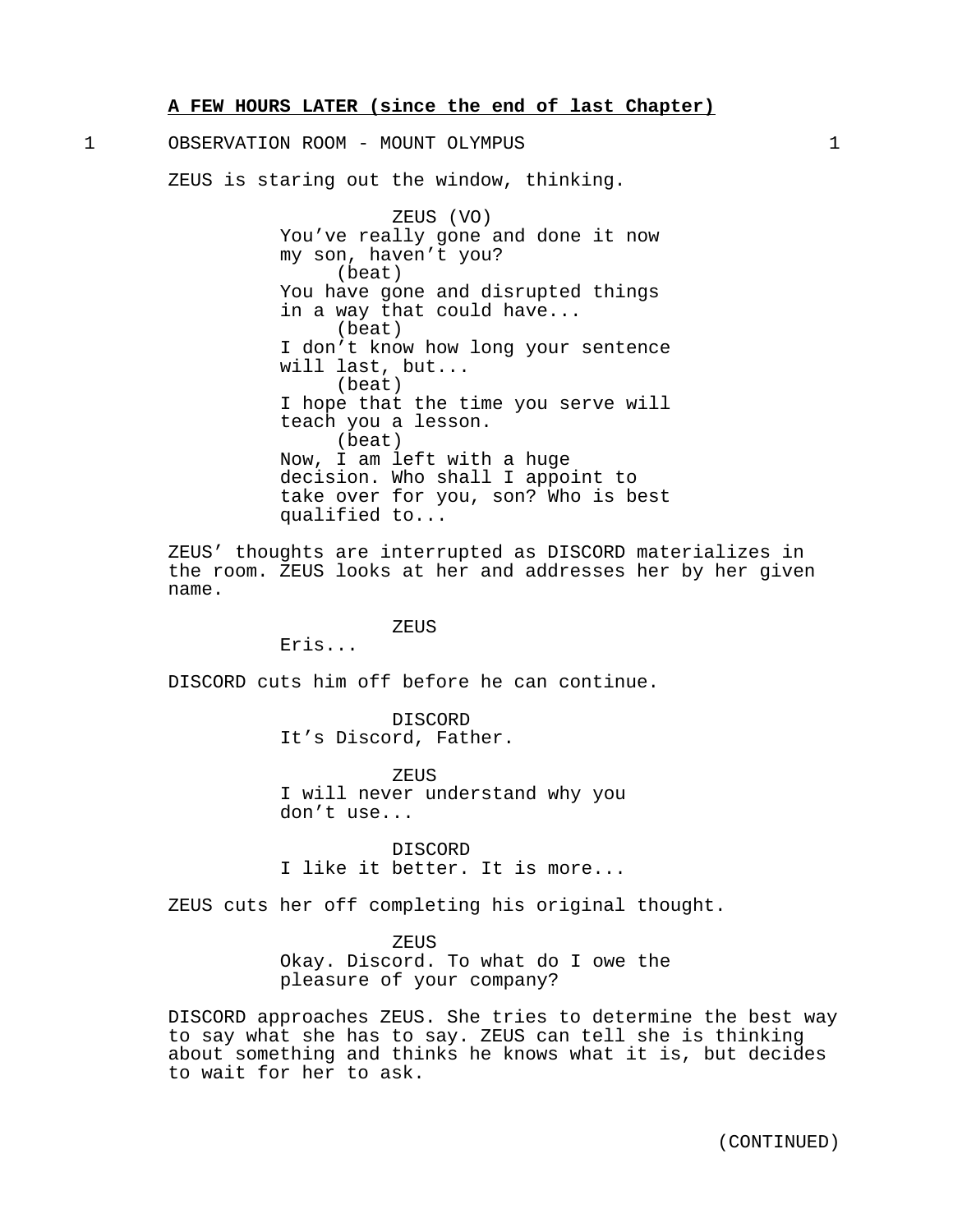**A FEW HOURS LATER (since the end of last Chapter)**

1 OBSERVATION ROOM - MOUNT OLYMPUS 1

ZEUS is staring out the window, thinking.

ZEUS (VO)
You've really gone and done it now my son, haven't you?
(beat)
You have gone and disrupted things in a way that could have...
(beat)
I don't know how long your sentence will last, but...
(beat)
I hope that the time you serve will teach you a lesson.
(beat)
Now, I am left with a huge decision. Who shall I appoint to take over for you, son? Who is best qualified to...

ZEUS' thoughts are interrupted as DISCORD materializes in the room. ZEUS looks at her and addresses her by her given name.

ZEUS
Eris...

DISCORD cuts him off before he can continue.

DISCORD
It's Discord, Father.

ZEUS
I will never understand why you don't use...

DISCORD
I like it better. It is more...

ZEUS cuts her off completing his original thought.

ZEUS
Okay. Discord. To what do I owe the pleasure of your company?

DISCORD approaches ZEUS. She tries to determine the best way to say what she has to say. ZEUS can tell she is thinking about something and thinks he knows what it is, but decides to wait for her to ask.

(CONTINUED)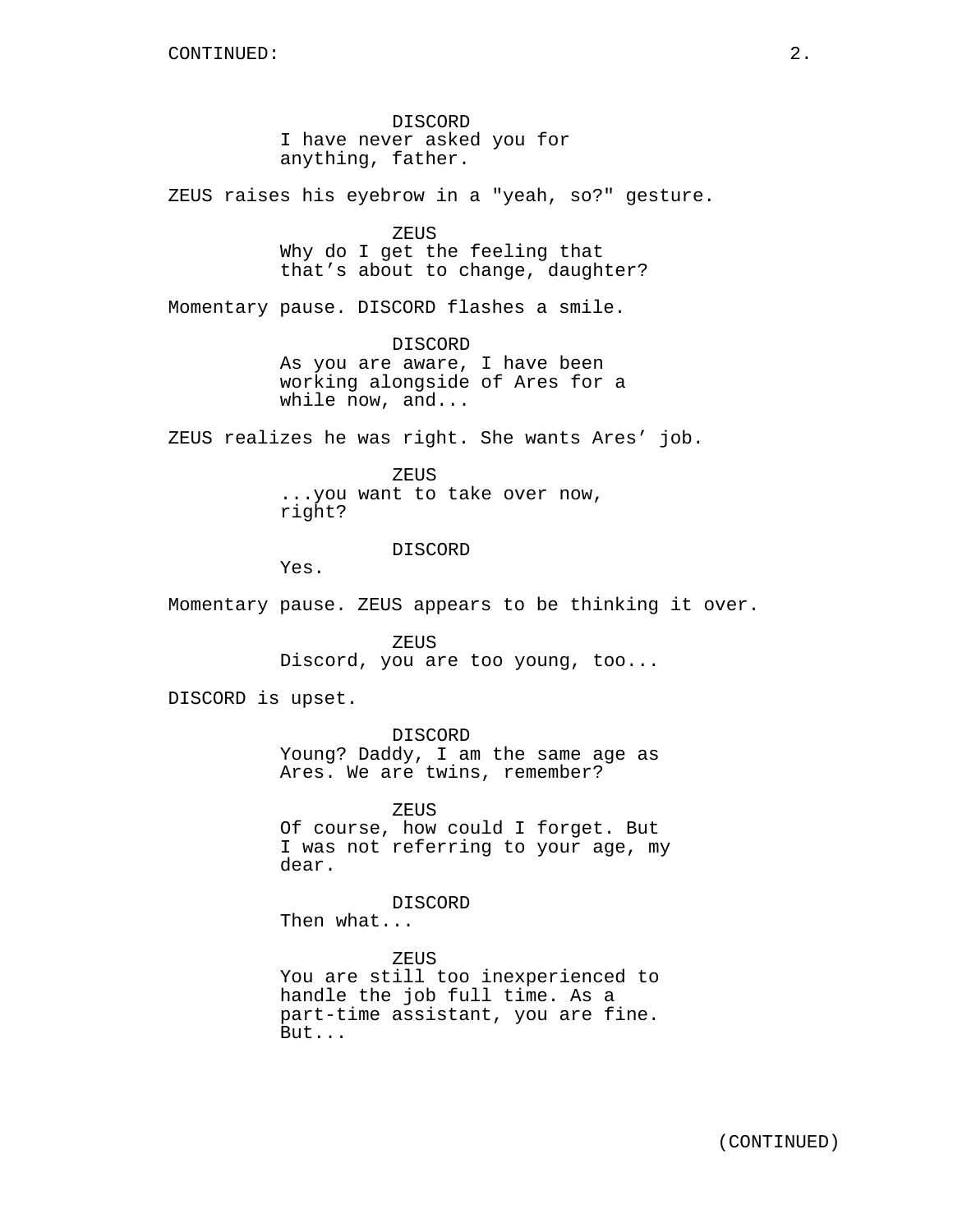CONTINUED:

DISCORD
I have never asked you for anything, father.

ZEUS raises his eyebrow in a "yeah, so?" gesture.

ZEUS
Why do I get the feeling that that’s about to change, daughter?

Momentary pause. DISCORD flashes a smile.

DISCORD
As you are aware, I have been working alongside of Ares for a while now, and...

ZEUS realizes he was right. She wants Ares’ job.

ZEUS
...you want to take over now, right?

DISCORD
Yes.

Momentary pause. ZEUS appears to be thinking it over.

ZEUS
Discord, you are too young, too...

DISCORD is upset.

DISCORD
Young? Daddy, I am the same age as Ares. We are twins, remember?

ZEUS
Of course, how could I forget. But I was not referring to your age, my dear.

DISCORD
Then what...

ZEUS
You are still too inexperienced to handle the job full time. As a part-time assistant, you are fine. But...

(CONTINUED)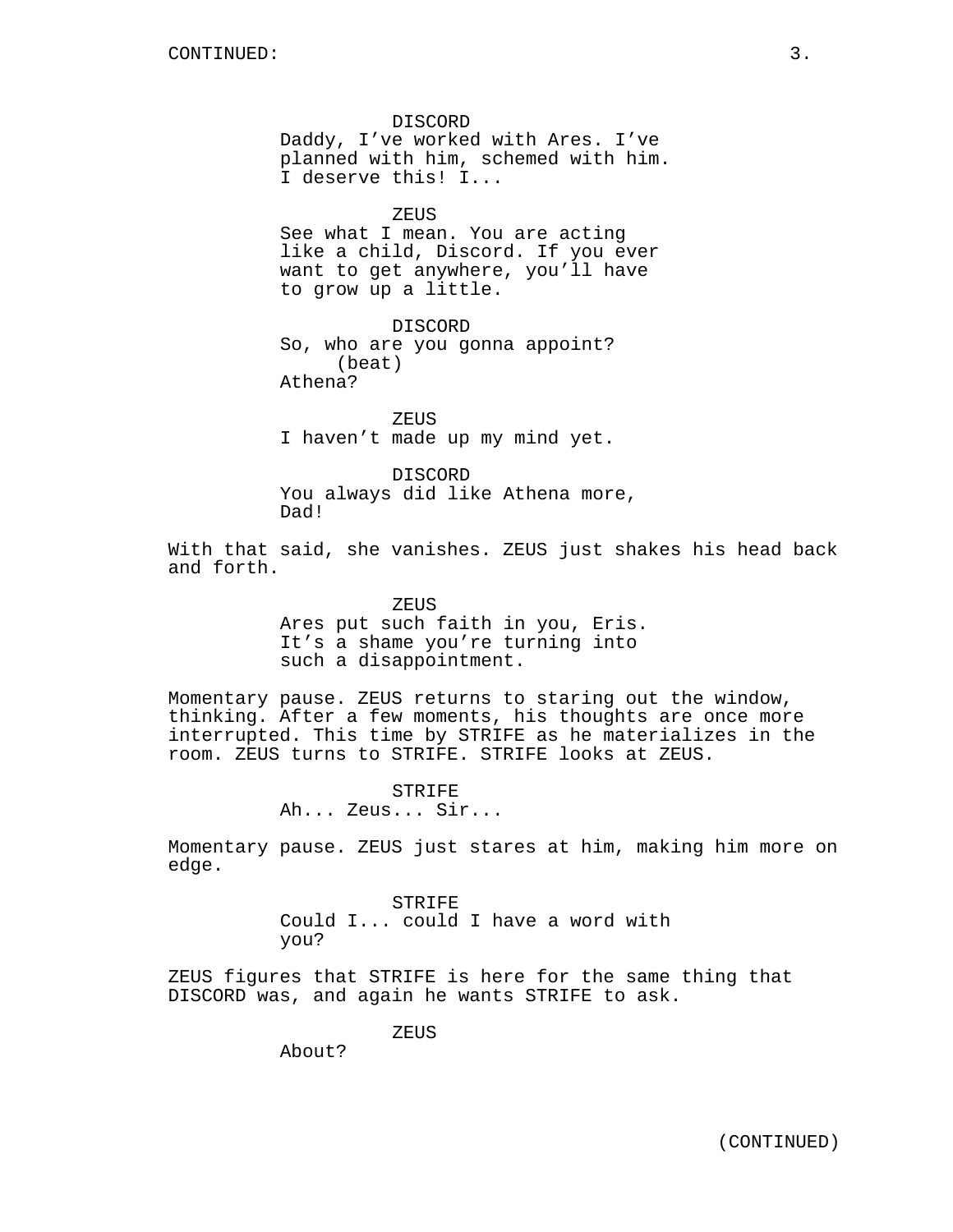DISCORD
Daddy, I've worked with Ares. I've planned with him, schemed with him. I deserve this! I...

ZEUS
See what I mean. You are acting like a child, Discord. If you ever want to get anywhere, you'll have to grow up a little.

DISCORD
So, who are you gonna appoint?
(beat)
Athena?

ZEUS
I haven't made up my mind yet.

DISCORD
You always did like Athena more, Dad!

With that said, she vanishes. ZEUS just shakes his head back and forth.

ZEUS
Ares put such faith in you, Eris. It's a shame you're turning into such a disappointment.

Momentary pause. ZEUS returns to staring out the window, thinking. After a few moments, his thoughts are once more interrupted. This time by STRIFE as he materializes in the room. ZEUS turns to STRIFE. STRIFE looks at ZEUS.

STRIFE
Ah... Zeus... Sir...

Momentary pause. ZEUS just stares at him, making him more on edge.

STRIFE
Could I... could I have a word with you?

ZEUS figures that STRIFE is here for the same thing that DISCORD was, and again he wants STRIFE to ask.

ZEUS
About?

(CONTINUED)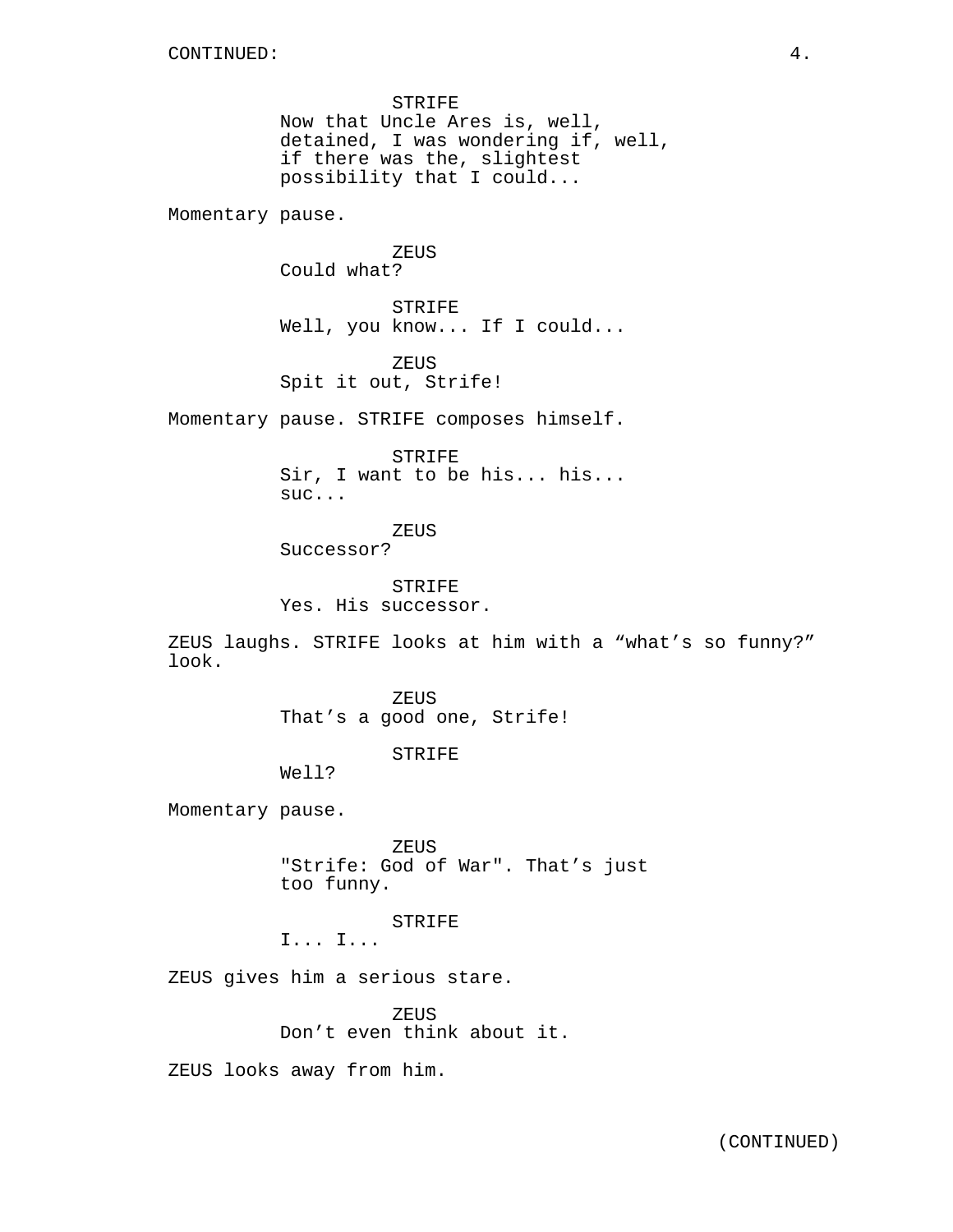CONTINUED:

STRIFE
Now that Uncle Ares is, well, detained, I was wondering if, well, if there was the, slightest possibility that I could...

Momentary pause.

ZEUS
Could what?

STRIFE
Well, you know... If I could...

ZEUS
Spit it out, Strife!

Momentary pause. STRIFE composes himself.

STRIFE
Sir, I want to be his... his... suc...

ZEUS
Successor?

STRIFE
Yes. His successor.

ZEUS laughs. STRIFE looks at him with a “what’s so funny?” look.

ZEUS
That’s a good one, Strife!

STRIFE
Well?

Momentary pause.

ZEUS
"Strife: God of War". That’s just too funny.

STRIFE
I... I...

ZEUS gives him a serious stare.

ZEUS
Don’t even think about it.

ZEUS looks away from him.

(CONTINUED)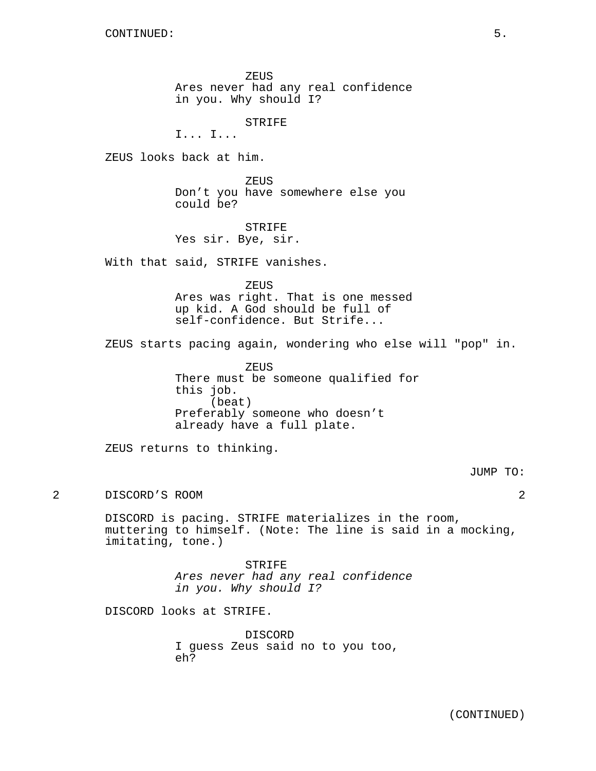ZEUS
Ares never had any real confidence in you. Why should I?

STRIFE
I... I...

ZEUS looks back at him.

ZEUS
Don’t you have somewhere else you could be?

STRIFE
Yes sir. Bye, sir.

With that said, STRIFE vanishes.

ZEUS
Ares was right. That is one messed up kid. A God should be full of self-confidence. But Strife...

ZEUS starts pacing again, wondering who else will "pop" in.

ZEUS
There must be someone qualified for this job.
(beat)
Preferably someone who doesn’t already have a full plate.

ZEUS returns to thinking.

JUMP TO:

## 2 DISCORD’S ROOM 2

DISCORD is pacing. STRIFE materializes in the room, muttering to himself. (Note: The line is said in a mocking, imitating, tone.)

STRIFE
*Ares never had any real confidence in you. Why should I?*

DISCORD looks at STRIFE.

DISCORD
I guess Zeus said no to you too, eh?

(CONTINUED)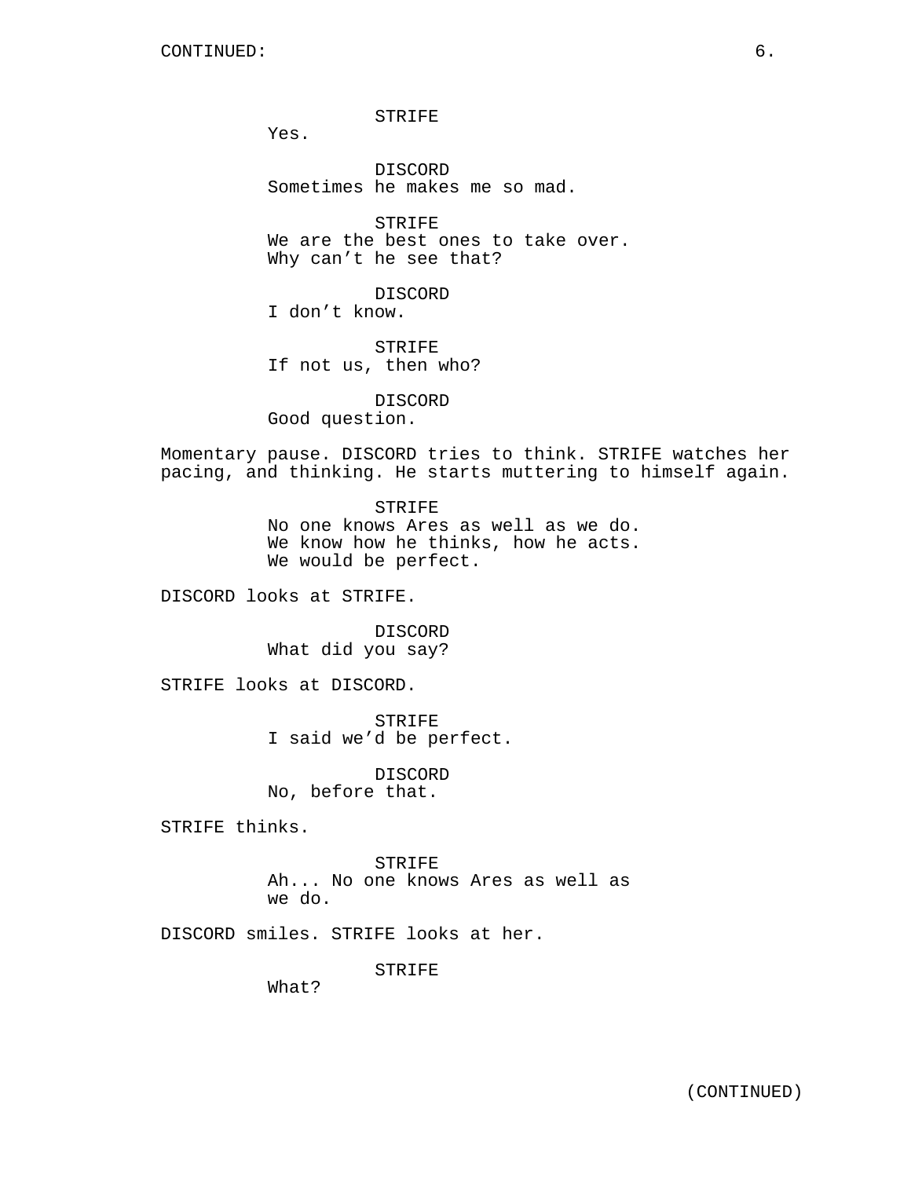STRIFE
Yes.

DISCORD
Sometimes he makes me so mad.

STRIFE
We are the best ones to take over.
Why can't he see that?

DISCORD
I don't know.

STRIFE
If not us, then who?

DISCORD
Good question.

Momentary pause. DISCORD tries to think. STRIFE watches her pacing, and thinking. He starts muttering to himself again.

STRIFE
No one knows Ares as well as we do.
We know how he thinks, how he acts.
We would be perfect.

DISCORD looks at STRIFE.

DISCORD
What did you say?

STRIFE looks at DISCORD.

STRIFE
I said we'd be perfect.

DISCORD
No, before that.

STRIFE thinks.

STRIFE
Ah... No one knows Ares as well as
we do.

DISCORD smiles. STRIFE looks at her.

STRIFE
What?

(CONTINUED)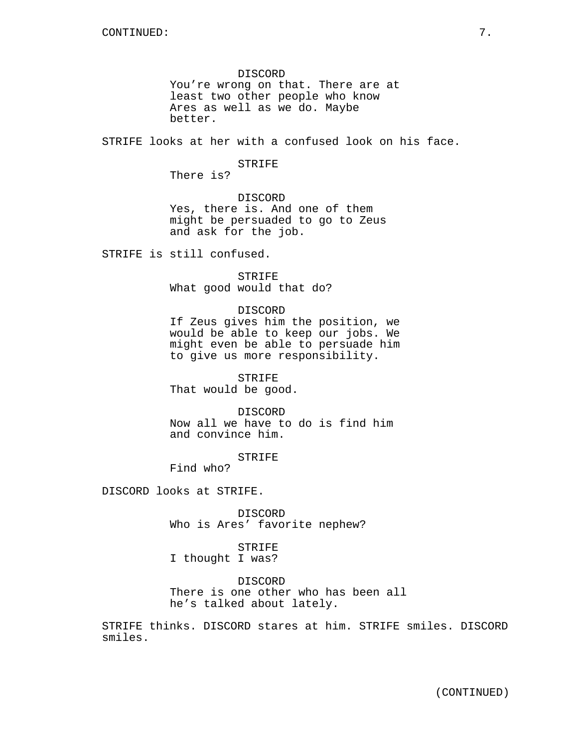DISCORD
You're wrong on that. There are at least two other people who know Ares as well as we do. Maybe better.

STRIFE looks at her with a confused look on his face.

STRIFE
There is?

DISCORD
Yes, there is. And one of them might be persuaded to go to Zeus and ask for the job.

STRIFE is still confused.

STRIFE
What good would that do?

DISCORD
If Zeus gives him the position, we would be able to keep our jobs. We might even be able to persuade him to give us more responsibility.

STRIFE
That would be good.

DISCORD
Now all we have to do is find him and convince him.

STRIFE
Find who?

DISCORD looks at STRIFE.

DISCORD
Who is Ares' favorite nephew?

STRIFE
I thought I was?

DISCORD
There is one other who has been all he's talked about lately.

STRIFE thinks. DISCORD stares at him. STRIFE smiles. DISCORD smiles.

(CONTINUED)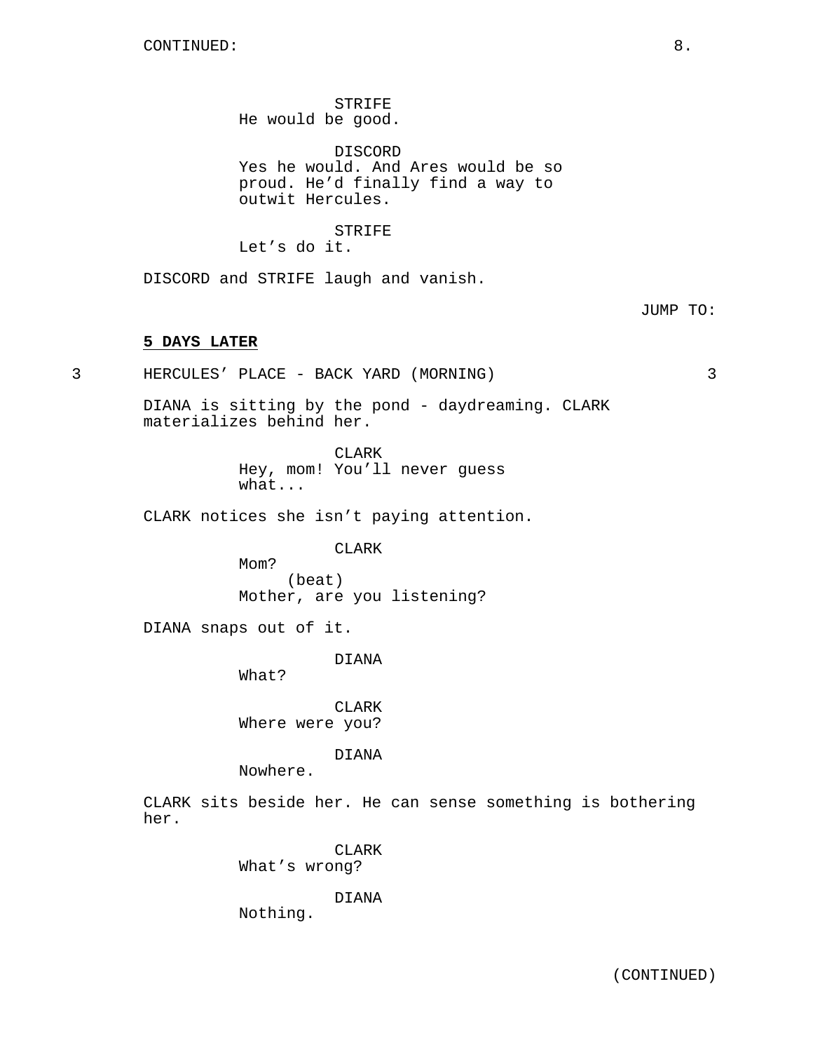STRIFE
He would be good.

DISCORD
Yes he would. And Ares would be so proud. He'd finally find a way to outwit Hercules.

STRIFE
Let's do it.

DISCORD and STRIFE laugh and vanish.

JUMP TO:

**5 DAYS LATER**

3 HERCULES' PLACE - BACK YARD (MORNING) 3

DIANA is sitting by the pond - daydreaming. CLARK materializes behind her.

CLARK
Hey, mom! You'll never guess what...

CLARK notices she isn't paying attention.

CLARK
Mom?
(beat)
Mother, are you listening?

DIANA snaps out of it.

DIANA
What?

CLARK
Where were you?

DIANA
Nowhere.

CLARK sits beside her. He can sense something is bothering her.

CLARK
What's wrong?

DIANA
Nothing.

(CONTINUED)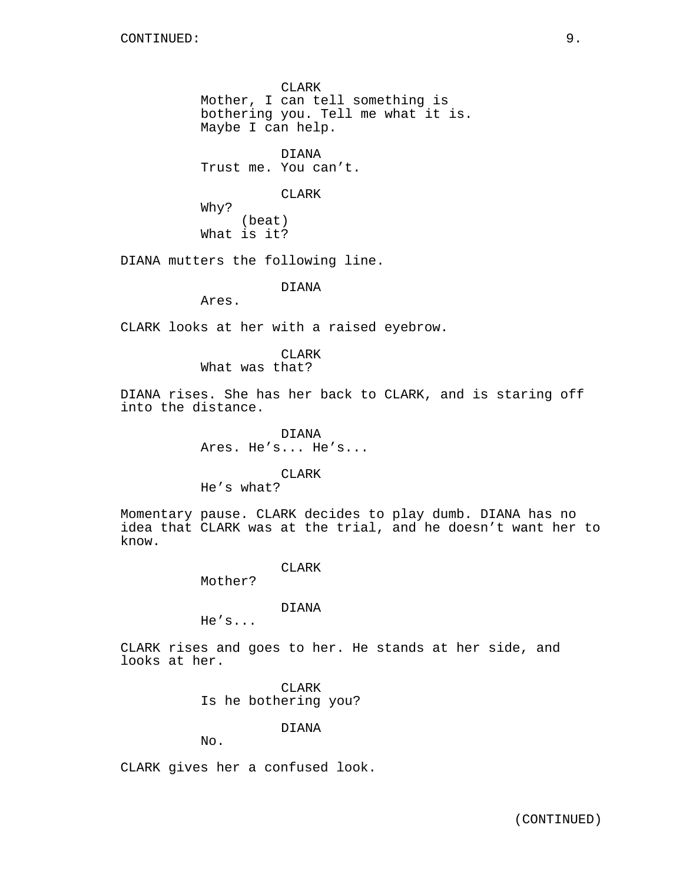CONTINUED:

CLARK
Mother, I can tell something is bothering you. Tell me what it is. Maybe I can help.

DIANA
Trust me. You can't.

CLARK
Why?
(beat)
What is it?

DIANA mutters the following line.

DIANA
Ares.

CLARK looks at her with a raised eyebrow.

CLARK
What was that?

DIANA rises. She has her back to CLARK, and is staring off into the distance.

DIANA
Ares. He's... He's...

CLARK
He's what?

Momentary pause. CLARK decides to play dumb. DIANA has no idea that CLARK was at the trial, and he doesn't want her to know.

CLARK
Mother?

DIANA
He's...

CLARK rises and goes to her. He stands at her side, and looks at her.

CLARK
Is he bothering you?

DIANA
No.

CLARK gives her a confused look.

(CONTINUED)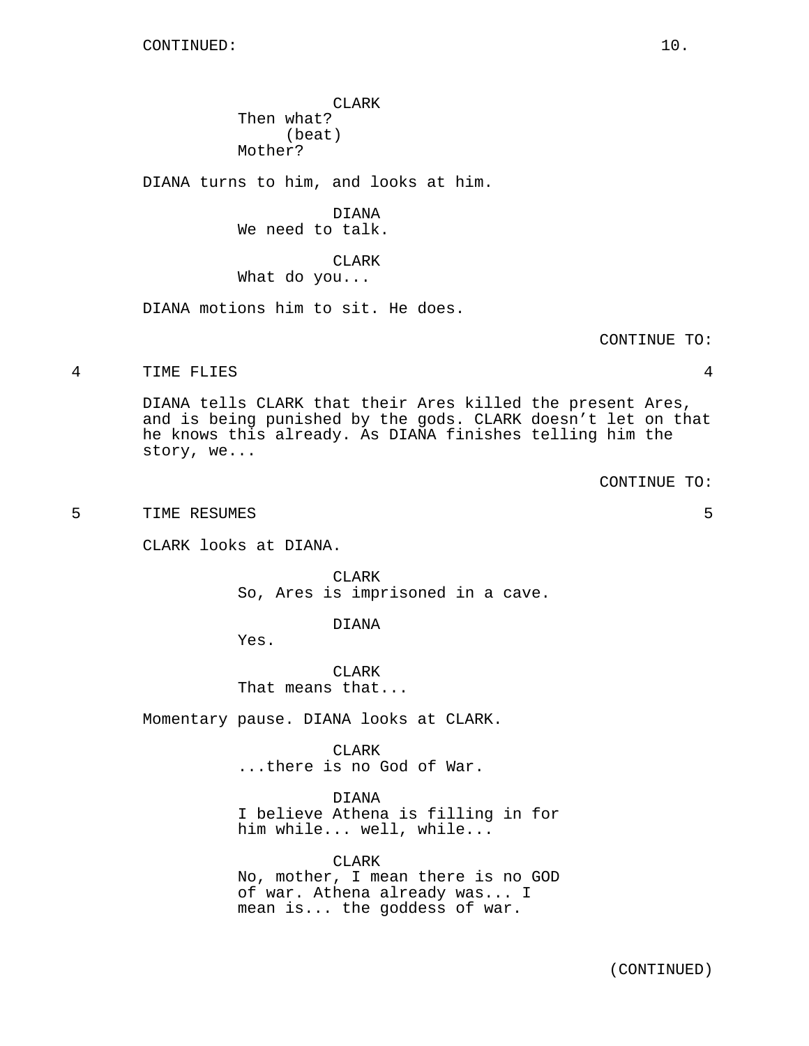CLARK
Then what?
(beat)
Mother?

DIANA turns to him, and looks at him.

DIANA
We need to talk.

CLARK
What do you...

DIANA motions him to sit. He does.

CONTINUE TO:

4 TIME FLIES 4

DIANA tells CLARK that their Ares killed the present Ares, and is being punished by the gods. CLARK doesn't let on that he knows this already. As DIANA finishes telling him the story, we...

CONTINUE TO:

5 TIME RESUMES 5

CLARK looks at DIANA.

CLARK
So, Ares is imprisoned in a cave.

DIANA
Yes.

CLARK
That means that...

Momentary pause. DIANA looks at CLARK.

CLARK
...there is no God of War.

DIANA
I believe Athena is filling in for him while... well, while...

CLARK
No, mother, I mean there is no GOD of war. Athena already was... I mean is... the goddess of war.

(CONTINUED)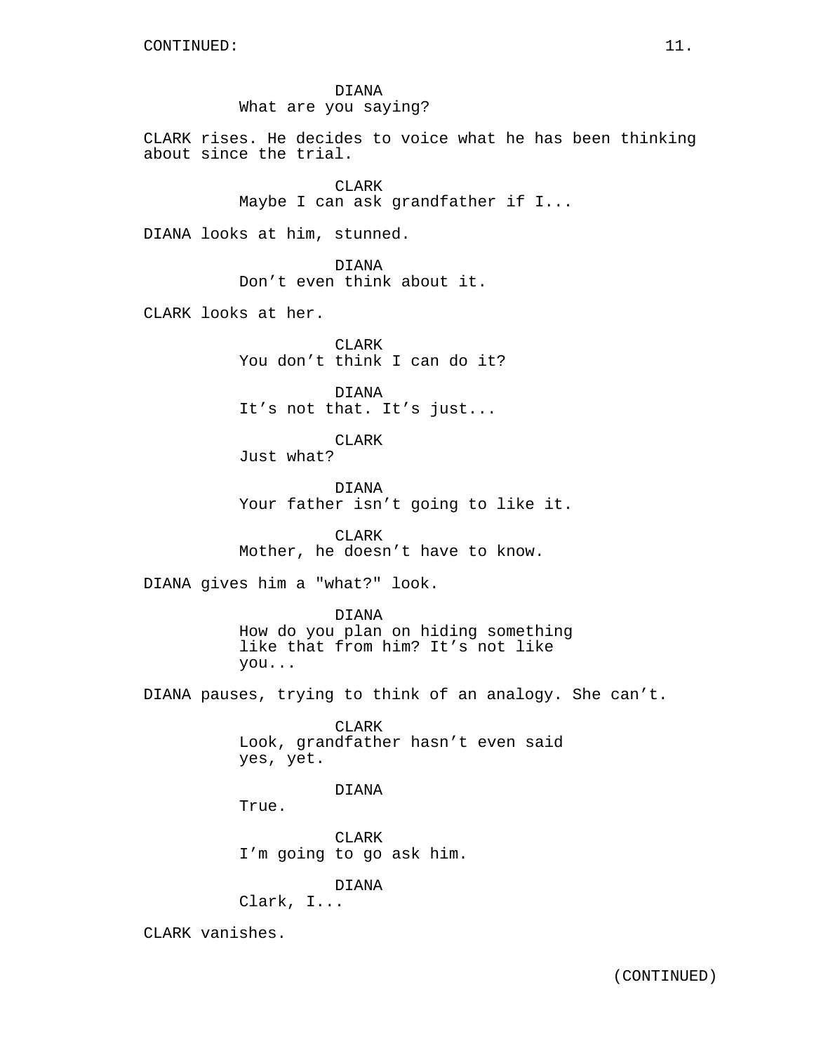CONTINUED:

DIANA
What are you saying?

CLARK rises. He decides to voice what he has been thinking about since the trial.

CLARK
Maybe I can ask grandfather if I...

DIANA looks at him, stunned.

DIANA
Don't even think about it.

CLARK looks at her.

CLARK
You don't think I can do it?

DIANA
It's not that. It's just...

CLARK
Just what?

DIANA
Your father isn't going to like it.

CLARK
Mother, he doesn't have to know.

DIANA gives him a "what?" look.

DIANA
How do you plan on hiding something like that from him? It's not like you...

DIANA pauses, trying to think of an analogy. She can't.

CLARK
Look, grandfather hasn't even said yes, yet.

DIANA
True.

CLARK
I'm going to go ask him.

DIANA
Clark, I...

CLARK vanishes.

(CONTINUED)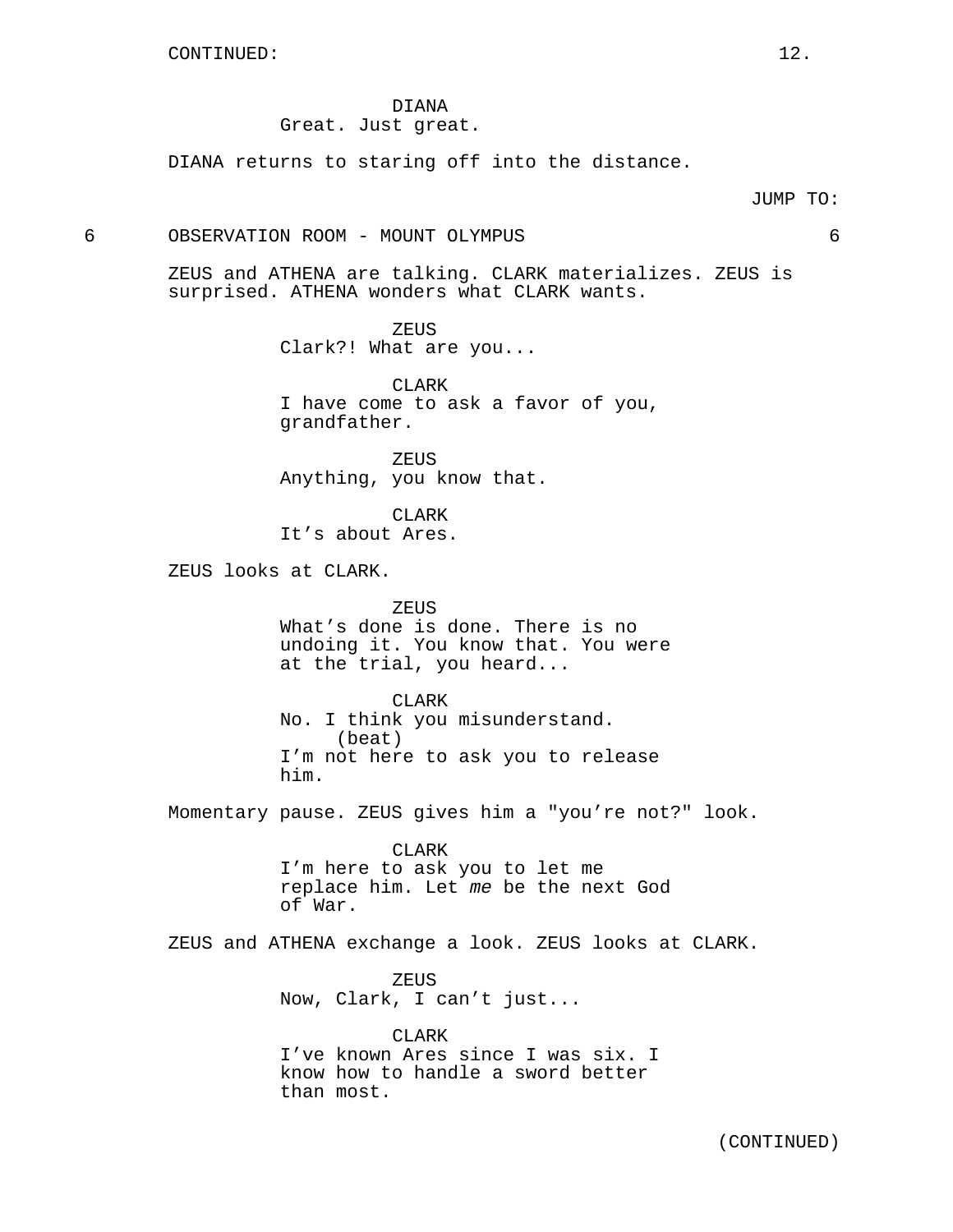DIANA
Great. Just great.

DIANA returns to staring off into the distance.

JUMP TO:

6 OBSERVATION ROOM - MOUNT OLYMPUS 6

ZEUS and ATHENA are talking. CLARK materializes. ZEUS is surprised. ATHENA wonders what CLARK wants.

ZEUS
Clark?! What are you...

CLARK
I have come to ask a favor of you, grandfather.

ZEUS
Anything, you know that.

CLARK
It's about Ares.

ZEUS looks at CLARK.

ZEUS
What's done is done. There is no undoing it. You know that. You were at the trial, you heard...

CLARK
No. I think you misunderstand.
(beat)
I'm not here to ask you to release him.

Momentary pause. ZEUS gives him a "you're not?" look.

CLARK
I'm here to ask you to let me replace him. Let *me* be the next God of War.

ZEUS and ATHENA exchange a look. ZEUS looks at CLARK.

ZEUS
Now, Clark, I can't just...

CLARK
I've known Ares since I was six. I know how to handle a sword better than most.

(CONTINUED)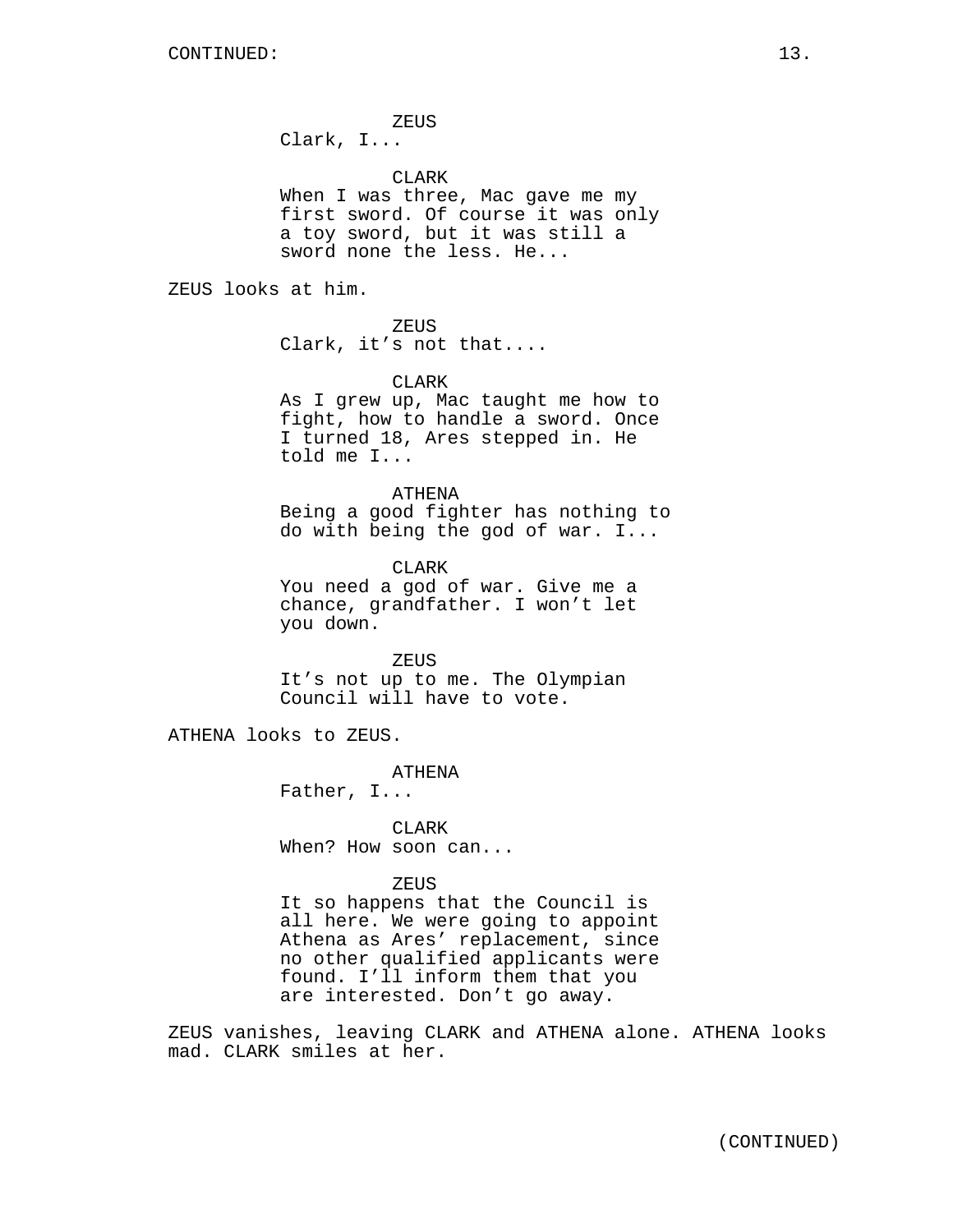ZEUS
Clark, I...

CLARK
When I was three, Mac gave me my first sword. Of course it was only a toy sword, but it was still a sword none the less. He...

ZEUS looks at him.

ZEUS
Clark, it's not that....

CLARK
As I grew up, Mac taught me how to fight, how to handle a sword. Once I turned 18, Ares stepped in. He told me I...

ATHENA
Being a good fighter has nothing to do with being the god of war. I...

CLARK
You need a god of war. Give me a chance, grandfather. I won't let you down.

ZEUS
It's not up to me. The Olympian Council will have to vote.

ATHENA looks to ZEUS.

ATHENA
Father, I...

CLARK
When? How soon can...

ZEUS
It so happens that the Council is all here. We were going to appoint Athena as Ares' replacement, since no other qualified applicants were found. I'll inform them that you are interested. Don't go away.

ZEUS vanishes, leaving CLARK and ATHENA alone. ATHENA looks mad. CLARK smiles at her.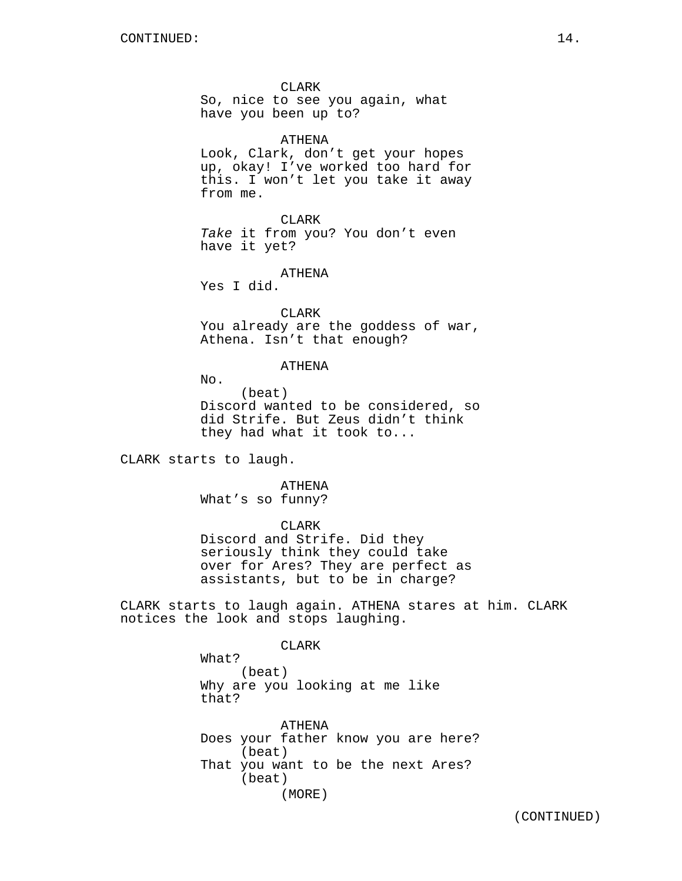CLARK
So, nice to see you again, what have you been up to?

ATHENA
Look, Clark, don't get your hopes up, okay! I've worked too hard for this. I won't let you take it away from me.

CLARK
*Take* it from you? You don't even have it yet?

ATHENA
Yes I did.

CLARK
You already are the goddess of war, Athena. Isn't that enough?

ATHENA
No.
(beat)
Discord wanted to be considered, so did Strife. But Zeus didn't think they had what it took to...

CLARK starts to laugh.

ATHENA
What's so funny?

CLARK
Discord and Strife. Did they seriously think they could take over for Ares? They are perfect as assistants, but to be in charge?

CLARK starts to laugh again. ATHENA stares at him. CLARK notices the look and stops laughing.

CLARK
What?
(beat)
Why are you looking at me like that?

ATHENA
Does your father know you are here?
(beat)
That you want to be the next Ares?
(beat)
(MORE)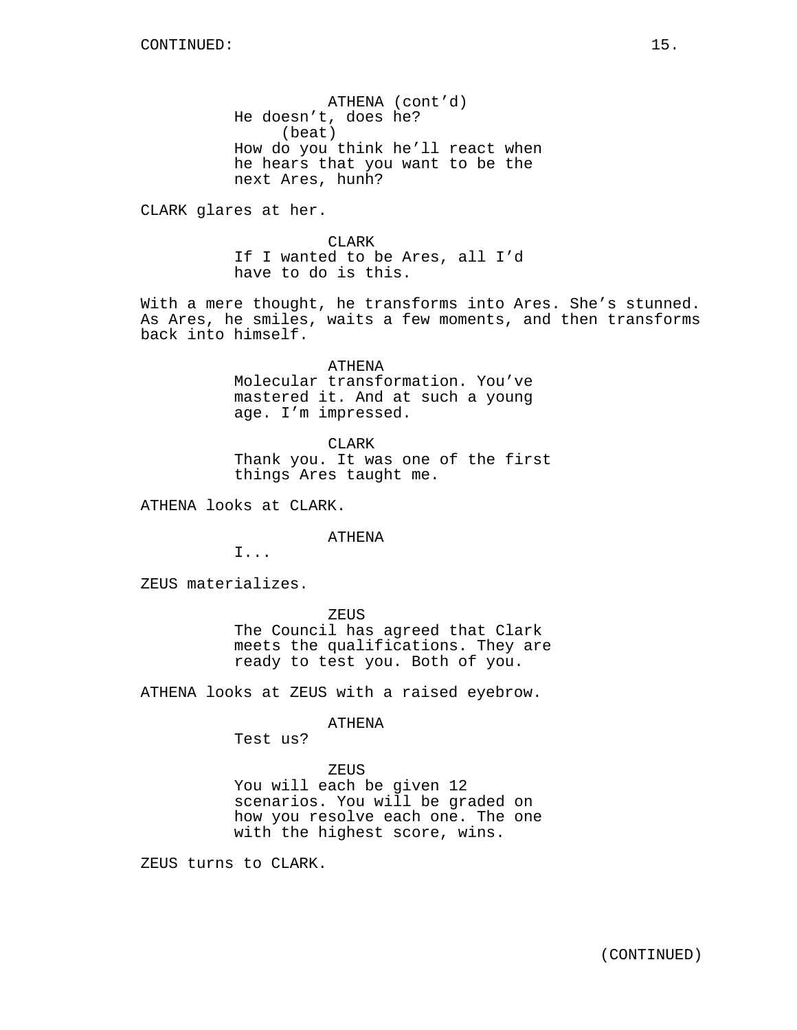CONTINUED:

ATHENA (cont'd)
He doesn't, does he?
(beat)
How do you think he'll react when he hears that you want to be the next Ares, hunh?

CLARK glares at her.

CLARK
If I wanted to be Ares, all I'd have to do is this.

With a mere thought, he transforms into Ares. She's stunned. As Ares, he smiles, waits a few moments, and then transforms back into himself.

ATHENA
Molecular transformation. You've mastered it. And at such a young age. I'm impressed.

CLARK
Thank you. It was one of the first things Ares taught me.

ATHENA looks at CLARK.

ATHENA
I...

ZEUS materializes.

ZEUS
The Council has agreed that Clark meets the qualifications. They are ready to test you. Both of you.

ATHENA looks at ZEUS with a raised eyebrow.

ATHENA
Test us?

ZEUS
You will each be given 12 scenarios. You will be graded on how you resolve each one. The one with the highest score, wins.

ZEUS turns to CLARK.

(CONTINUED)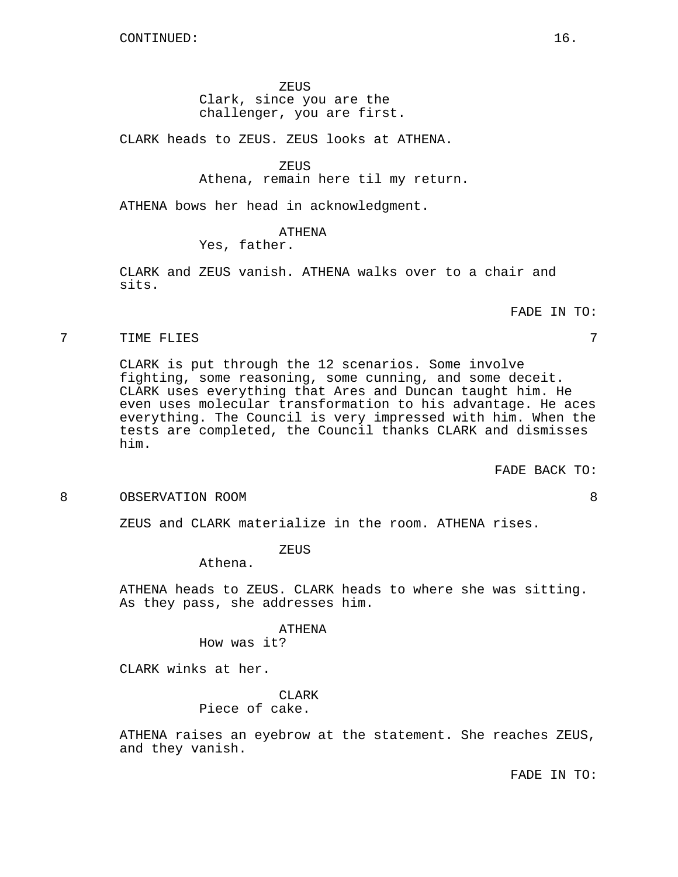CONTINUED:

ZEUS
Clark, since you are the challenger, you are first.

CLARK heads to ZEUS. ZEUS looks at ATHENA.

ZEUS
Athena, remain here til my return.

ATHENA bows her head in acknowledgment.

ATHENA
Yes, father.

CLARK and ZEUS vanish. ATHENA walks over to a chair and sits.

FADE IN TO:

7 TIME FLIES 7

CLARK is put through the 12 scenarios. Some involve fighting, some reasoning, some cunning, and some deceit. CLARK uses everything that Ares and Duncan taught him. He even uses molecular transformation to his advantage. He aces everything. The Council is very impressed with him. When the tests are completed, the Council thanks CLARK and dismisses him.

FADE BACK TO:

8 OBSERVATION ROOM 8

ZEUS and CLARK materialize in the room. ATHENA rises.

ZEUS
Athena.

ATHENA heads to ZEUS. CLARK heads to where she was sitting. As they pass, she addresses him.

ATHENA
How was it?

CLARK winks at her.

CLARK
Piece of cake.

ATHENA raises an eyebrow at the statement. She reaches ZEUS, and they vanish.

FADE IN TO: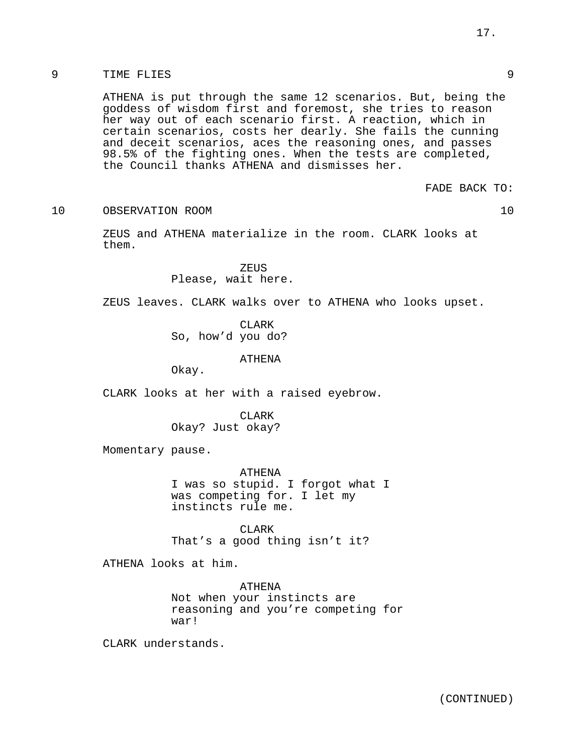9 TIME FLIES 9

ATHENA is put through the same 12 scenarios. But, being the goddess of wisdom first and foremost, she tries to reason her way out of each scenario first. A reaction, which in certain scenarios, costs her dearly. She fails the cunning and deceit scenarios, aces the reasoning ones, and passes 98.5% of the fighting ones. When the tests are completed, the Council thanks ATHENA and dismisses her.

FADE BACK TO:

10 OBSERVATION ROOM 10

ZEUS and ATHENA materialize in the room. CLARK looks at them.

ZEUS
Please, wait here.

ZEUS leaves. CLARK walks over to ATHENA who looks upset.

CLARK
So, how'd you do?

ATHENA
Okay.

CLARK looks at her with a raised eyebrow.

CLARK
Okay? Just okay?

Momentary pause.

ATHENA
I was so stupid. I forgot what I was competing for. I let my instincts rule me.

CLARK
That's a good thing isn't it?

ATHENA looks at him.

ATHENA
Not when your instincts are reasoning and you're competing for war!

CLARK understands.

(CONTINUED)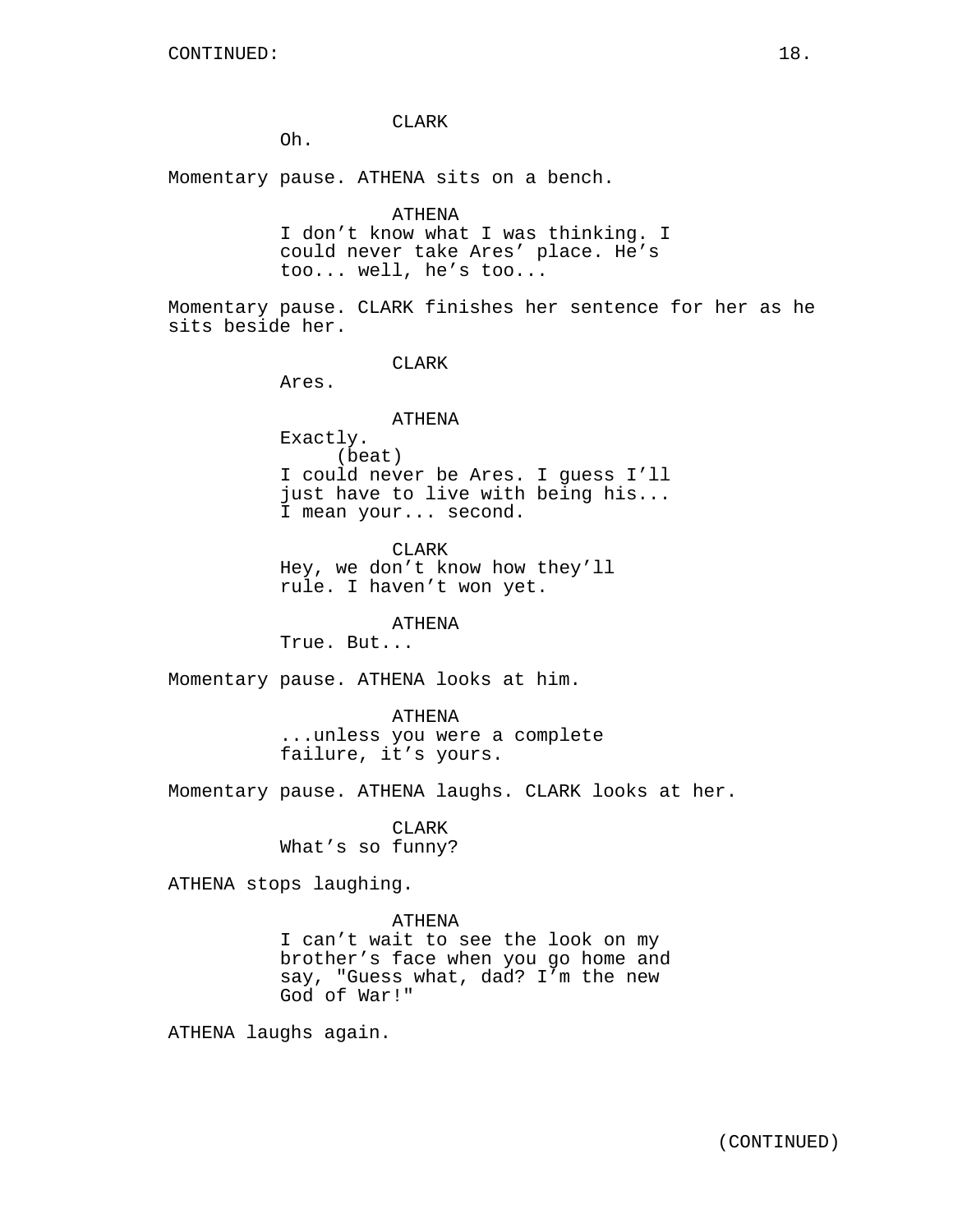CONTINUED:

CLARK
Oh.

Momentary pause. ATHENA sits on a bench.

ATHENA
I don't know what I was thinking. I could never take Ares' place. He's too... well, he's too...

Momentary pause. CLARK finishes her sentence for her as he sits beside her.

CLARK
Ares.

ATHENA
Exactly.
(beat)
I could never be Ares. I guess I'll just have to live with being his... I mean your... second.

CLARK
Hey, we don't know how they'll rule. I haven't won yet.

ATHENA
True. But...

Momentary pause. ATHENA looks at him.

ATHENA
...unless you were a complete failure, it's yours.

Momentary pause. ATHENA laughs. CLARK looks at her.

CLARK
What's so funny?

ATHENA stops laughing.

ATHENA
I can't wait to see the look on my brother's face when you go home and say, "Guess what, dad? I'm the new God of War!"

ATHENA laughs again.

(CONTINUED)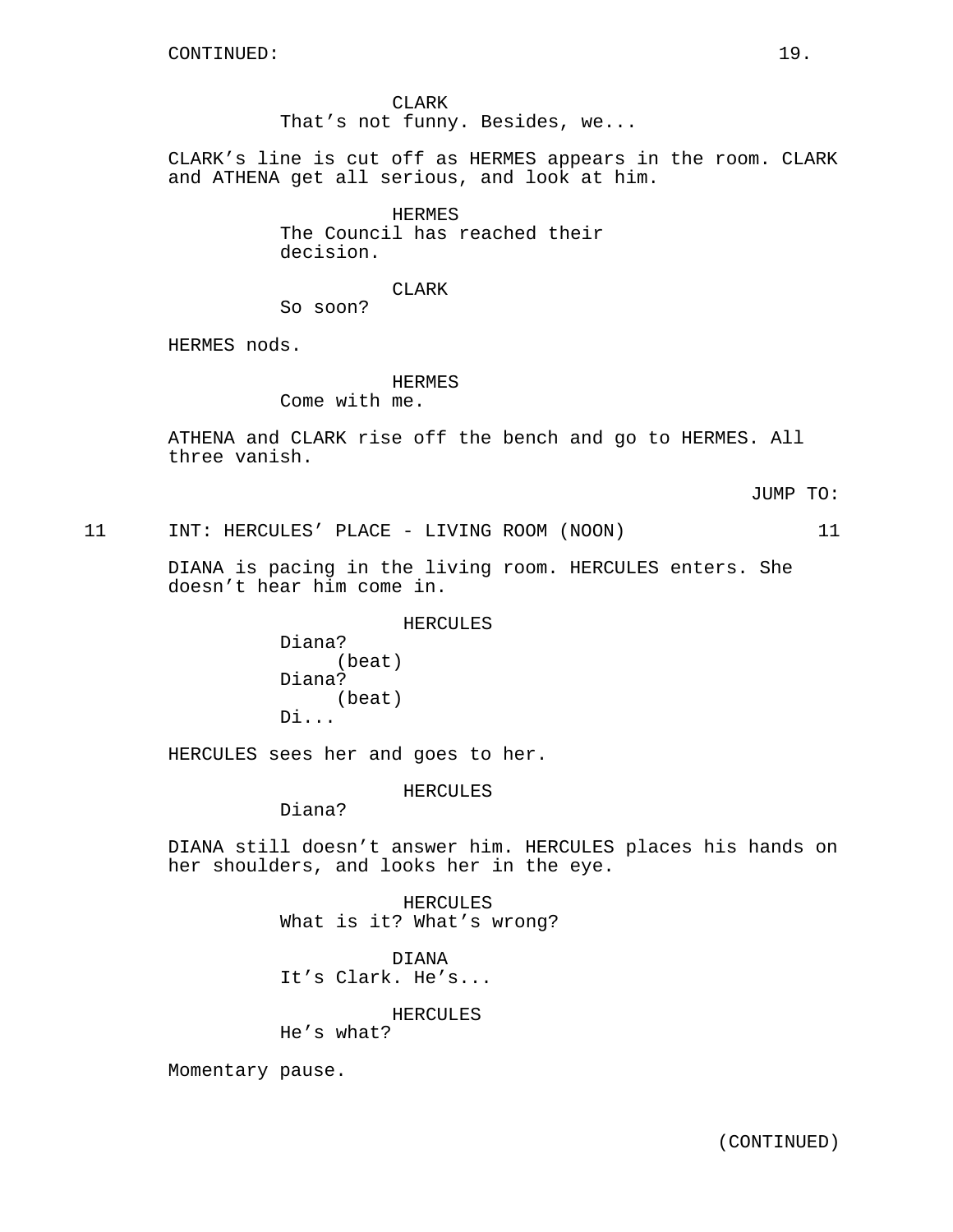CONTINUED:

CLARK
That's not funny. Besides, we...

CLARK's line is cut off as HERMES appears in the room. CLARK and ATHENA get all serious, and look at him.

HERMES
The Council has reached their decision.

CLARK
So soon?

HERMES nods.

HERMES
Come with me.

ATHENA and CLARK rise off the bench and go to HERMES. All three vanish.

JUMP TO:

11 INT: HERCULES' PLACE - LIVING ROOM (NOON) 11

DIANA is pacing in the living room. HERCULES enters. She doesn't hear him come in.

HERCULES
Diana?
(beat)
Diana?
(beat)
Di...

HERCULES sees her and goes to her.

HERCULES
Diana?

DIANA still doesn't answer him. HERCULES places his hands on her shoulders, and looks her in the eye.

HERCULES
What is it? What's wrong?

DIANA
It's Clark. He's...

HERCULES
He's what?

Momentary pause.

(CONTINUED)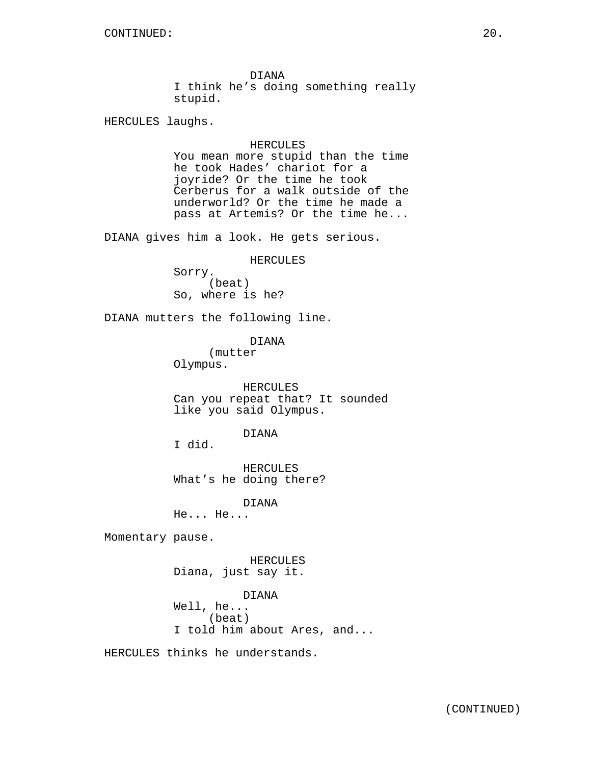CONTINUED:

DIANA
I think he's doing something really stupid.

HERCULES laughs.

HERCULES
You mean more stupid than the time he took Hades' chariot for a joyride? Or the time he took Cerberus for a walk outside of the underworld? Or the time he made a pass at Artemis? Or the time he...

DIANA gives him a look. He gets serious.

HERCULES
Sorry.
(beat)
So, where is he?

DIANA mutters the following line.

DIANA
(mutter
Olympus.

HERCULES
Can you repeat that? It sounded like you said Olympus.

DIANA
I did.

HERCULES
What's he doing there?

DIANA
He... He...

Momentary pause.

HERCULES
Diana, just say it.

DIANA
Well, he...
(beat)
I told him about Ares, and...

HERCULES thinks he understands.

(CONTINUED)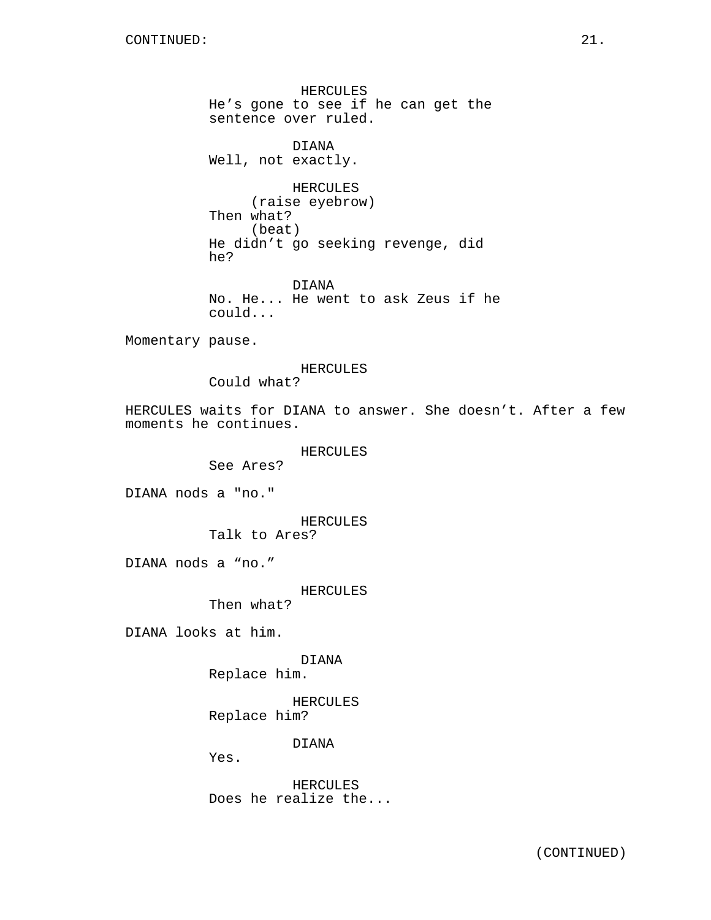HERCULES
He’s gone to see if he can get the sentence over ruled.

DIANA
Well, not exactly.

HERCULES
(raise eyebrow)
Then what?
(beat)
He didn’t go seeking revenge, did he?

DIANA
No. He... He went to ask Zeus if he could...

Momentary pause.

HERCULES
Could what?

HERCULES waits for DIANA to answer. She doesn’t. After a few moments he continues.

HERCULES
See Ares?

DIANA nods a "no."

HERCULES
Talk to Ares?

DIANA nods a “no.”

HERCULES
Then what?

DIANA looks at him.

DIANA
Replace him.

HERCULES
Replace him?

DIANA
Yes.

HERCULES
Does he realize the...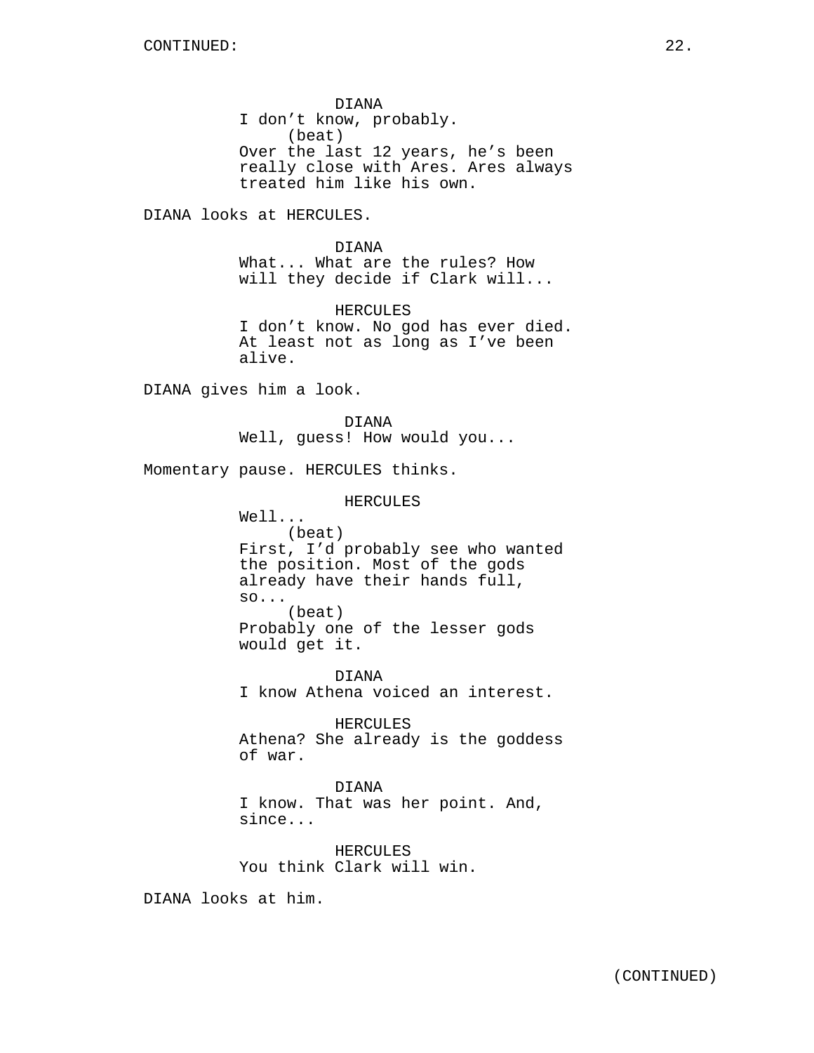DIANA
I don't know, probably.
(beat)
Over the last 12 years, he's been really close with Ares. Ares always treated him like his own.

DIANA looks at HERCULES.

DIANA
What... What are the rules? How will they decide if Clark will...

HERCULES
I don't know. No god has ever died. At least not as long as I've been alive.

DIANA gives him a look.

DIANA
Well, guess! How would you...

Momentary pause. HERCULES thinks.

HERCULES
Well...
(beat)
First, I'd probably see who wanted the position. Most of the gods already have their hands full, so...
(beat)
Probably one of the lesser gods would get it.

DIANA
I know Athena voiced an interest.

HERCULES
Athena? She already is the goddess of war.

DIANA
I know. That was her point. And, since...

HERCULES
You think Clark will win.

DIANA looks at him.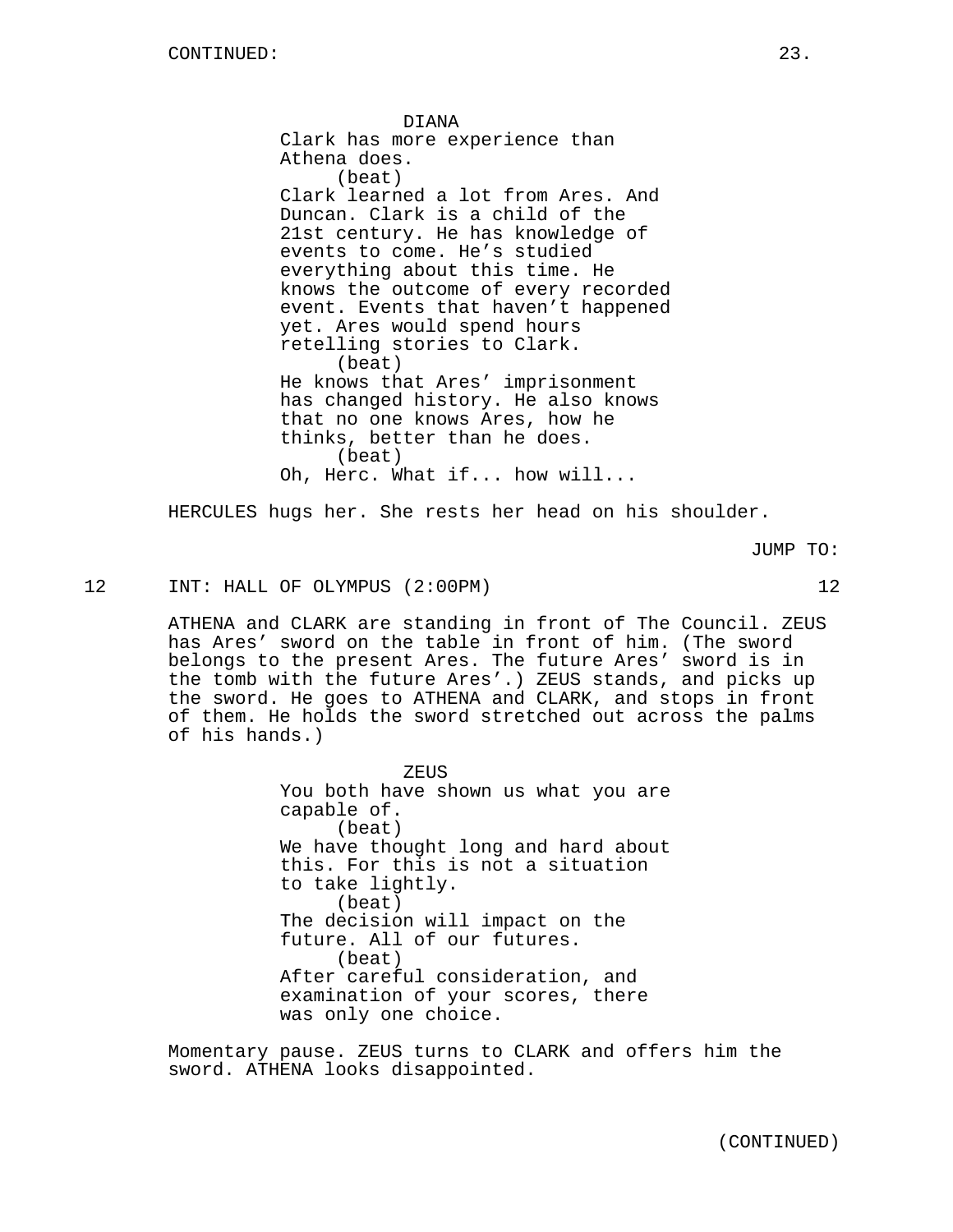DIANA

Clark has more experience than Athena does.

(beat)

Clark learned a lot from Ares. And Duncan. Clark is a child of the 21st century. He has knowledge of events to come. He's studied everything about this time. He knows the outcome of every recorded event. Events that haven't happened yet. Ares would spend hours retelling stories to Clark.

(beat)

He knows that Ares' imprisonment has changed history. He also knows that no one knows Ares, how he thinks, better than he does.

(beat)

Oh, Herc. What if... how will...

HERCULES hugs her. She rests her head on his shoulder.

JUMP TO:

12 INT: HALL OF OLYMPUS (2:00PM) 12

ATHENA and CLARK are standing in front of The Council. ZEUS has Ares' sword on the table in front of him. (The sword belongs to the present Ares. The future Ares' sword is in the tomb with the future Ares'.) ZEUS stands, and picks up the sword. He goes to ATHENA and CLARK, and stops in front of them. He holds the sword stretched out across the palms of his hands.)

ZEUS

You both have shown us what you are capable of.

(beat)

We have thought long and hard about this. For this is not a situation to take lightly.

(beat)

The decision will impact on the future. All of our futures.

(beat)

After careful consideration, and examination of your scores, there was only one choice.

Momentary pause. ZEUS turns to CLARK and offers him the sword. ATHENA looks disappointed.

(CONTINUED)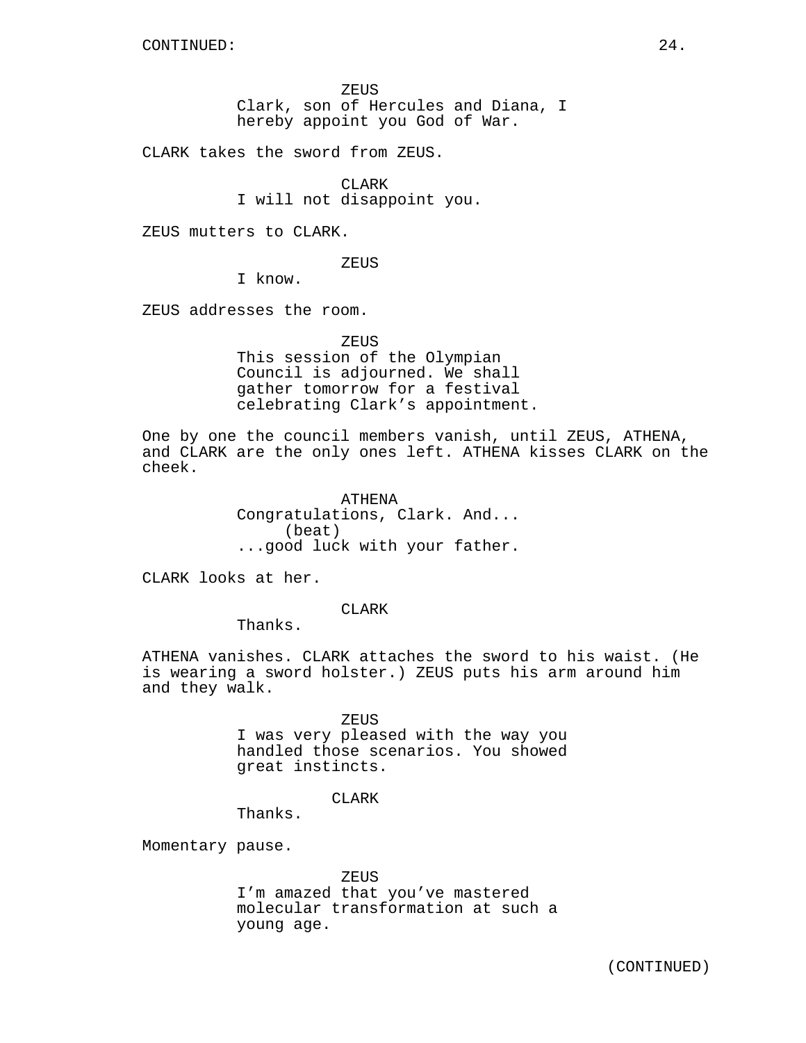CONTINUED:

ZEUS
Clark, son of Hercules and Diana, I hereby appoint you God of War.

CLARK takes the sword from ZEUS.

CLARK
I will not disappoint you.

ZEUS mutters to CLARK.

ZEUS
I know.

ZEUS addresses the room.

ZEUS
This session of the Olympian Council is adjourned. We shall gather tomorrow for a festival celebrating Clark's appointment.

One by one the council members vanish, until ZEUS, ATHENA, and CLARK are the only ones left. ATHENA kisses CLARK on the cheek.

ATHENA
Congratulations, Clark. And...
(beat)
...good luck with your father.

CLARK looks at her.

CLARK
Thanks.

ATHENA vanishes. CLARK attaches the sword to his waist. (He is wearing a sword holster.) ZEUS puts his arm around him and they walk.

ZEUS
I was very pleased with the way you handled those scenarios. You showed great instincts.

CLARK
Thanks.

Momentary pause.

ZEUS
I'm amazed that you've mastered molecular transformation at such a young age.

(CONTINUED)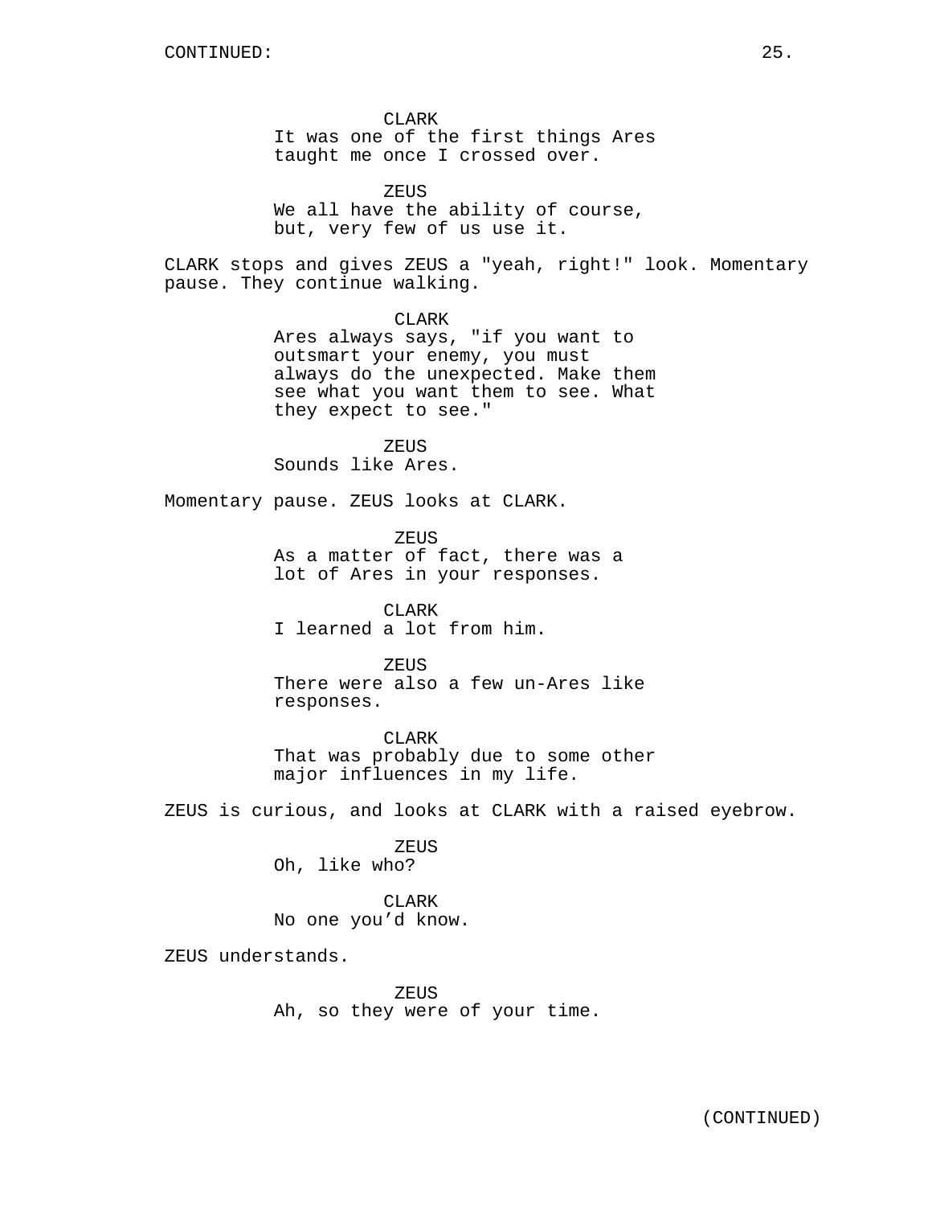CLARK
It was one of the first things Ares taught me once I crossed over.

ZEUS
We all have the ability of course, but, very few of us use it.

CLARK stops and gives ZEUS a "yeah, right!" look. Momentary pause. They continue walking.

CLARK
Ares always says, "if you want to outsmart your enemy, you must always do the unexpected. Make them see what you want them to see. What they expect to see."

ZEUS
Sounds like Ares.

Momentary pause. ZEUS looks at CLARK.

ZEUS
As a matter of fact, there was a lot of Ares in your responses.

CLARK
I learned a lot from him.

ZEUS
There were also a few un-Ares like responses.

CLARK
That was probably due to some other major influences in my life.

ZEUS is curious, and looks at CLARK with a raised eyebrow.

ZEUS
Oh, like who?

CLARK
No one you'd know.

ZEUS understands.

ZEUS
Ah, so they were of your time.

(CONTINUED)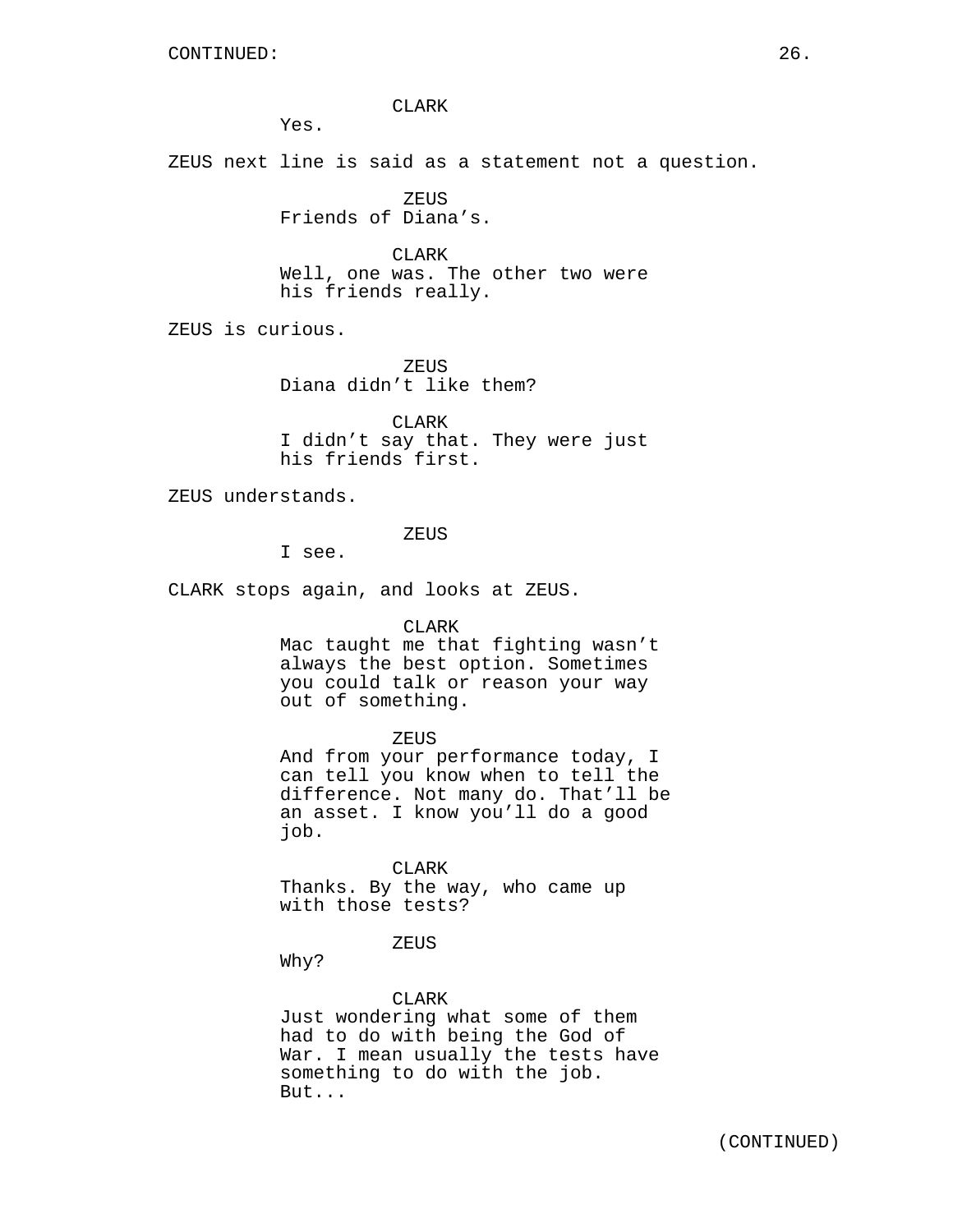CLARK
Yes.

ZEUS next line is said as a statement not a question.

ZEUS
Friends of Diana’s.

CLARK
Well, one was. The other two were his friends really.

ZEUS is curious.

ZEUS
Diana didn’t like them?

CLARK
I didn’t say that. They were just his friends first.

ZEUS understands.

ZEUS
I see.

CLARK stops again, and looks at ZEUS.

CLARK
Mac taught me that fighting wasn’t always the best option. Sometimes you could talk or reason your way out of something.

ZEUS
And from your performance today, I can tell you know when to tell the difference. Not many do. That’ll be an asset. I know you’ll do a good job.

CLARK
Thanks. By the way, who came up with those tests?

ZEUS
Why?

CLARK
Just wondering what some of them had to do with being the God of War. I mean usually the tests have something to do with the job. But...

(CONTINUED)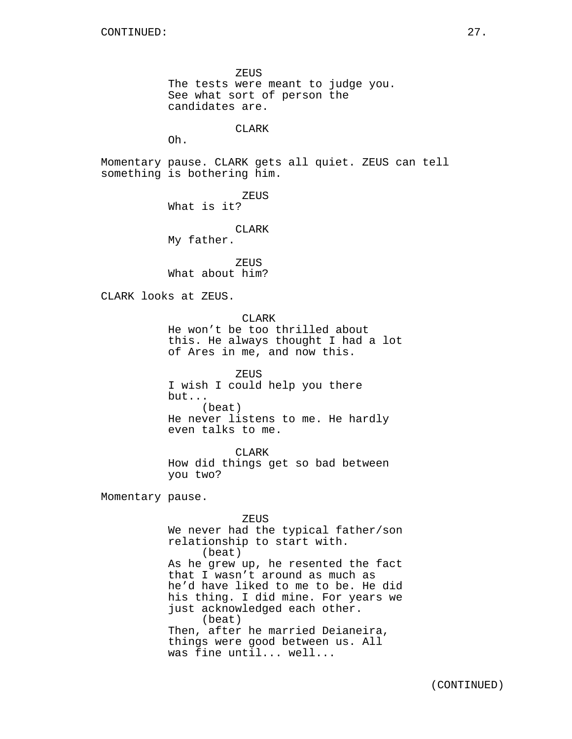CONTINUED:

ZEUS
The tests were meant to judge you. See what sort of person the candidates are.

CLARK
Oh.

Momentary pause. CLARK gets all quiet. ZEUS can tell something is bothering him.

ZEUS
What is it?

CLARK
My father.

ZEUS
What about him?

CLARK looks at ZEUS.

CLARK
He won't be too thrilled about this. He always thought I had a lot of Ares in me, and now this.

ZEUS
I wish I could help you there but...
(beat)
He never listens to me. He hardly even talks to me.

CLARK
How did things get so bad between you two?

Momentary pause.

ZEUS
We never had the typical father/son relationship to start with.
(beat)
As he grew up, he resented the fact that I wasn't around as much as he'd have liked to me to be. He did his thing. I did mine. For years we just acknowledged each other.
(beat)
Then, after he married Deianeira, things were good between us. All was fine until... well...

(CONTINUED)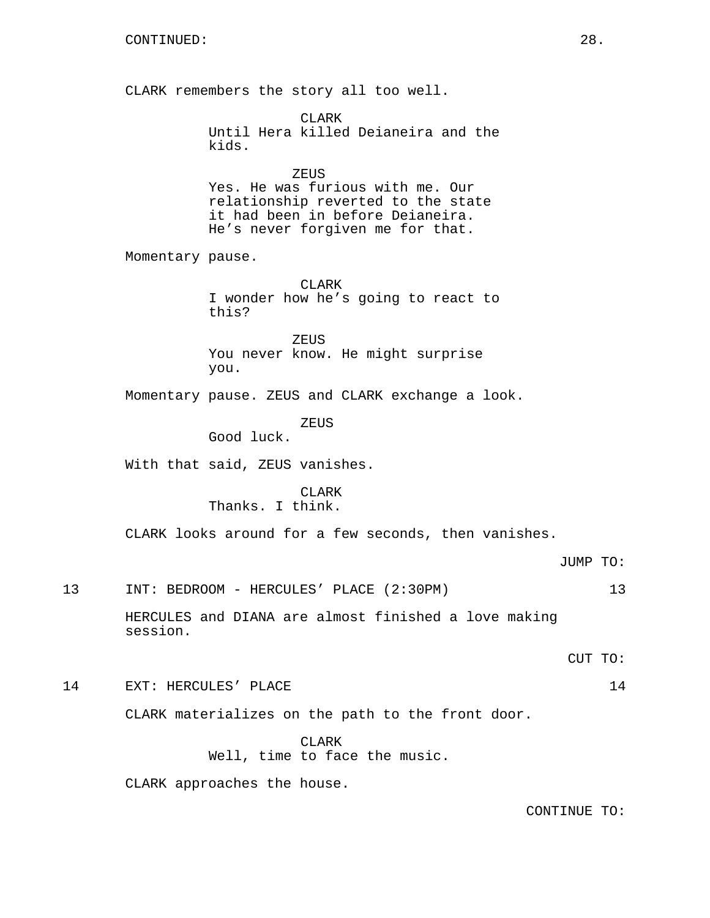CONTINUED:

CLARK remembers the story all too well.

CLARK
Until Hera killed Deianeira and the kids.

ZEUS
Yes. He was furious with me. Our relationship reverted to the state it had been in before Deianeira. He's never forgiven me for that.

Momentary pause.

CLARK
I wonder how he's going to react to this?

ZEUS
You never know. He might surprise you.

Momentary pause. ZEUS and CLARK exchange a look.

ZEUS
Good luck.

With that said, ZEUS vanishes.

CLARK
Thanks. I think.

CLARK looks around for a few seconds, then vanishes.

JUMP TO:

13 INT: BEDROOM - HERCULES' PLACE (2:30PM) 13

HERCULES and DIANA are almost finished a love making session.

CUT TO:

14 EXT: HERCULES' PLACE 14

CLARK materializes on the path to the front door.

CLARK
Well, time to face the music.

CLARK approaches the house.

CONTINUE TO: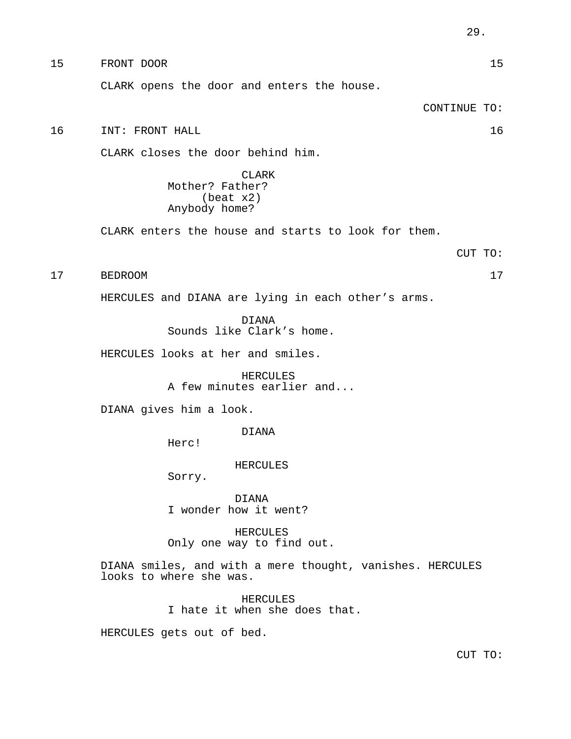15 FRONT DOOR 15

CLARK opens the door and enters the house.

CONTINUE TO:

16 INT: FRONT HALL 16

CLARK closes the door behind him.

CLARK
Mother? Father?
(beat x2)
Anybody home?

CLARK enters the house and starts to look for them.

CUT TO:

17 BEDROOM 17

HERCULES and DIANA are lying in each other's arms.

DIANA
Sounds like Clark's home.

HERCULES looks at her and smiles.

HERCULES
A few minutes earlier and...

DIANA gives him a look.

DIANA
Herc!

HERCULES
Sorry.

DIANA
I wonder how it went?

HERCULES
Only one way to find out.

DIANA smiles, and with a mere thought, vanishes. HERCULES looks to where she was.

HERCULES
I hate it when she does that.

HERCULES gets out of bed.

CUT TO: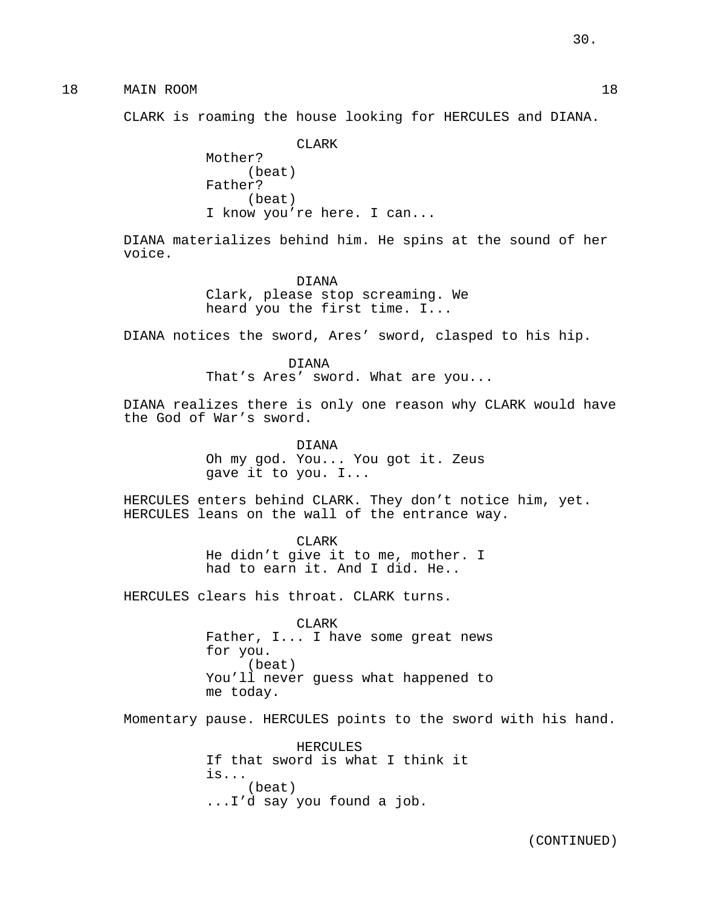18 MAIN ROOM 18

CLARK is roaming the house looking for HERCULES and DIANA.

CLARK
Mother?
(beat)
Father?
(beat)
I know you're here. I can...

DIANA materializes behind him. He spins at the sound of her voice.

DIANA
Clark, please stop screaming. We heard you the first time. I...

DIANA notices the sword, Ares' sword, clasped to his hip.

DIANA
That's Ares' sword. What are you...

DIANA realizes there is only one reason why CLARK would have the God of War's sword.

DIANA
Oh my god. You... You got it. Zeus gave it to you. I...

HERCULES enters behind CLARK. They don't notice him, yet. HERCULES leans on the wall of the entrance way.

CLARK
He didn't give it to me, mother. I had to earn it. And I did. He..

HERCULES clears his throat. CLARK turns.

CLARK
Father, I... I have some great news for you.
(beat)
You'll never guess what happened to me today.

Momentary pause. HERCULES points to the sword with his hand.

HERCULES
If that sword is what I think it is...
(beat)
...I'd say you found a job.

(CONTINUED)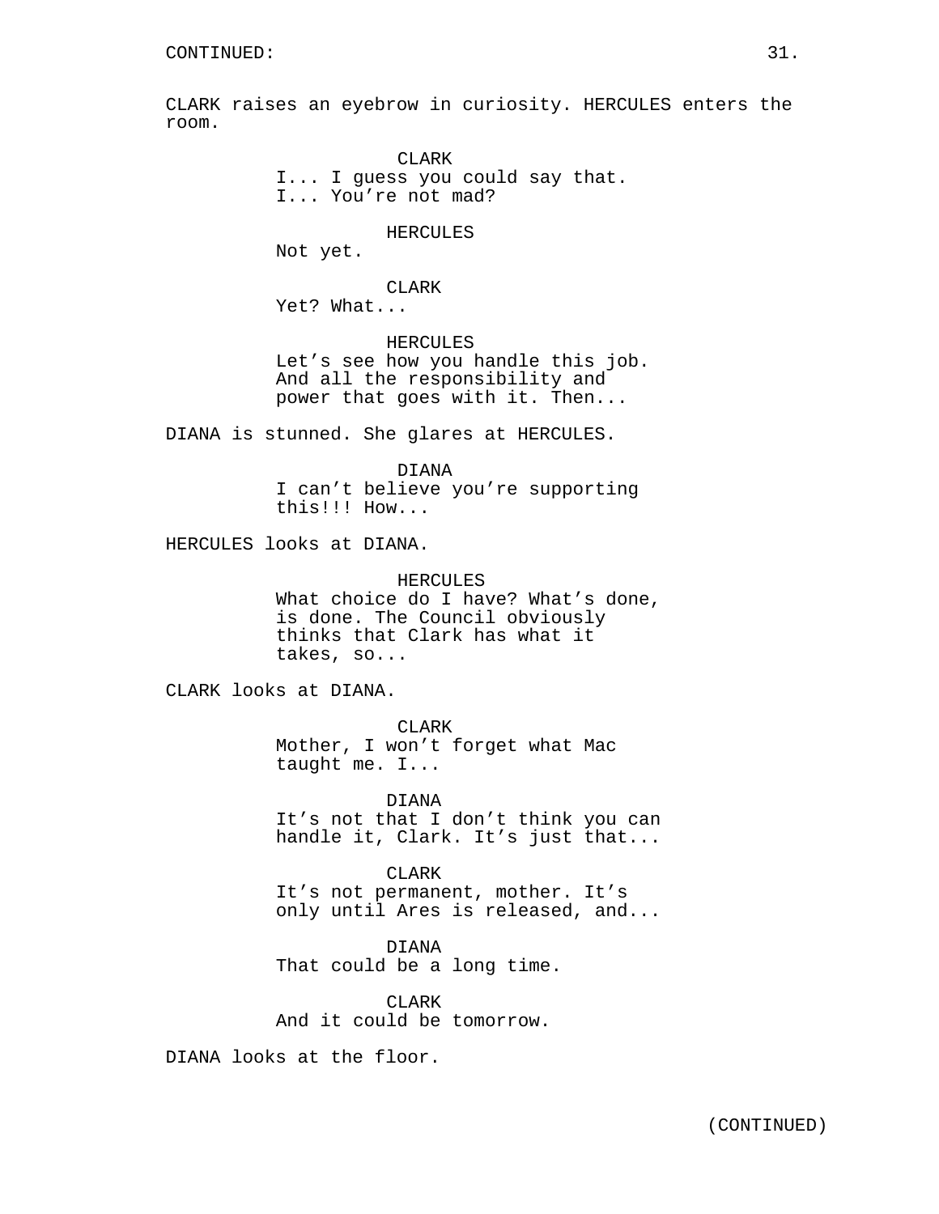CONTINUED:

CLARK raises an eyebrow in curiosity. HERCULES enters the room.

CLARK
I... I guess you could say that. I... You're not mad?

HERCULES
Not yet.

CLARK
Yet? What...

HERCULES
Let's see how you handle this job. And all the responsibility and power that goes with it. Then...

DIANA is stunned. She glares at HERCULES.

DIANA
I can't believe you're supporting this!!! How...

HERCULES looks at DIANA.

HERCULES
What choice do I have? What's done, is done. The Council obviously thinks that Clark has what it takes, so...

CLARK looks at DIANA.

CLARK
Mother, I won't forget what Mac taught me. I...

DIANA
It's not that I don't think you can handle it, Clark. It's just that...

CLARK
It's not permanent, mother. It's only until Ares is released, and...

DIANA
That could be a long time.

CLARK
And it could be tomorrow.

DIANA looks at the floor.

(CONTINUED)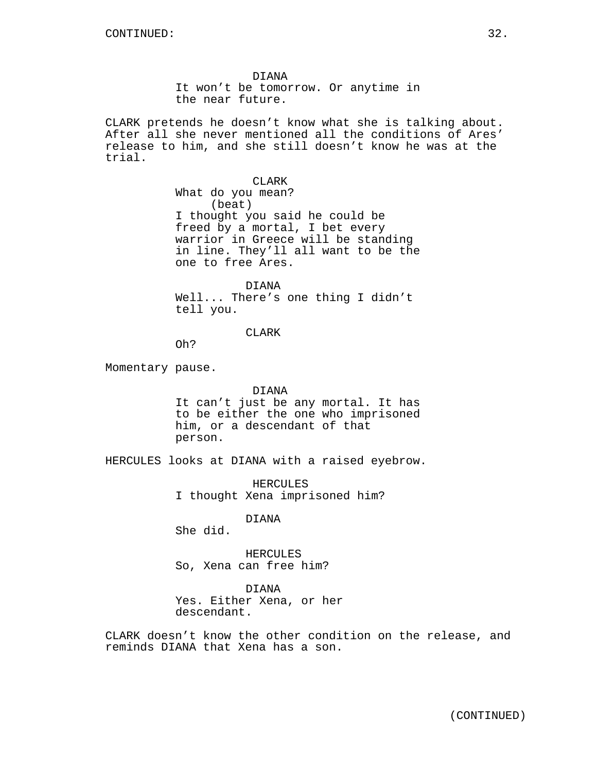DIANA
It won't be tomorrow. Or anytime in the near future.

CLARK pretends he doesn't know what she is talking about. After all she never mentioned all the conditions of Ares' release to him, and she still doesn't know he was at the trial.

CLARK
What do you mean?
(beat)
I thought you said he could be freed by a mortal, I bet every warrior in Greece will be standing in line. They'll all want to be the one to free Ares.

DIANA
Well... There's one thing I didn't tell you.

CLARK
Oh?

Momentary pause.

DIANA
It can't just be any mortal. It has to be either the one who imprisoned him, or a descendant of that person.

HERCULES looks at DIANA with a raised eyebrow.

HERCULES
I thought Xena imprisoned him?

DIANA
She did.

HERCULES
So, Xena can free him?

DIANA
Yes. Either Xena, or her descendant.

CLARK doesn't know the other condition on the release, and reminds DIANA that Xena has a son.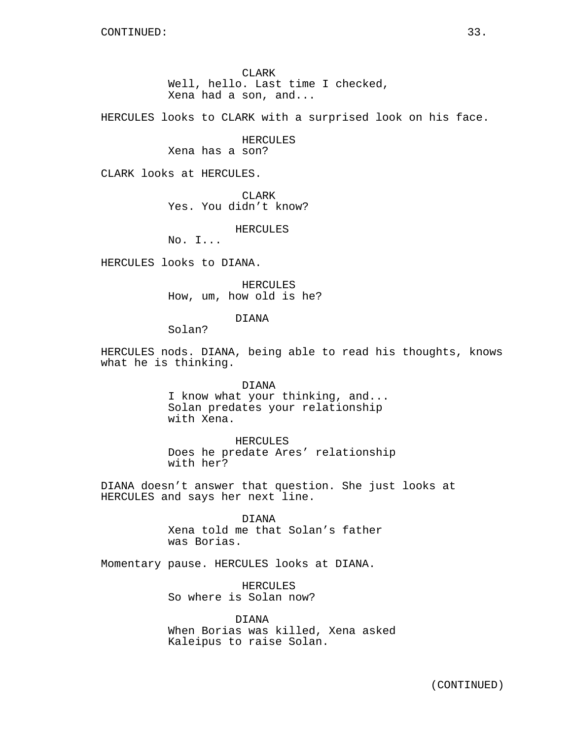CONTINUED:

CLARK
Well, hello. Last time I checked, Xena had a son, and...

HERCULES looks to CLARK with a surprised look on his face.

HERCULES
Xena has a son?

CLARK looks at HERCULES.

CLARK
Yes. You didn't know?

HERCULES
No. I...

HERCULES looks to DIANA.

HERCULES
How, um, how old is he?

DIANA
Solan?

HERCULES nods. DIANA, being able to read his thoughts, knows what he is thinking.

DIANA
I know what your thinking, and... Solan predates your relationship with Xena.

HERCULES
Does he predate Ares' relationship with her?

DIANA doesn't answer that question. She just looks at HERCULES and says her next line.

DIANA
Xena told me that Solan's father was Borias.

Momentary pause. HERCULES looks at DIANA.

HERCULES
So where is Solan now?

DIANA
When Borias was killed, Xena asked Kaleipus to raise Solan.

(CONTINUED)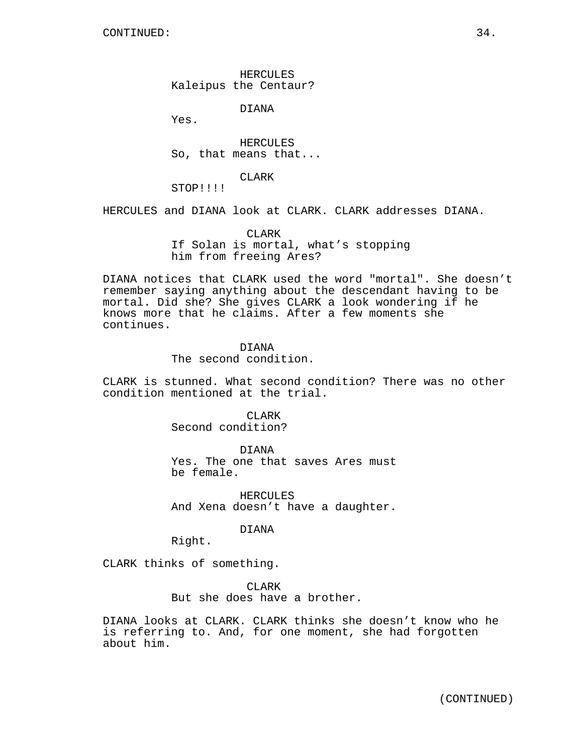HERCULES
Kaleipus the Centaur?

DIANA
Yes.

HERCULES
So, that means that...

CLARK
STOP!!!!

HERCULES and DIANA look at CLARK. CLARK addresses DIANA.

CLARK
If Solan is mortal, what's stopping him from freeing Ares?

DIANA notices that CLARK used the word "mortal". She doesn't remember saying anything about the descendant having to be mortal. Did she? She gives CLARK a look wondering if he knows more that he claims. After a few moments she continues.

DIANA
The second condition.

CLARK is stunned. What second condition? There was no other condition mentioned at the trial.

CLARK
Second condition?

DIANA
Yes. The one that saves Ares must be female.

HERCULES
And Xena doesn't have a daughter.

DIANA
Right.

CLARK thinks of something.

CLARK
But she does have a brother.

DIANA looks at CLARK. CLARK thinks she doesn't know who he is referring to. And, for one moment, she had forgotten about him.

(CONTINUED)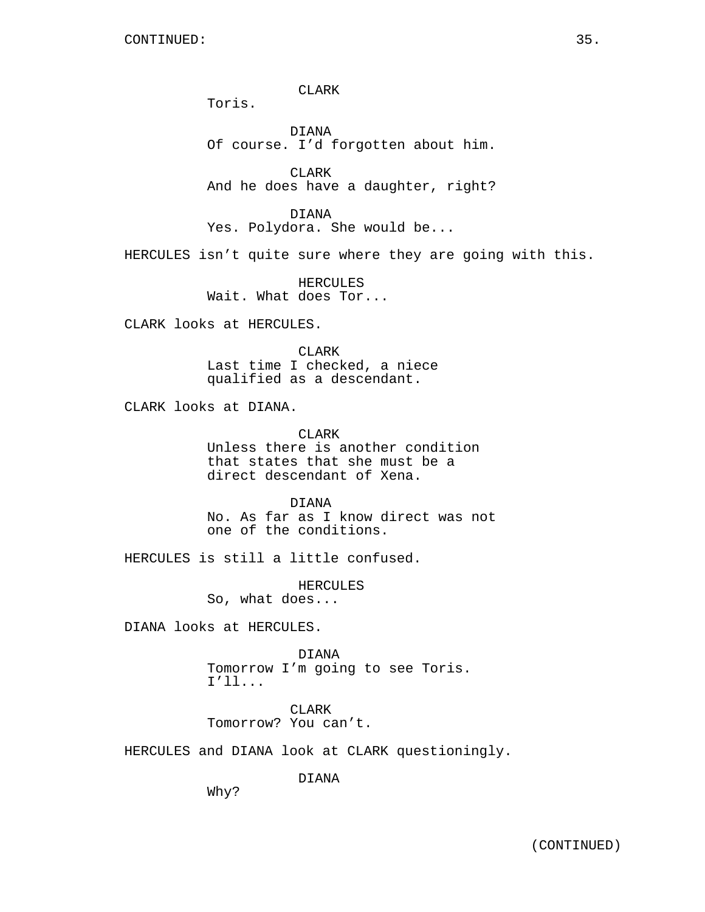CONTINUED:

CLARK
Toris.

DIANA
Of course. I'd forgotten about him.

CLARK
And he does have a daughter, right?

DIANA
Yes. Polydora. She would be...

HERCULES isn't quite sure where they are going with this.

HERCULES
Wait. What does Tor...

CLARK looks at HERCULES.

CLARK
Last time I checked, a niece qualified as a descendant.

CLARK looks at DIANA.

CLARK
Unless there is another condition that states that she must be a direct descendant of Xena.

DIANA
No. As far as I know direct was not one of the conditions.

HERCULES is still a little confused.

HERCULES
So, what does...

DIANA looks at HERCULES.

DIANA
Tomorrow I'm going to see Toris. I'll...

CLARK
Tomorrow? You can't.

HERCULES and DIANA look at CLARK questioningly.

DIANA
Why?

(CONTINUED)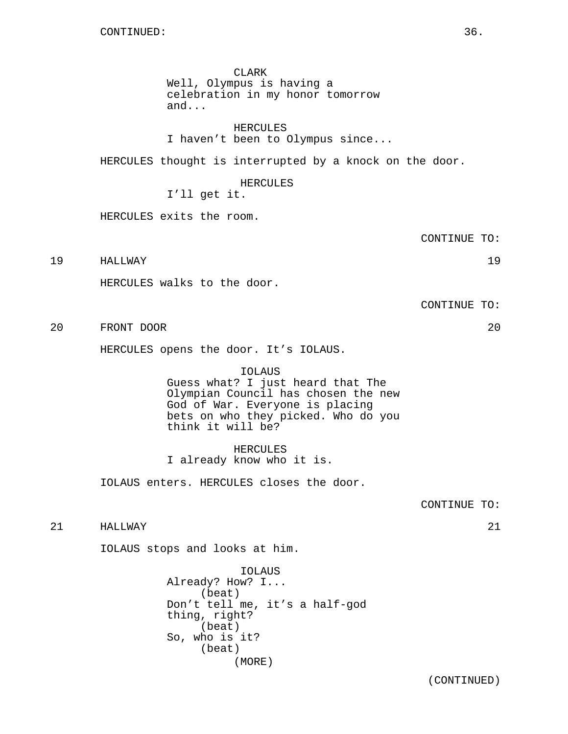CONTINUED:

CLARK
Well, Olympus is having a celebration in my honor tomorrow and...

HERCULES
I haven't been to Olympus since...

HERCULES thought is interrupted by a knock on the door.

HERCULES
I'll get it.

HERCULES exits the room.

CONTINUE TO:

19 HALLWAY 19

HERCULES walks to the door.

CONTINUE TO:

20 FRONT DOOR 20

HERCULES opens the door. It's IOLAUS.

IOLAUS
Guess what? I just heard that The Olympian Council has chosen the new God of War. Everyone is placing bets on who they picked. Who do you think it will be?

HERCULES
I already know who it is.

IOLAUS enters. HERCULES closes the door.

CONTINUE TO:

21 HALLWAY 21

IOLAUS stops and looks at him.

IOLAUS
Already? How? I...
(beat)
Don't tell me, it's a half-god thing, right?
(beat)
So, who is it?
(beat)
(MORE)

(CONTINUED)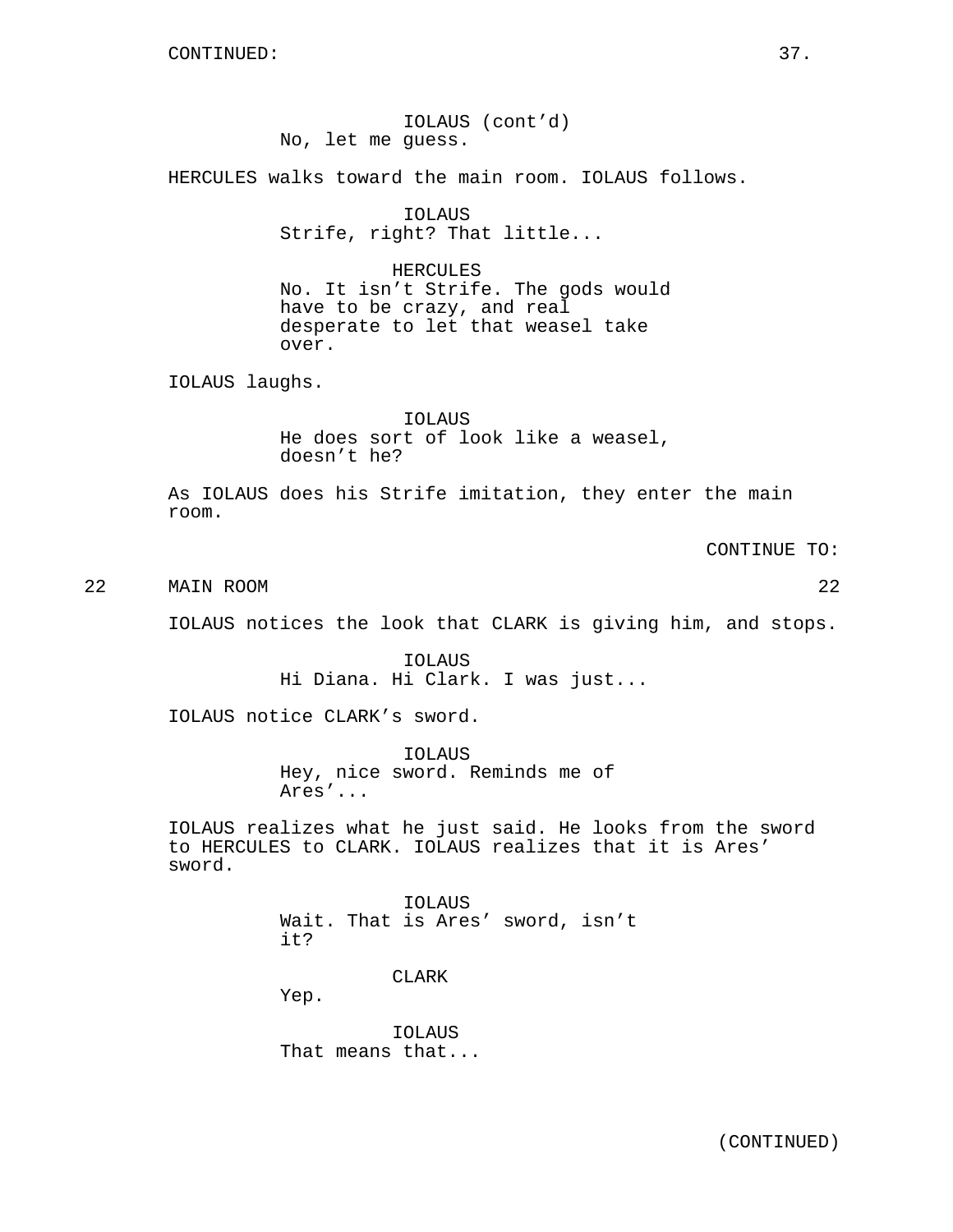CONTINUED:

IOLAUS (cont'd)
No, let me guess.

HERCULES walks toward the main room. IOLAUS follows.

IOLAUS
Strife, right? That little...

HERCULES
No. It isn't Strife. The gods would have to be crazy, and real desperate to let that weasel take over.

IOLAUS laughs.

IOLAUS
He does sort of look like a weasel, doesn't he?

As IOLAUS does his Strife imitation, they enter the main room.

CONTINUE TO:

22 MAIN ROOM 22

IOLAUS notices the look that CLARK is giving him, and stops.

IOLAUS
Hi Diana. Hi Clark. I was just...

IOLAUS notice CLARK's sword.

IOLAUS
Hey, nice sword. Reminds me of Ares'...

IOLAUS realizes what he just said. He looks from the sword to HERCULES to CLARK. IOLAUS realizes that it is Ares' sword.

IOLAUS
Wait. That is Ares' sword, isn't it?

CLARK
Yep.

IOLAUS
That means that...

(CONTINUED)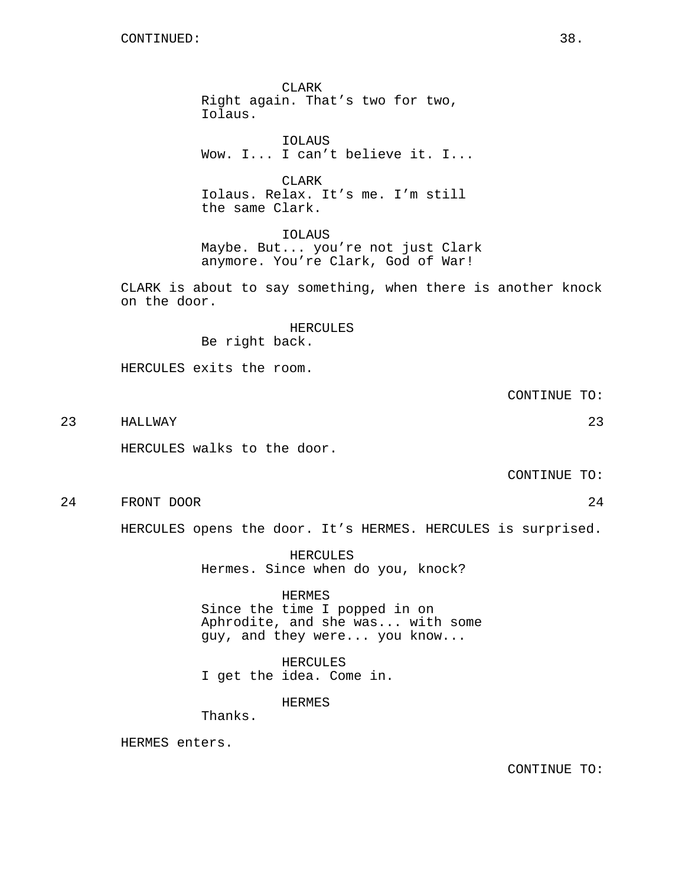CONTINUED:

CLARK
Right again. That's two for two, Iolaus.

IOLAUS
Wow. I... I can't believe it. I...

CLARK
Iolaus. Relax. It's me. I'm still the same Clark.

IOLAUS
Maybe. But... you're not just Clark anymore. You're Clark, God of War!

CLARK is about to say something, when there is another knock on the door.

HERCULES
Be right back.

HERCULES exits the room.

CONTINUE TO:

23 HALLWAY 23

HERCULES walks to the door.

CONTINUE TO:

24 FRONT DOOR 24

HERCULES opens the door. It's HERMES. HERCULES is surprised.

HERCULES
Hermes. Since when do you, knock?

HERMES
Since the time I popped in on Aphrodite, and she was... with some guy, and they were... you know...

HERCULES
I get the idea. Come in.

HERMES
Thanks.

HERMES enters.

CONTINUE TO: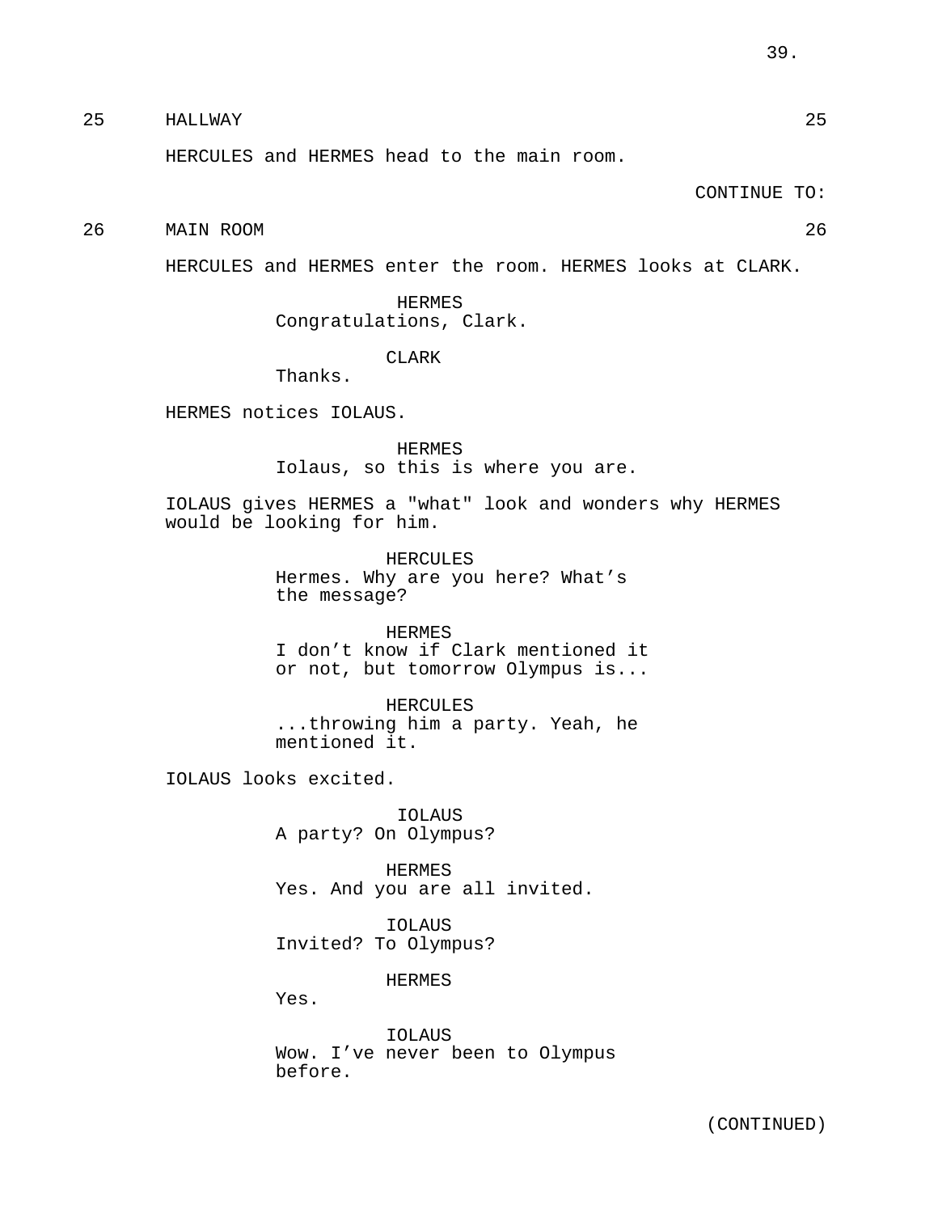25 HALLWAY 25

HERCULES and HERMES head to the main room.

CONTINUE TO:

26 MAIN ROOM 26

HERCULES and HERMES enter the room. HERMES looks at CLARK.

HERMES
Congratulations, Clark.

CLARK
Thanks.

HERMES notices IOLAUS.

HERMES
Iolaus, so this is where you are.

IOLAUS gives HERMES a "what" look and wonders why HERMES would be looking for him.

HERCULES
Hermes. Why are you here? What's the message?

HERMES
I don't know if Clark mentioned it or not, but tomorrow Olympus is...

HERCULES
...throwing him a party. Yeah, he mentioned it.

IOLAUS looks excited.

IOLAUS
A party? On Olympus?

HERMES
Yes. And you are all invited.

IOLAUS
Invited? To Olympus?

HERMES
Yes.

IOLAUS
Wow. I've never been to Olympus before.

(CONTINUED)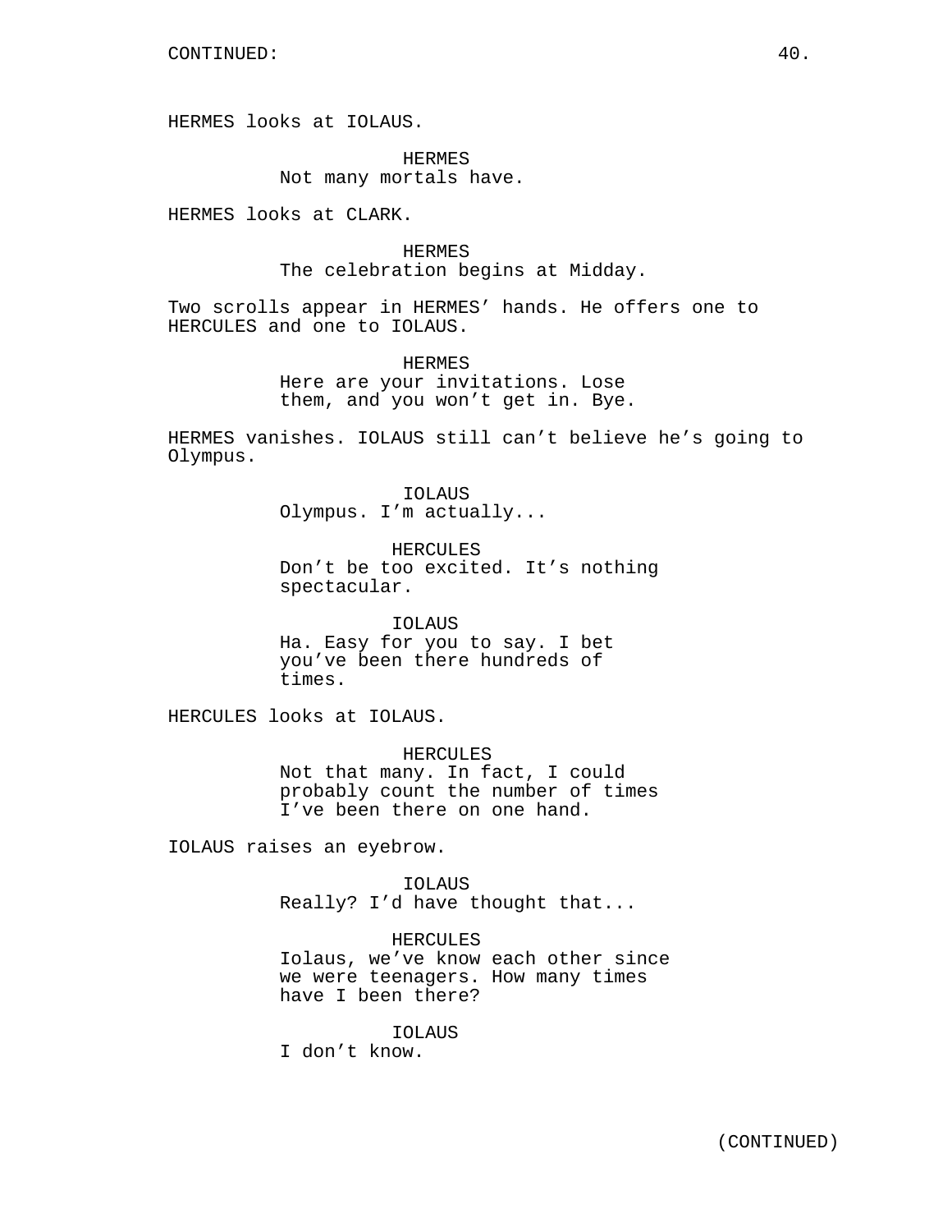CONTINUED:

HERMES looks at IOLAUS.

HERMES
Not many mortals have.

HERMES looks at CLARK.

HERMES
The celebration begins at Midday.

Two scrolls appear in HERMES' hands. He offers one to HERCULES and one to IOLAUS.

HERMES
Here are your invitations. Lose them, and you won't get in. Bye.

HERMES vanishes. IOLAUS still can't believe he's going to Olympus.

IOLAUS
Olympus. I'm actually...

HERCULES
Don't be too excited. It's nothing spectacular.

IOLAUS
Ha. Easy for you to say. I bet you've been there hundreds of times.

HERCULES looks at IOLAUS.

HERCULES
Not that many. In fact, I could probably count the number of times I've been there on one hand.

IOLAUS raises an eyebrow.

IOLAUS
Really? I'd have thought that...

HERCULES
Iolaus, we've know each other since we were teenagers. How many times have I been there?

IOLAUS
I don't know.

(CONTINUED)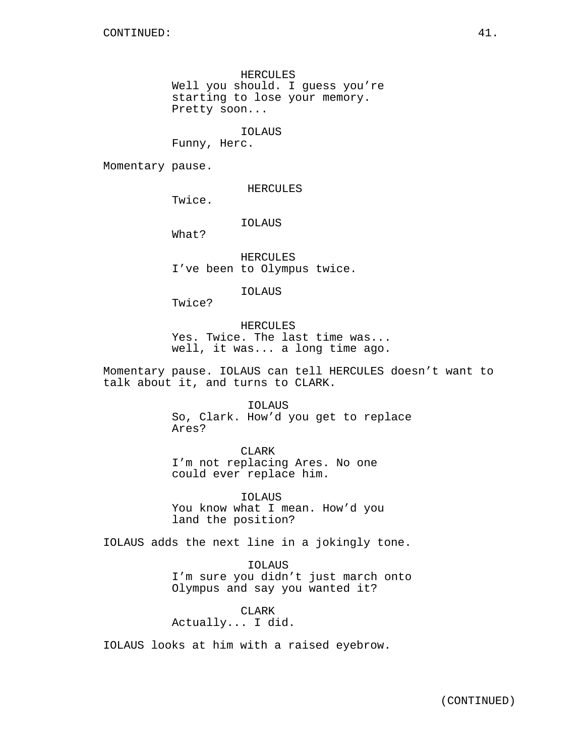HERCULES
Well you should. I guess you're starting to lose your memory. Pretty soon...

IOLAUS
Funny, Herc.

Momentary pause.

HERCULES
Twice.

IOLAUS
What?

HERCULES
I've been to Olympus twice.

IOLAUS
Twice?

HERCULES
Yes. Twice. The last time was... well, it was... a long time ago.

Momentary pause. IOLAUS can tell HERCULES doesn't want to talk about it, and turns to CLARK.

IOLAUS
So, Clark. How'd you get to replace Ares?

CLARK
I'm not replacing Ares. No one could ever replace him.

IOLAUS
You know what I mean. How'd you land the position?

IOLAUS adds the next line in a jokingly tone.

IOLAUS
I'm sure you didn't just march onto Olympus and say you wanted it?

CLARK
Actually... I did.

IOLAUS looks at him with a raised eyebrow.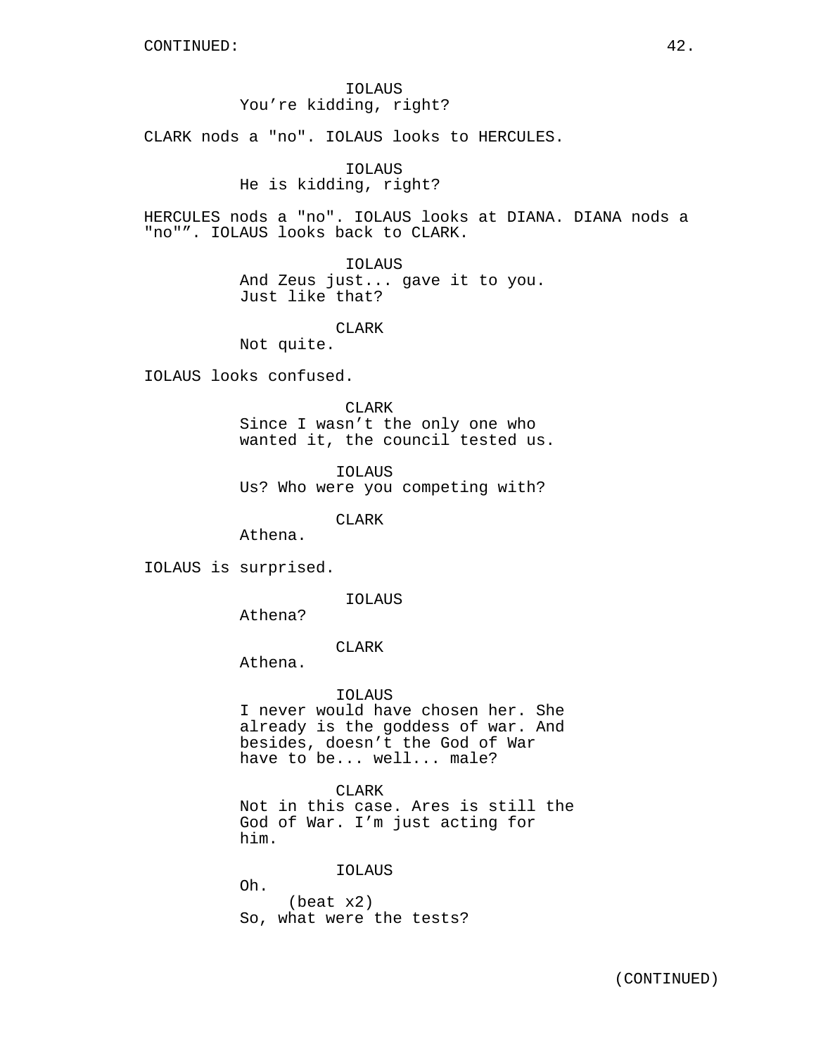CONTINUED:

IOLAUS
You're kidding, right?

CLARK nods a "no". IOLAUS looks to HERCULES.

IOLAUS
He is kidding, right?

HERCULES nods a "no". IOLAUS looks at DIANA. DIANA nods a "no"". IOLAUS looks back to CLARK.

IOLAUS
And Zeus just... gave it to you. Just like that?

CLARK
Not quite.

IOLAUS looks confused.

CLARK
Since I wasn't the only one who wanted it, the council tested us.

IOLAUS
Us? Who were you competing with?

CLARK
Athena.

IOLAUS is surprised.

IOLAUS
Athena?

CLARK
Athena.

IOLAUS
I never would have chosen her. She already is the goddess of war. And besides, doesn't the God of War have to be... well... male?

CLARK
Not in this case. Ares is still the God of War. I'm just acting for him.

IOLAUS
Oh.
(beat x2)
So, what were the tests?

(CONTINUED)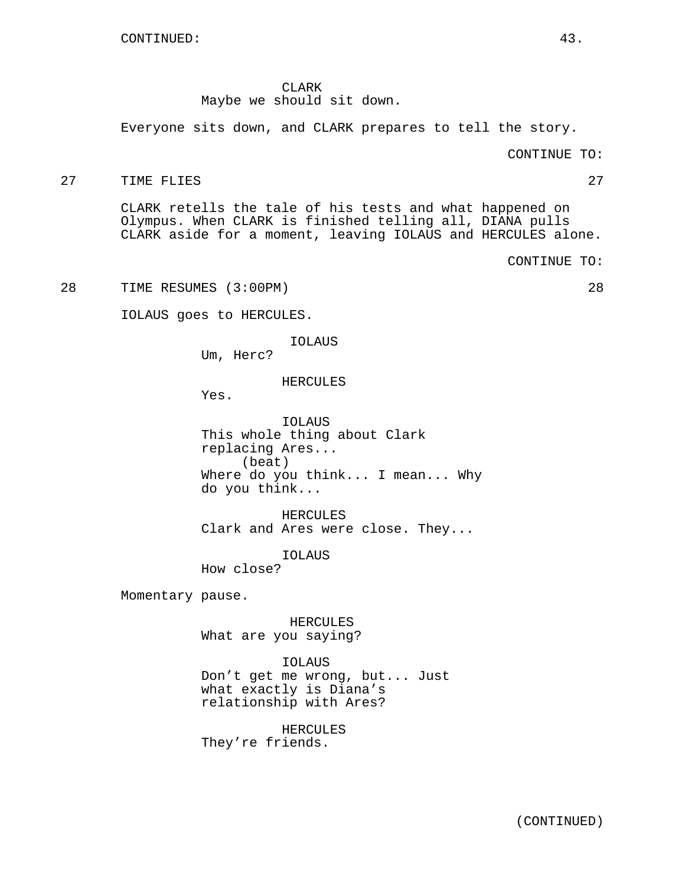CONTINUED:

CLARK
Maybe we should sit down.

Everyone sits down, and CLARK prepares to tell the story.

CONTINUE TO:

27 TIME FLIES 27

CLARK retells the tale of his tests and what happened on Olympus. When CLARK is finished telling all, DIANA pulls CLARK aside for a moment, leaving IOLAUS and HERCULES alone.

CONTINUE TO:

28 TIME RESUMES (3:00PM) 28

IOLAUS goes to HERCULES.

IOLAUS
Um, Herc?

HERCULES
Yes.

IOLAUS
This whole thing about Clark replacing Ares...
(beat)
Where do you think... I mean... Why do you think...

HERCULES
Clark and Ares were close. They...

IOLAUS
How close?

Momentary pause.

HERCULES
What are you saying?

IOLAUS
Don't get me wrong, but... Just what exactly is Diana's relationship with Ares?

HERCULES
They're friends.

(CONTINUED)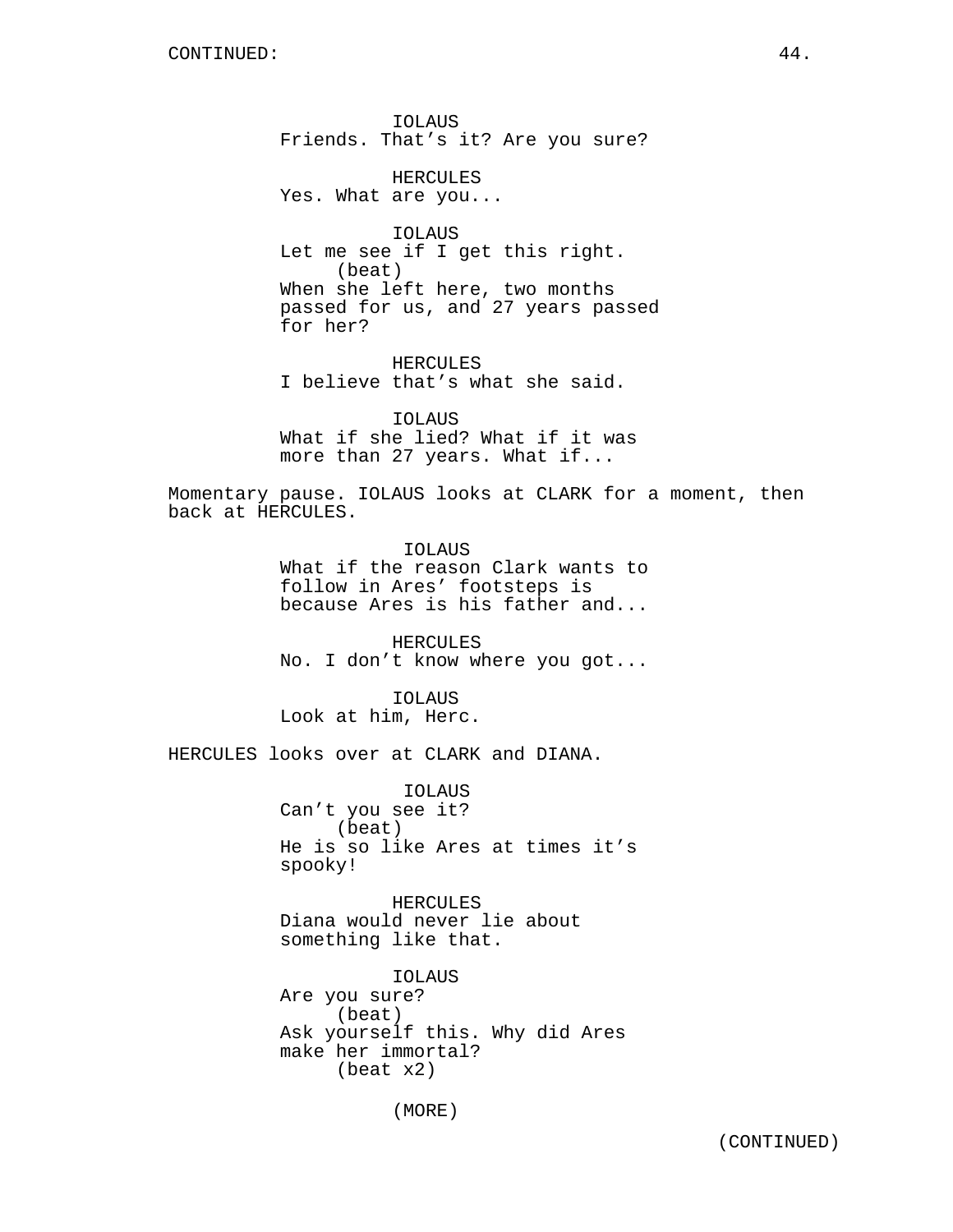IOLAUS
Friends. That's it? Are you sure?

HERCULES
Yes. What are you...

IOLAUS
Let me see if I get this right.
(beat)
When she left here, two months passed for us, and 27 years passed for her?

HERCULES
I believe that's what she said.

IOLAUS
What if she lied? What if it was more than 27 years. What if...

Momentary pause. IOLAUS looks at CLARK for a moment, then back at HERCULES.

IOLAUS
What if the reason Clark wants to follow in Ares' footsteps is because Ares is his father and...

HERCULES
No. I don't know where you got...

IOLAUS
Look at him, Herc.

HERCULES looks over at CLARK and DIANA.

IOLAUS
Can't you see it?
(beat)
He is so like Ares at times it's spooky!

HERCULES
Diana would never lie about something like that.

IOLAUS
Are you sure?
(beat)
Ask yourself this. Why did Ares make her immortal?
(beat x2)

(MORE)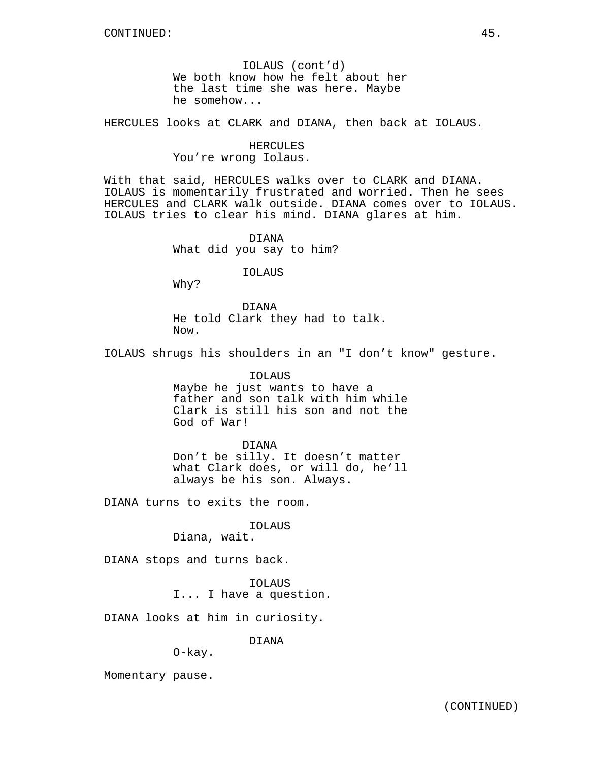CONTINUED:

IOLAUS (cont'd)
We both know how he felt about her the last time she was here. Maybe he somehow...

HERCULES looks at CLARK and DIANA, then back at IOLAUS.

HERCULES
You're wrong Iolaus.

With that said, HERCULES walks over to CLARK and DIANA. IOLAUS is momentarily frustrated and worried. Then he sees HERCULES and CLARK walk outside. DIANA comes over to IOLAUS. IOLAUS tries to clear his mind. DIANA glares at him.

DIANA
What did you say to him?

IOLAUS
Why?

DIANA
He told Clark they had to talk. Now.

IOLAUS shrugs his shoulders in an "I don't know" gesture.

IOLAUS
Maybe he just wants to have a father and son talk with him while Clark is still his son and not the God of War!

DIANA
Don't be silly. It doesn't matter what Clark does, or will do, he'll always be his son. Always.

DIANA turns to exits the room.

IOLAUS
Diana, wait.

DIANA stops and turns back.

IOLAUS
I... I have a question.

DIANA looks at him in curiosity.

DIANA
O-kay.

Momentary pause.

(CONTINUED)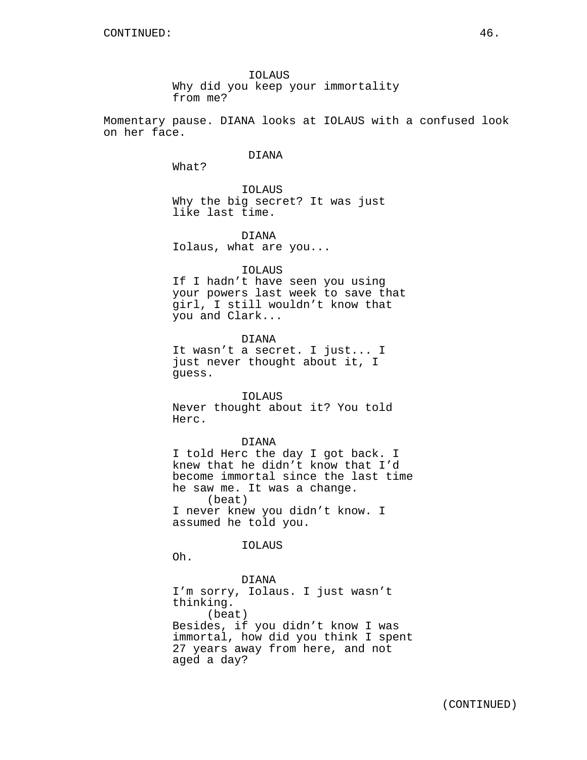CONTINUED:

IOLAUS
Why did you keep your immortality from me?

Momentary pause. DIANA looks at IOLAUS with a confused look on her face.

DIANA
What?

IOLAUS
Why the big secret? It was just like last time.

DIANA
Iolaus, what are you...

IOLAUS
If I hadn't have seen you using your powers last week to save that girl, I still wouldn't know that you and Clark...

DIANA
It wasn't a secret. I just... I just never thought about it, I guess.

IOLAUS
Never thought about it? You told Herc.

DIANA
I told Herc the day I got back. I knew that he didn't know that I'd become immortal since the last time he saw me. It was a change.
(beat)
I never knew you didn't know. I assumed he told you.

IOLAUS
Oh.

DIANA
I'm sorry, Iolaus. I just wasn't thinking.
(beat)
Besides, if you didn't know I was immortal, how did you think I spent 27 years away from here, and not aged a day?

(CONTINUED)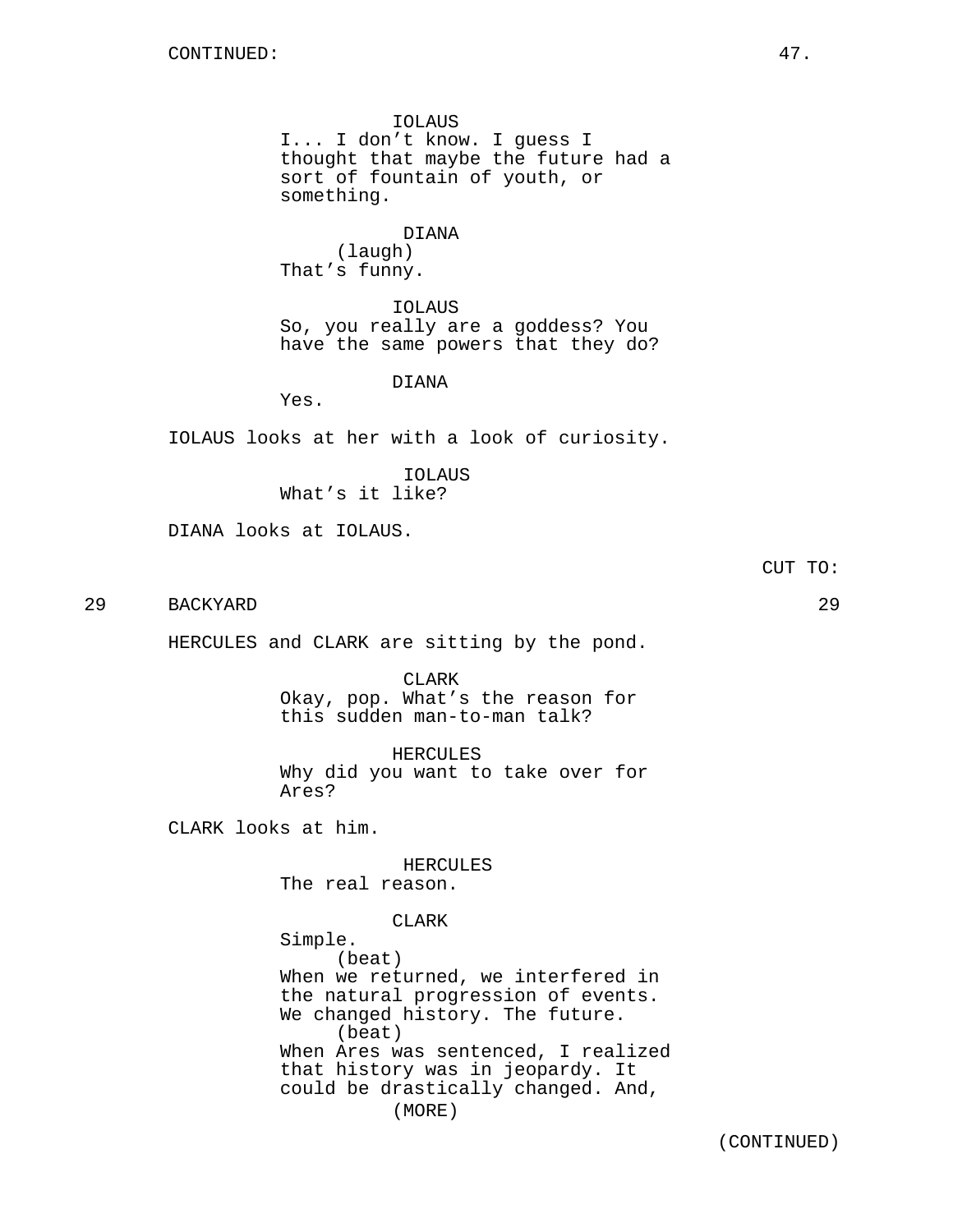IOLAUS
I... I don’t know. I guess I thought that maybe the future had a sort of fountain of youth, or something.

DIANA
(laugh)
That’s funny.

IOLAUS
So, you really are a goddess? You have the same powers that they do?

DIANA
Yes.

IOLAUS looks at her with a look of curiosity.

IOLAUS
What’s it like?

DIANA looks at IOLAUS.

CUT TO:

29 BACKYARD 29

HERCULES and CLARK are sitting by the pond.

CLARK
Okay, pop. What’s the reason for this sudden man-to-man talk?

HERCULES
Why did you want to take over for Ares?

CLARK looks at him.

HERCULES
The real reason.

CLARK
Simple.
(beat)
When we returned, we interfered in the natural progression of events. We changed history. The future.
(beat)
When Ares was sentenced, I realized that history was in jeopardy. It could be drastically changed. And,
(MORE)

(CONTINUED)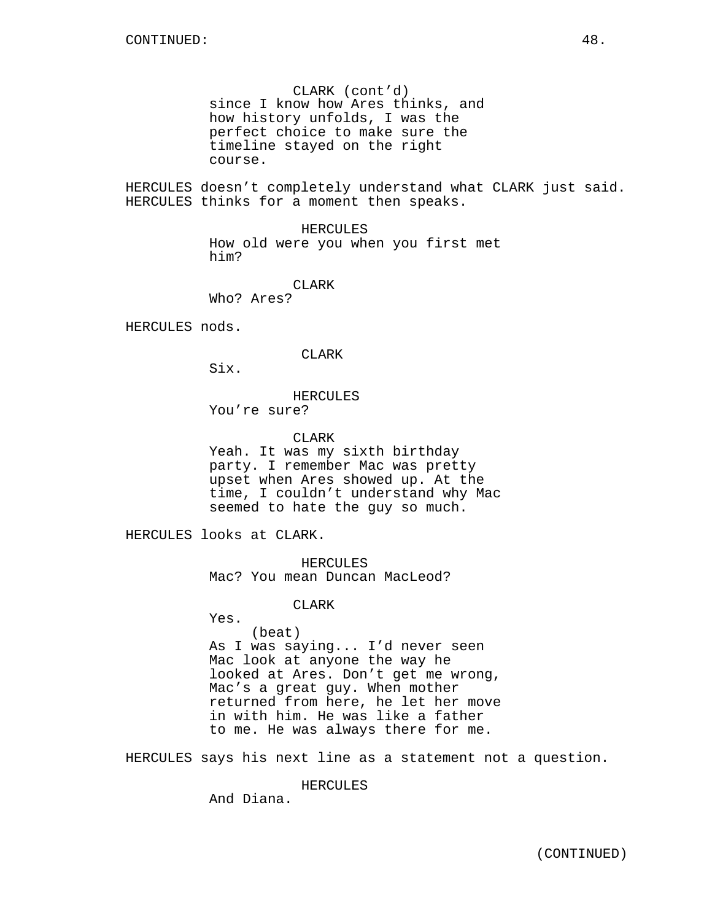CLARK (cont'd)
since I know how Ares thinks, and how history unfolds, I was the perfect choice to make sure the timeline stayed on the right course.

HERCULES doesn't completely understand what CLARK just said. HERCULES thinks for a moment then speaks.

HERCULES
How old were you when you first met him?

CLARK
Who? Ares?

HERCULES nods.

CLARK
Six.

HERCULES
You're sure?

CLARK
Yeah. It was my sixth birthday party. I remember Mac was pretty upset when Ares showed up. At the time, I couldn't understand why Mac seemed to hate the guy so much.

HERCULES looks at CLARK.

HERCULES
Mac? You mean Duncan MacLeod?

CLARK
Yes.
(beat)
As I was saying... I'd never seen Mac look at anyone the way he looked at Ares. Don't get me wrong, Mac's a great guy. When mother returned from here, he let her move in with him. He was like a father to me. He was always there for me.

HERCULES says his next line as a statement not a question.

HERCULES
And Diana.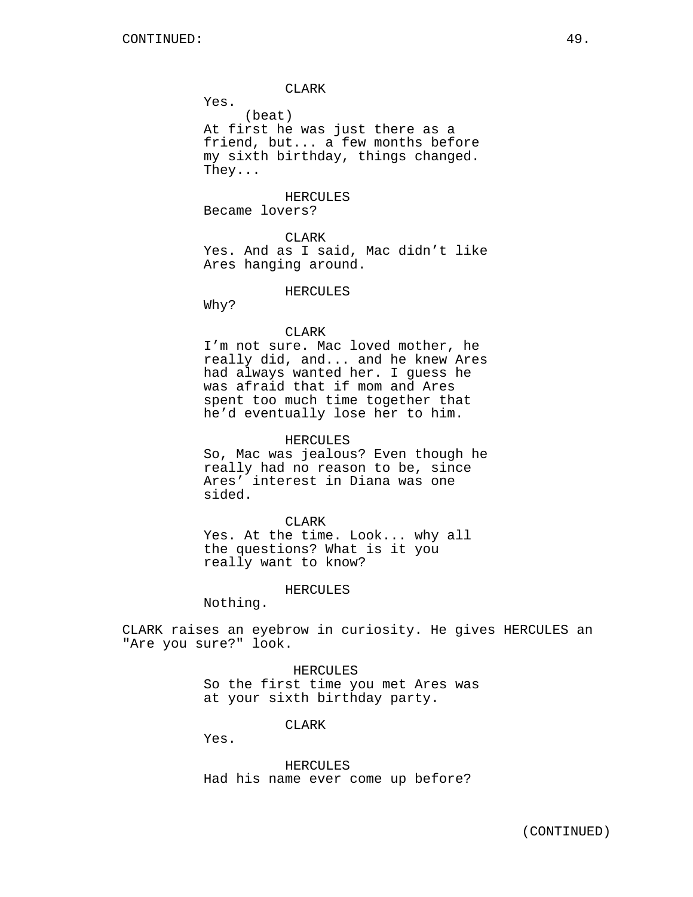CONTINUED:

CLARK
Yes.
(beat)
At first he was just there as a friend, but... a few months before my sixth birthday, things changed. They...

HERCULES
Became lovers?

CLARK
Yes. And as I said, Mac didn't like Ares hanging around.

HERCULES
Why?

CLARK
I'm not sure. Mac loved mother, he really did, and... and he knew Ares had always wanted her. I guess he was afraid that if mom and Ares spent too much time together that he'd eventually lose her to him.

HERCULES
So, Mac was jealous? Even though he really had no reason to be, since Ares' interest in Diana was one sided.

CLARK
Yes. At the time. Look... why all the questions? What is it you really want to know?

HERCULES
Nothing.

CLARK raises an eyebrow in curiosity. He gives HERCULES an "Are you sure?" look.

HERCULES
So the first time you met Ares was at your sixth birthday party.

CLARK
Yes.

HERCULES
Had his name ever come up before?

(CONTINUED)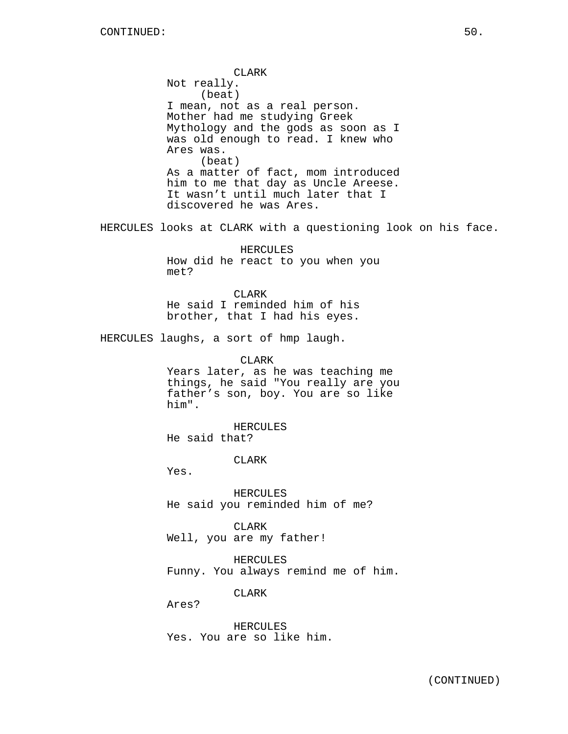CONTINUED:

CLARK
Not really.
(beat)
I mean, not as a real person. Mother had me studying Greek Mythology and the gods as soon as I was old enough to read. I knew who Ares was.
(beat)
As a matter of fact, mom introduced him to me that day as Uncle Areese. It wasn't until much later that I discovered he was Ares.

HERCULES looks at CLARK with a questioning look on his face.

HERCULES
How did he react to you when you met?

CLARK
He said I reminded him of his brother, that I had his eyes.

HERCULES laughs, a sort of hmp laugh.

CLARK
Years later, as he was teaching me things, he said "You really are you father's son, boy. You are so like him".

HERCULES
He said that?

CLARK
Yes.

HERCULES
He said you reminded him of me?

CLARK
Well, you are my father!

HERCULES
Funny. You always remind me of him.

CLARK
Ares?

HERCULES
Yes. You are so like him.

(CONTINUED)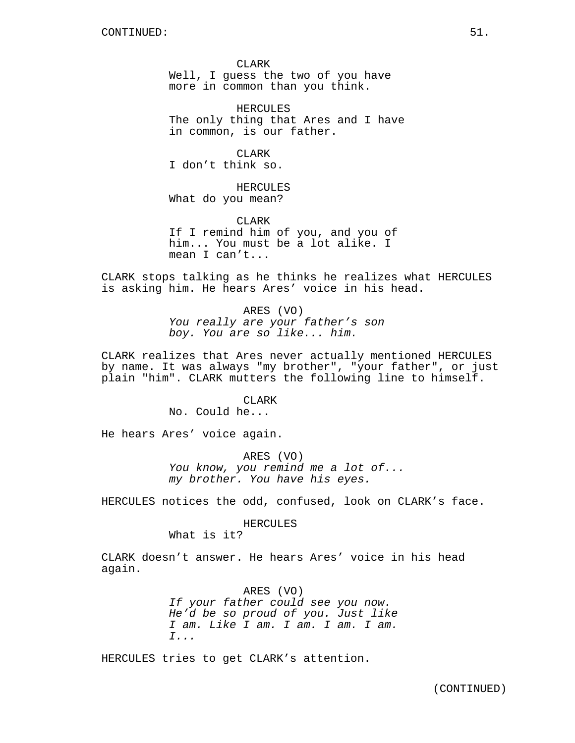CONTINUED:

CLARK
Well, I guess the two of you have more in common than you think.

HERCULES
The only thing that Ares and I have in common, is our father.

CLARK
I don’t think so.

HERCULES
What do you mean?

CLARK
If I remind him of you, and you of him... You must be a lot alike. I mean I can’t...

CLARK stops talking as he thinks he realizes what HERCULES is asking him. He hears Ares’ voice in his head.

ARES (VO)
*You really are your father’s son boy. You are so like... him.*

CLARK realizes that Ares never actually mentioned HERCULES by name. It was always "my brother", "your father", or just plain "him". CLARK mutters the following line to himself.

CLARK
No. Could he...

He hears Ares’ voice again.

ARES (VO)
*You know, you remind me a lot of... my brother. You have his eyes.*

HERCULES notices the odd, confused, look on CLARK’s face.

HERCULES
What is it?

CLARK doesn’t answer. He hears Ares’ voice in his head again.

ARES (VO)
*If your father could see you now. He’d be so proud of you. Just like I am. Like I am. I am. I am. I am. I...*

HERCULES tries to get CLARK’s attention.

(CONTINUED)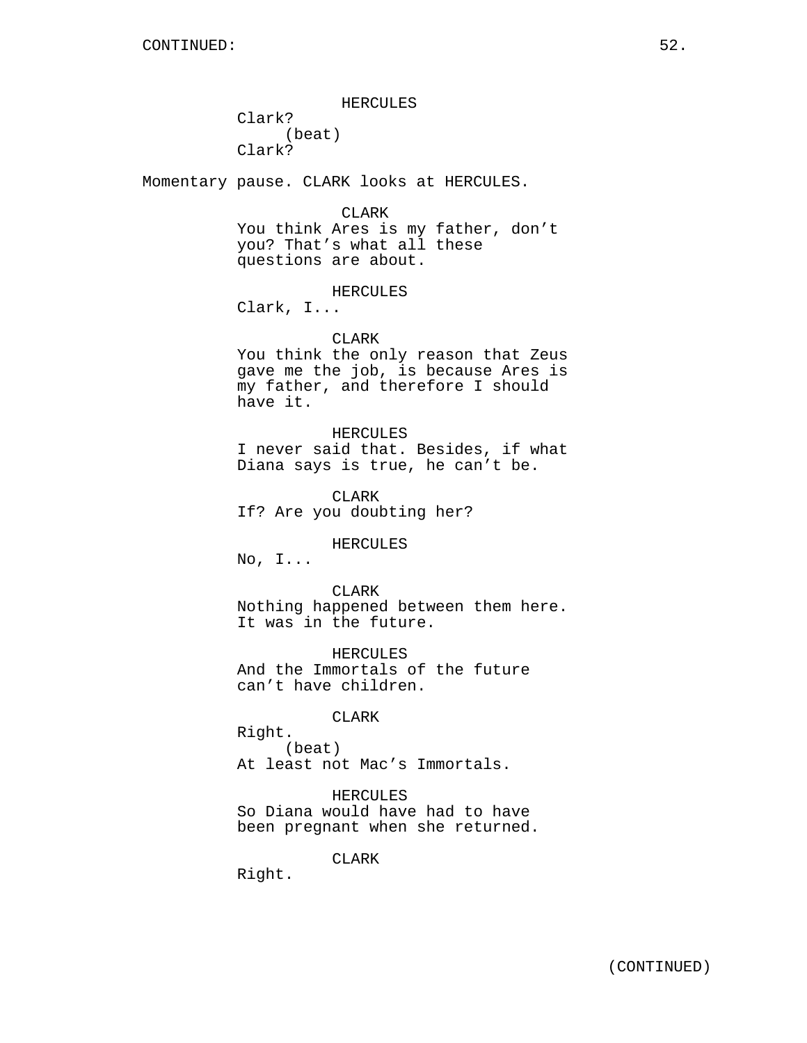HERCULES
Clark?
(beat)
Clark?

Momentary pause. CLARK looks at HERCULES.

CLARK
You think Ares is my father, don't you? That's what all these questions are about.

HERCULES
Clark, I...

CLARK
You think the only reason that Zeus gave me the job, is because Ares is my father, and therefore I should have it.

HERCULES
I never said that. Besides, if what Diana says is true, he can't be.

CLARK
If? Are you doubting her?

HERCULES
No, I...

CLARK
Nothing happened between them here. It was in the future.

HERCULES
And the Immortals of the future can't have children.

CLARK
Right.
(beat)
At least not Mac's Immortals.

HERCULES
So Diana would have had to have been pregnant when she returned.

CLARK
Right.

(CONTINUED)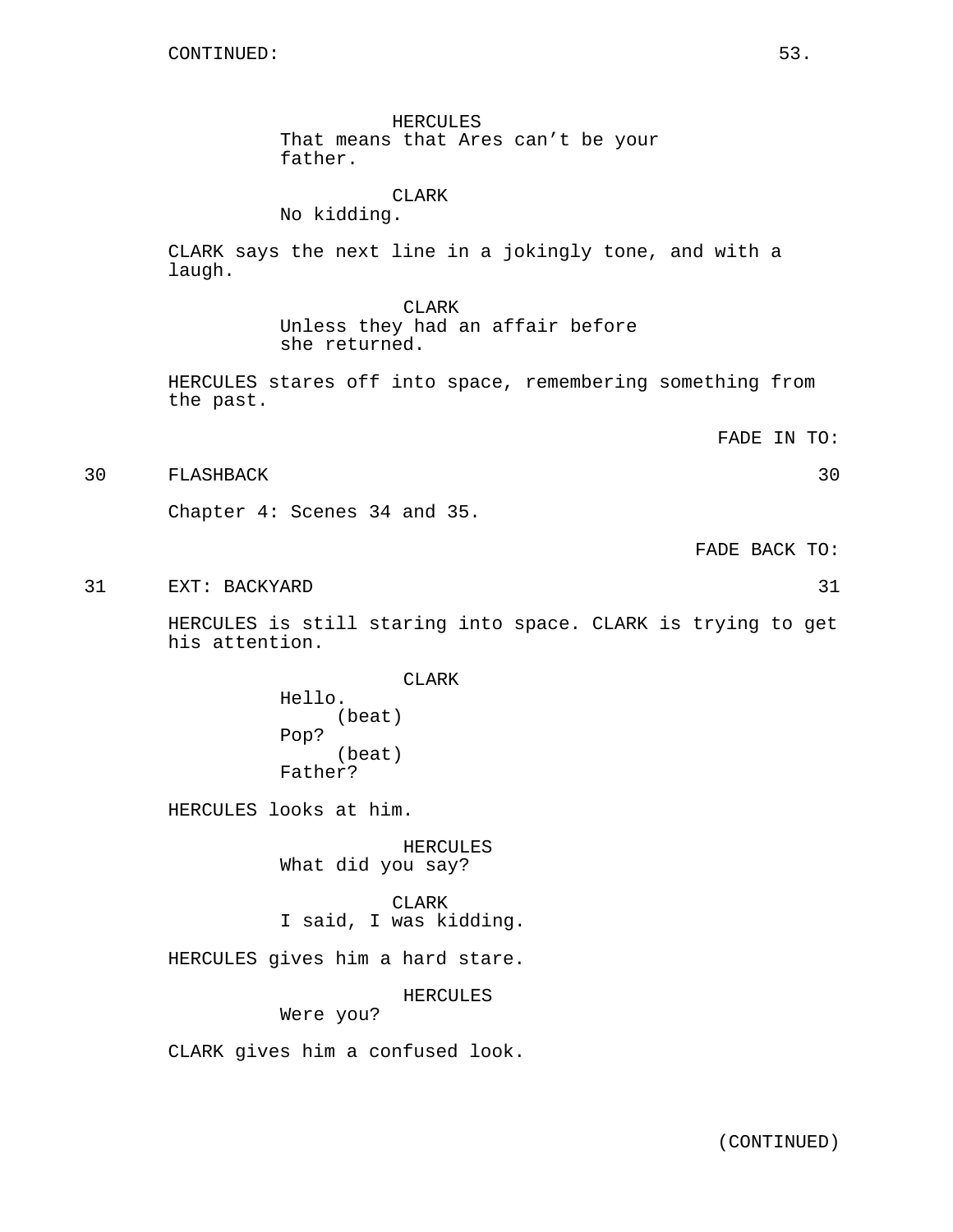CONTINUED:

HERCULES
That means that Ares can't be your father.

CLARK
No kidding.

CLARK says the next line in a jokingly tone, and with a laugh.

CLARK
Unless they had an affair before she returned.

HERCULES stares off into space, remembering something from the past.

FADE IN TO:

30 FLASHBACK 30

Chapter 4: Scenes 34 and 35.

FADE BACK TO:

31 EXT: BACKYARD 31

HERCULES is still staring into space. CLARK is trying to get his attention.

CLARK
Hello.
(beat)
Pop?
(beat)
Father?

HERCULES looks at him.

HERCULES
What did you say?

CLARK
I said, I was kidding.

HERCULES gives him a hard stare.

HERCULES
Were you?

CLARK gives him a confused look.

(CONTINUED)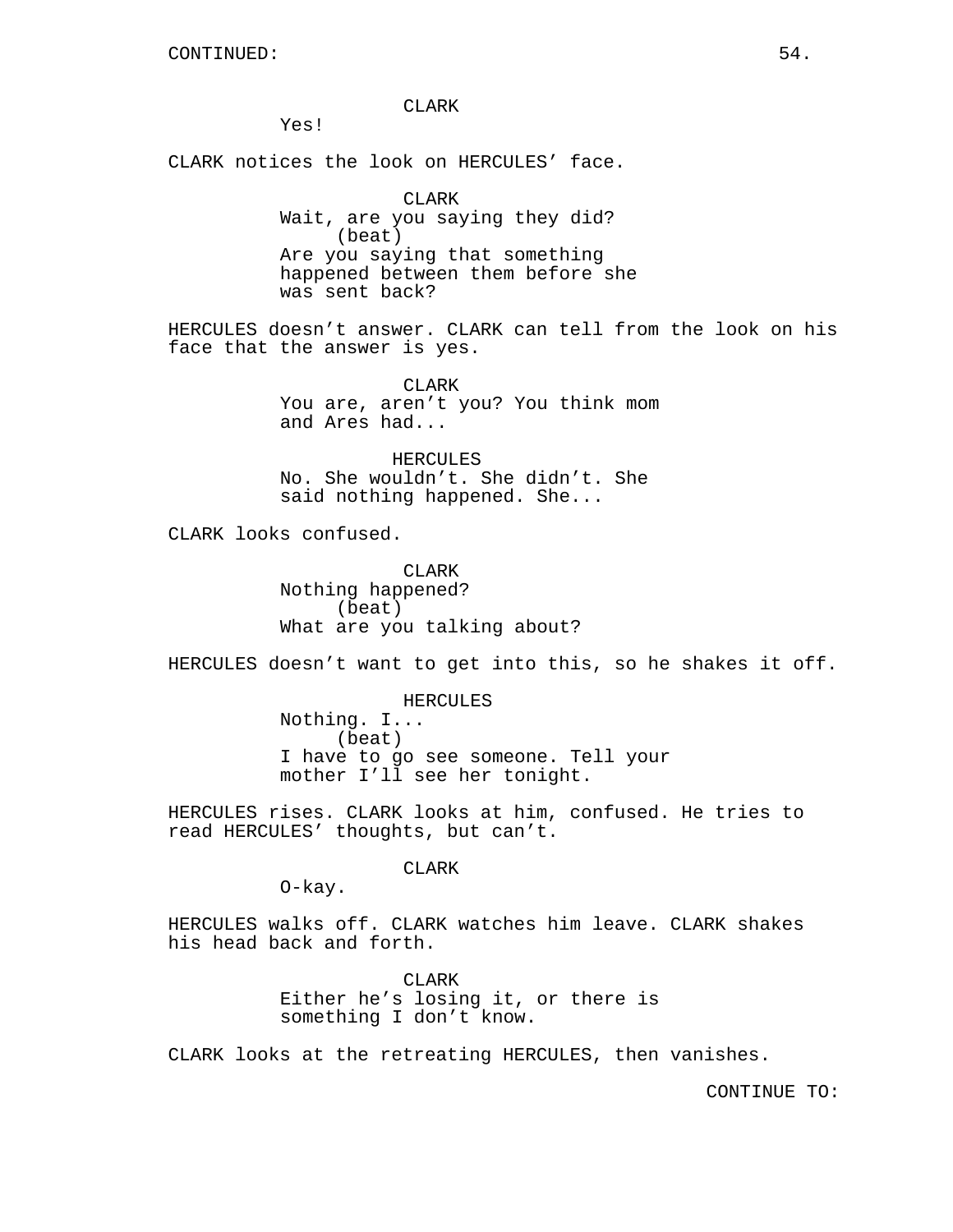CONTINUED:

CLARK

Yes!

CLARK notices the look on HERCULES' face.

CLARK

Wait, are you saying they did?

(beat)

Are you saying that something happened between them before she was sent back?

HERCULES doesn't answer. CLARK can tell from the look on his face that the answer is yes.

CLARK

You are, aren't you? You think mom and Ares had...

HERCULES

No. She wouldn't. She didn't. She said nothing happened. She...

CLARK looks confused.

CLARK

Nothing happened?

(beat)

What are you talking about?

HERCULES doesn't want to get into this, so he shakes it off.

HERCULES

Nothing. I...

(beat)

I have to go see someone. Tell your mother I'll see her tonight.

HERCULES rises. CLARK looks at him, confused. He tries to read HERCULES' thoughts, but can't.

CLARK

O-kay.

HERCULES walks off. CLARK watches him leave. CLARK shakes his head back and forth.

CLARK

Either he's losing it, or there is something I don't know.

CLARK looks at the retreating HERCULES, then vanishes.

CONTINUE TO: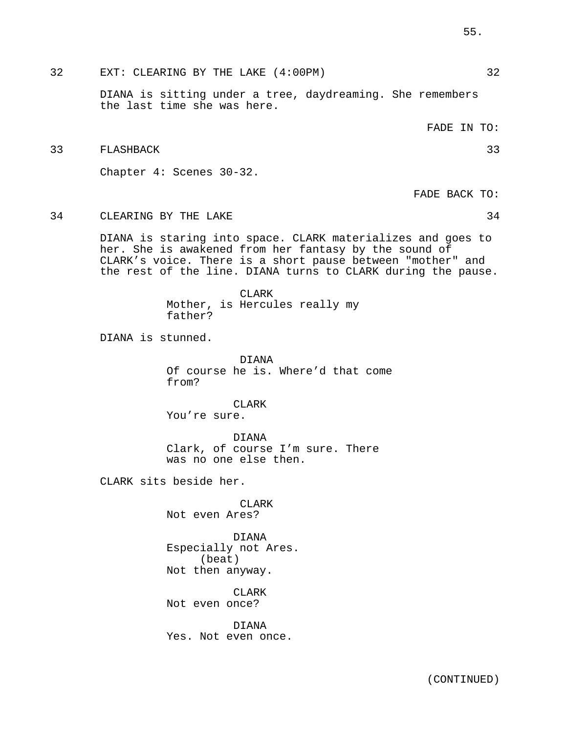32 EXT: CLEARING BY THE LAKE (4:00PM) 32

DIANA is sitting under a tree, daydreaming. She remembers the last time she was here.

FADE IN TO:

33 FLASHBACK 33

Chapter 4: Scenes 30-32.

FADE BACK TO:

34 CLEARING BY THE LAKE 34

DIANA is staring into space. CLARK materializes and goes to her. She is awakened from her fantasy by the sound of CLARK's voice. There is a short pause between "mother" and the rest of the line. DIANA turns to CLARK during the pause.

CLARK
Mother, is Hercules really my father?

DIANA is stunned.

DIANA
Of course he is. Where'd that come from?

CLARK
You're sure.

DIANA
Clark, of course I'm sure. There was no one else then.

CLARK sits beside her.

CLARK
Not even Ares?

DIANA
Especially not Ares.
(beat)
Not then anyway.

CLARK
Not even once?

DIANA
Yes. Not even once.

(CONTINUED)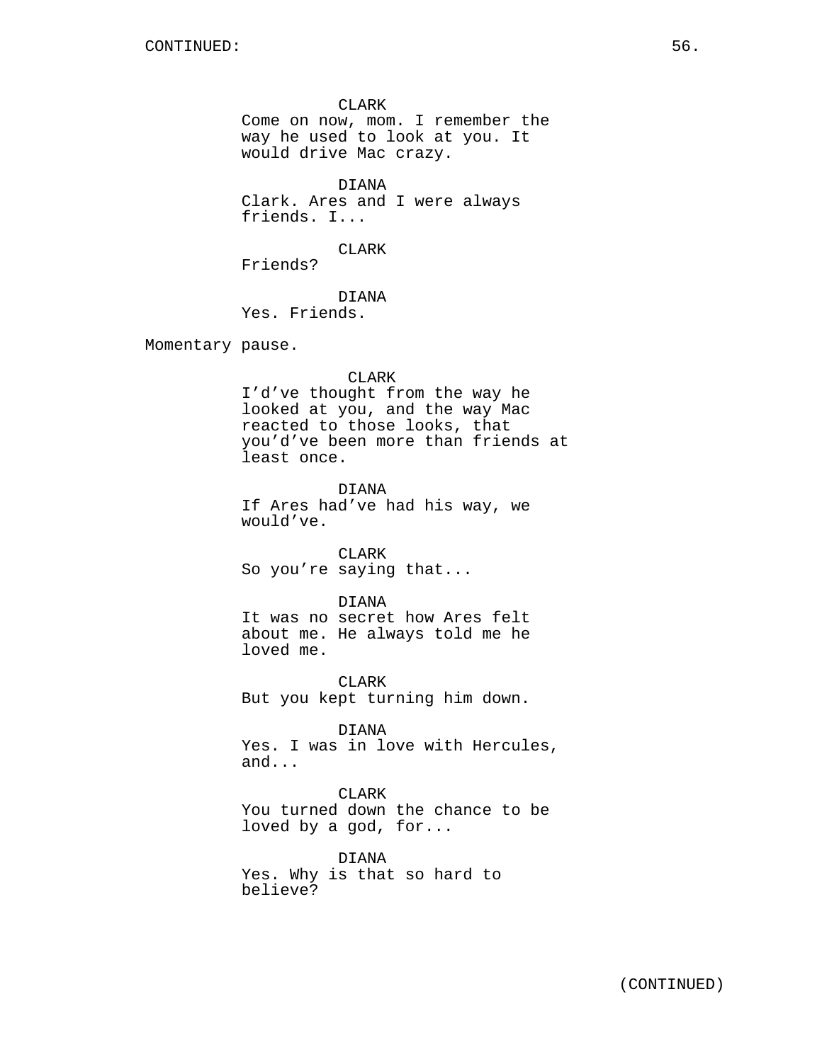CONTINUED:

CLARK
Come on now, mom. I remember the way he used to look at you. It would drive Mac crazy.

DIANA
Clark. Ares and I were always friends. I...

CLARK
Friends?

DIANA
Yes. Friends.

Momentary pause.

CLARK
I'd've thought from the way he looked at you, and the way Mac reacted to those looks, that you'd've been more than friends at least once.

DIANA
If Ares had've had his way, we would've.

CLARK
So you're saying that...

DIANA
It was no secret how Ares felt about me. He always told me he loved me.

CLARK
But you kept turning him down.

DIANA
Yes. I was in love with Hercules, and...

CLARK
You turned down the chance to be loved by a god, for...

DIANA
Yes. Why is that so hard to believe?

(CONTINUED)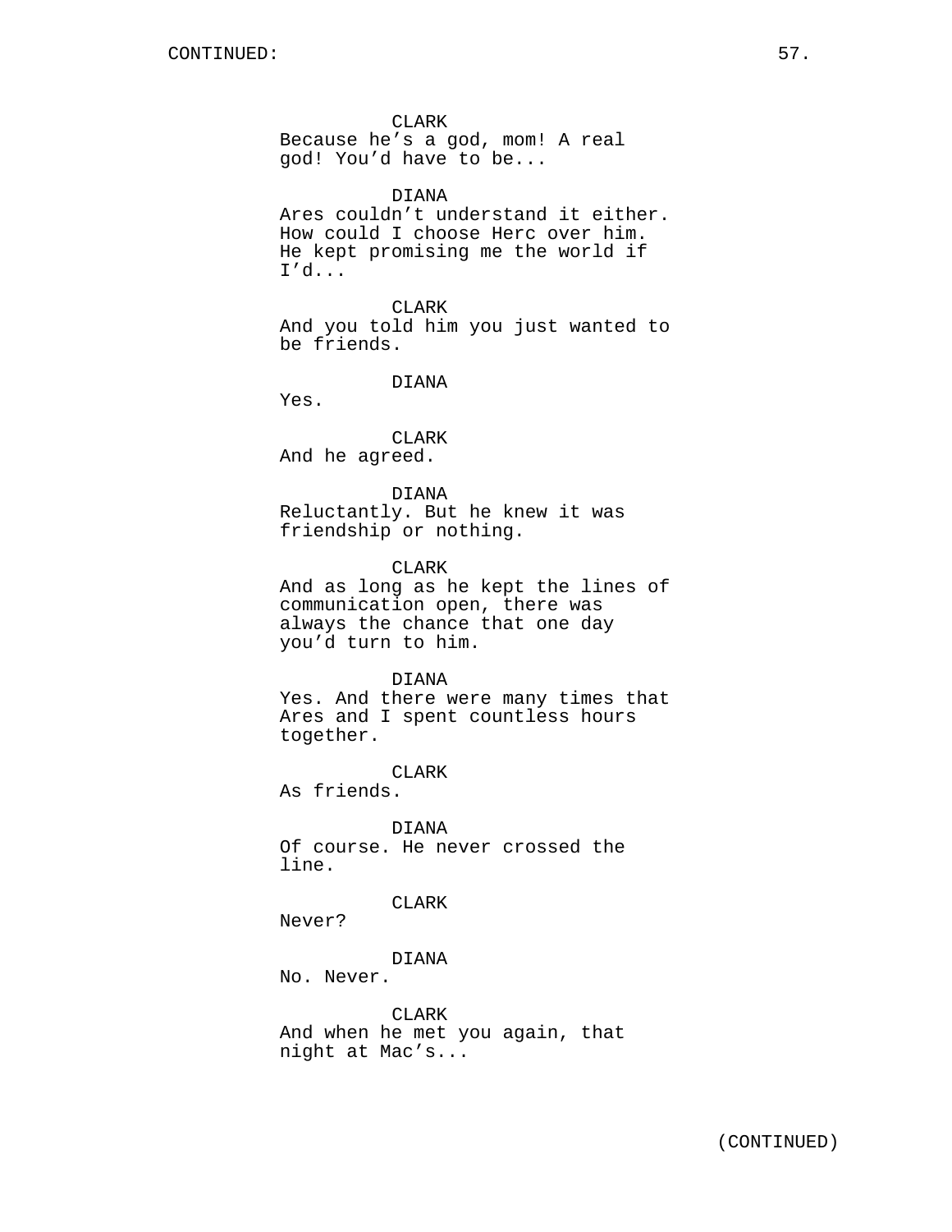CONTINUED:

CLARK
Because he's a god, mom! A real god! You'd have to be...

DIANA
Ares couldn't understand it either. How could I choose Herc over him. He kept promising me the world if I'd...

CLARK
And you told him you just wanted to be friends.

DIANA
Yes.

CLARK
And he agreed.

DIANA
Reluctantly. But he knew it was friendship or nothing.

CLARK
And as long as he kept the lines of communication open, there was always the chance that one day you'd turn to him.

DIANA
Yes. And there were many times that Ares and I spent countless hours together.

CLARK
As friends.

DIANA
Of course. He never crossed the line.

CLARK
Never?

DIANA
No. Never.

CLARK
And when he met you again, that night at Mac's...

(CONTINUED)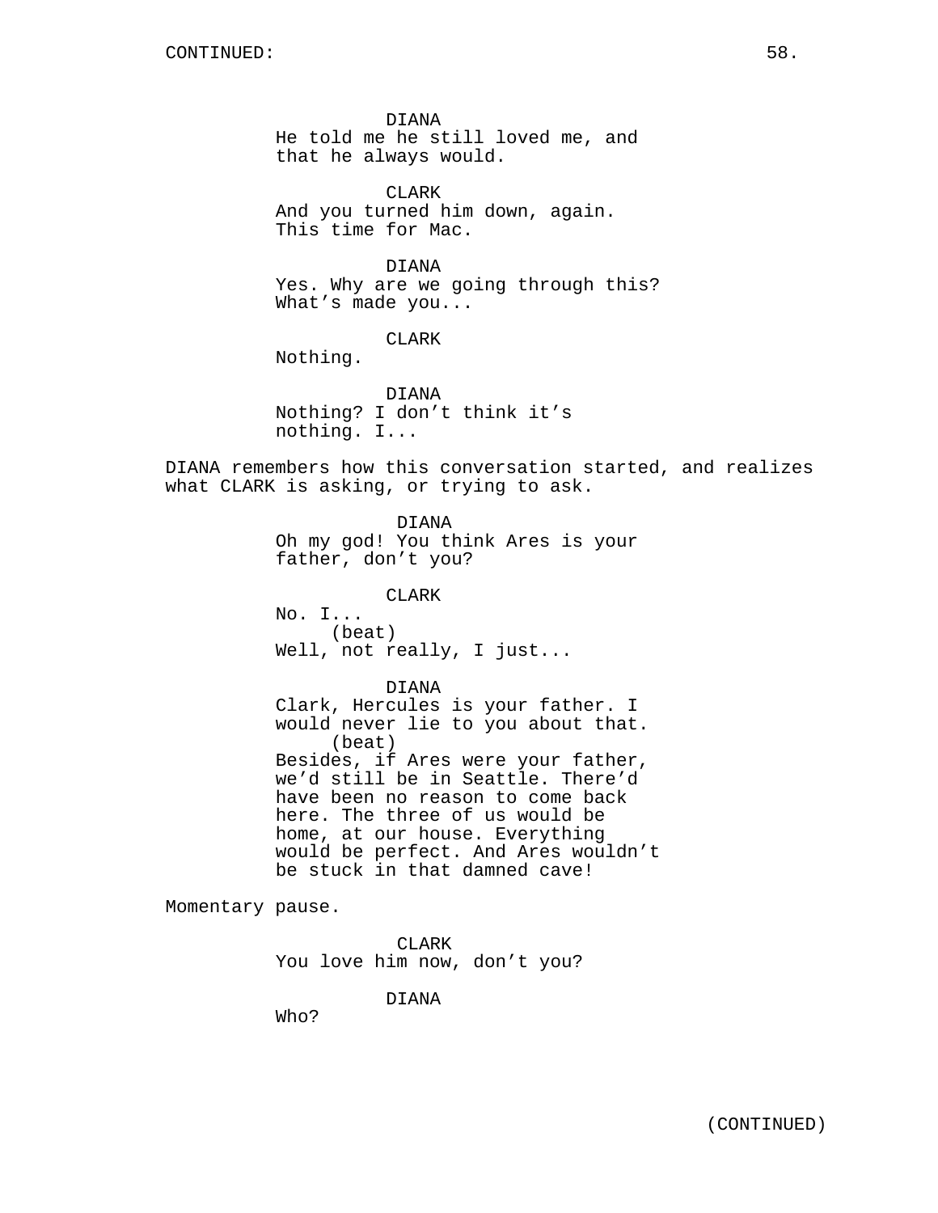CONTINUED:

DIANA
He told me he still loved me, and that he always would.

CLARK
And you turned him down, again. This time for Mac.

DIANA
Yes. Why are we going through this? What's made you...

CLARK
Nothing.

DIANA
Nothing? I don't think it's nothing. I...

DIANA remembers how this conversation started, and realizes what CLARK is asking, or trying to ask.

DIANA
Oh my god! You think Ares is your father, don't you?

CLARK
No. I...
(beat)
Well, not really, I just...

DIANA
Clark, Hercules is your father. I would never lie to you about that.
(beat)
Besides, if Ares were your father, we'd still be in Seattle. There'd have been no reason to come back here. The three of us would be home, at our house. Everything would be perfect. And Ares wouldn't be stuck in that damned cave!

Momentary pause.

CLARK
You love him now, don't you?

DIANA
Who?

(CONTINUED)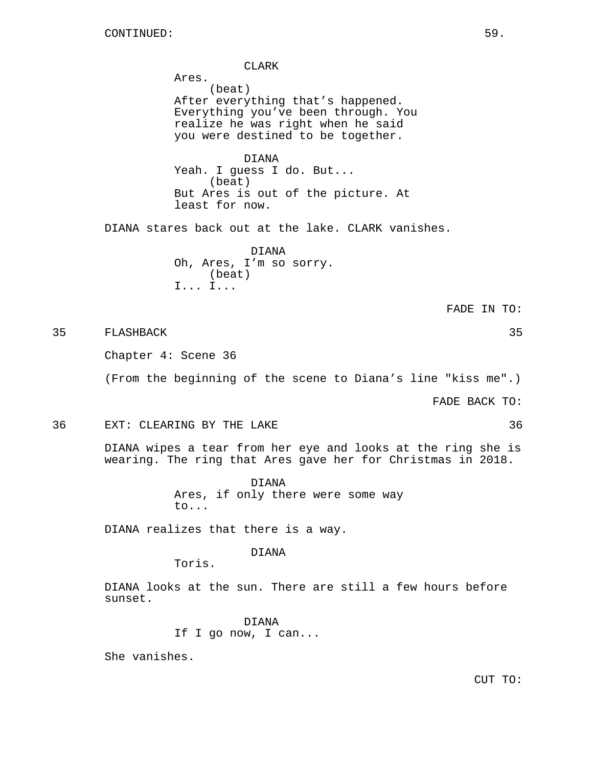CONTINUED:

CLARK
Ares.
(beat)
After everything that's happened. Everything you've been through. You realize he was right when he said you were destined to be together.

DIANA
Yeah. I guess I do. But...
(beat)
But Ares is out of the picture. At least for now.

DIANA stares back out at the lake. CLARK vanishes.

DIANA
Oh, Ares, I'm so sorry.
(beat)
I... I...

FADE IN TO:

35 FLASHBACK 35

Chapter 4: Scene 36

(From the beginning of the scene to Diana's line "kiss me".)

FADE BACK TO:

36 EXT: CLEARING BY THE LAKE 36

DIANA wipes a tear from her eye and looks at the ring she is wearing. The ring that Ares gave her for Christmas in 2018.

DIANA
Ares, if only there were some way to...

DIANA realizes that there is a way.

DIANA
Toris.

DIANA looks at the sun. There are still a few hours before sunset.

DIANA
If I go now, I can...

She vanishes.

CUT TO: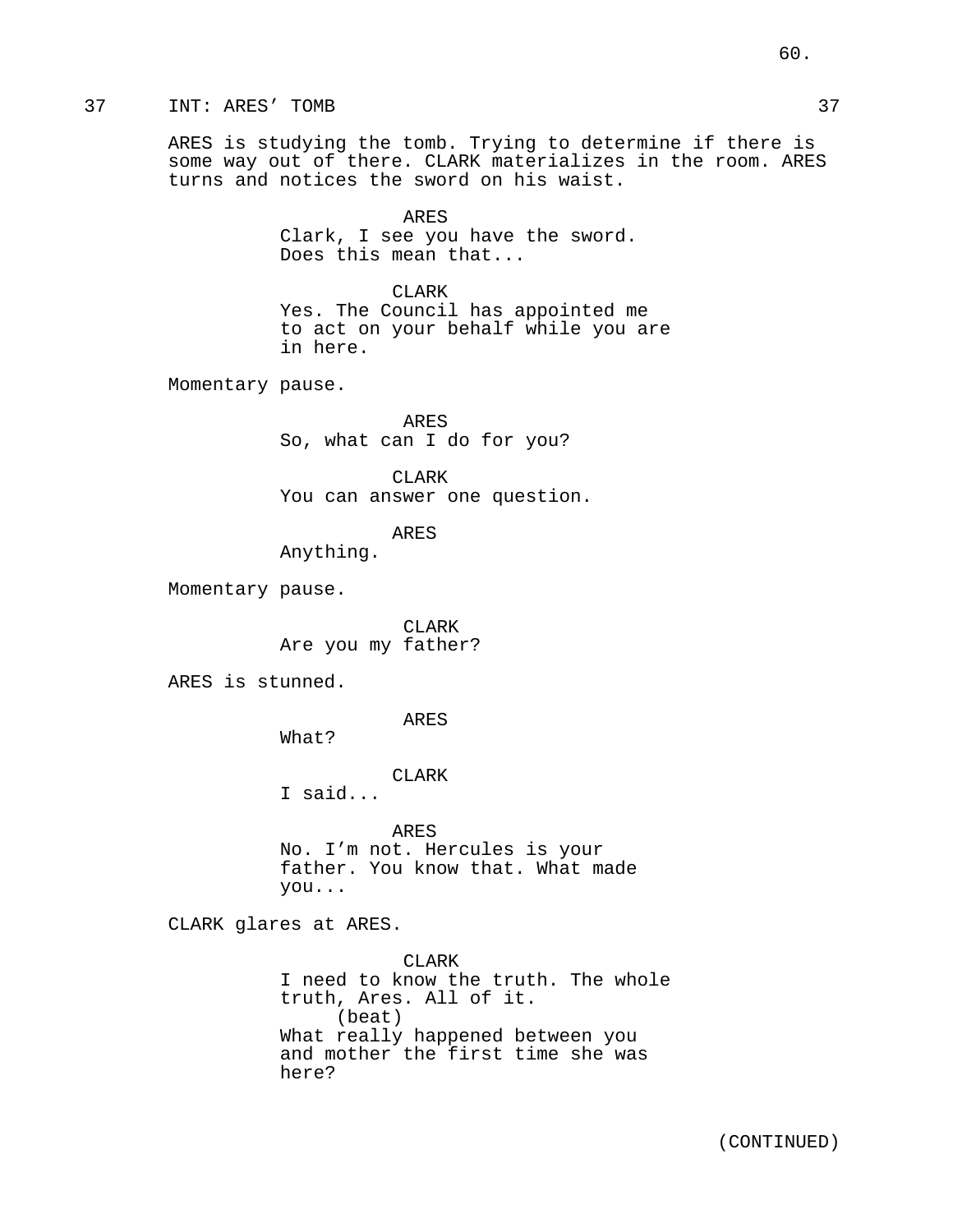37 INT: ARES' TOMB 37

ARES is studying the tomb. Trying to determine if there is some way out of there. CLARK materializes in the room. ARES turns and notices the sword on his waist.

ARES
Clark, I see you have the sword. Does this mean that...

CLARK
Yes. The Council has appointed me to act on your behalf while you are in here.

Momentary pause.

ARES
So, what can I do for you?

CLARK
You can answer one question.

ARES
Anything.

Momentary pause.

CLARK
Are you my father?

ARES is stunned.

ARES
What?

CLARK
I said...

ARES
No. I'm not. Hercules is your father. You know that. What made you...

CLARK glares at ARES.

CLARK
I need to know the truth. The whole truth, Ares. All of it.
(beat)
What really happened between you and mother the first time she was here?

(CONTINUED)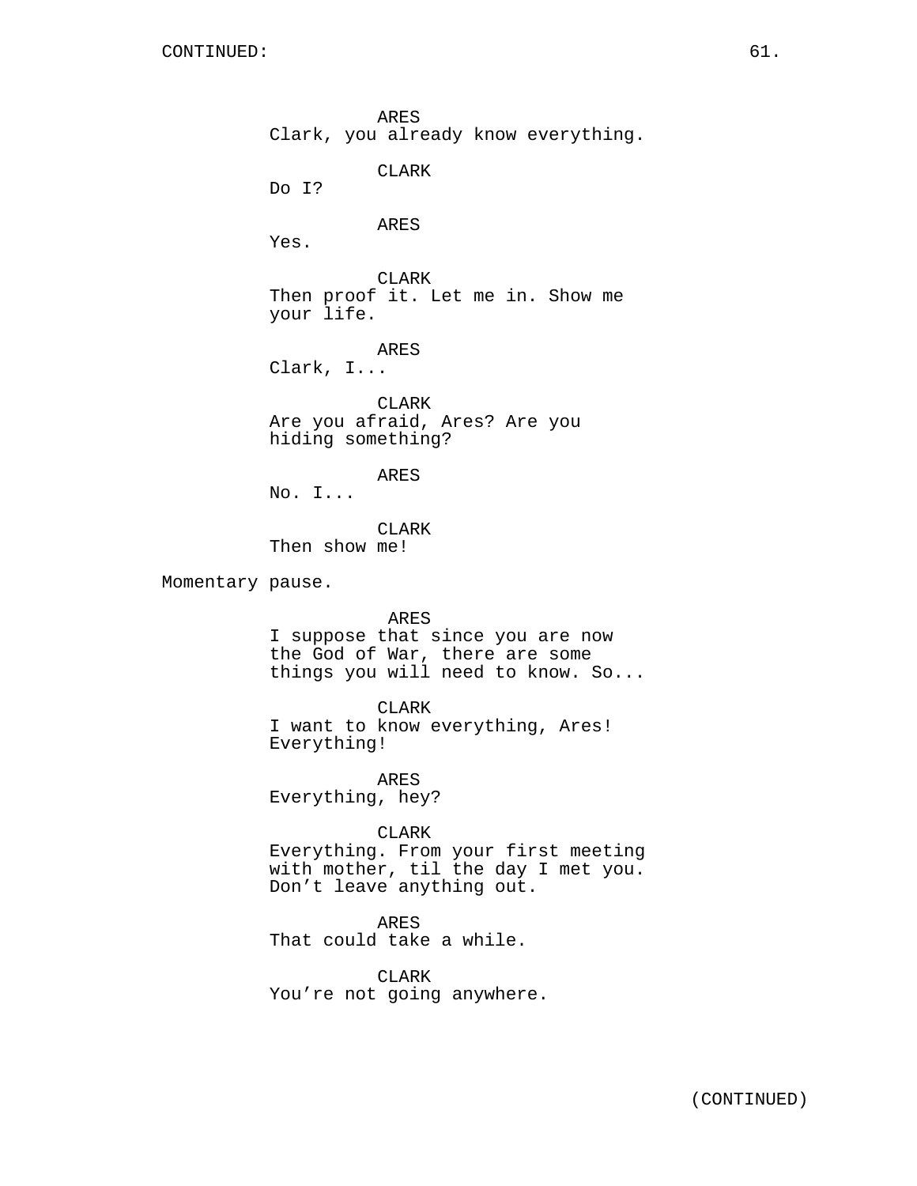CONTINUED:

ARES
Clark, you already know everything.

CLARK
Do I?

ARES
Yes.

CLARK
Then proof it. Let me in. Show me your life.

ARES
Clark, I...

CLARK
Are you afraid, Ares? Are you hiding something?

ARES
No. I...

CLARK
Then show me!

Momentary pause.

ARES
I suppose that since you are now the God of War, there are some things you will need to know. So...

CLARK
I want to know everything, Ares! Everything!

ARES
Everything, hey?

CLARK
Everything. From your first meeting with mother, til the day I met you. Don’t leave anything out.

ARES
That could take a while.

CLARK
You’re not going anywhere.

(CONTINUED)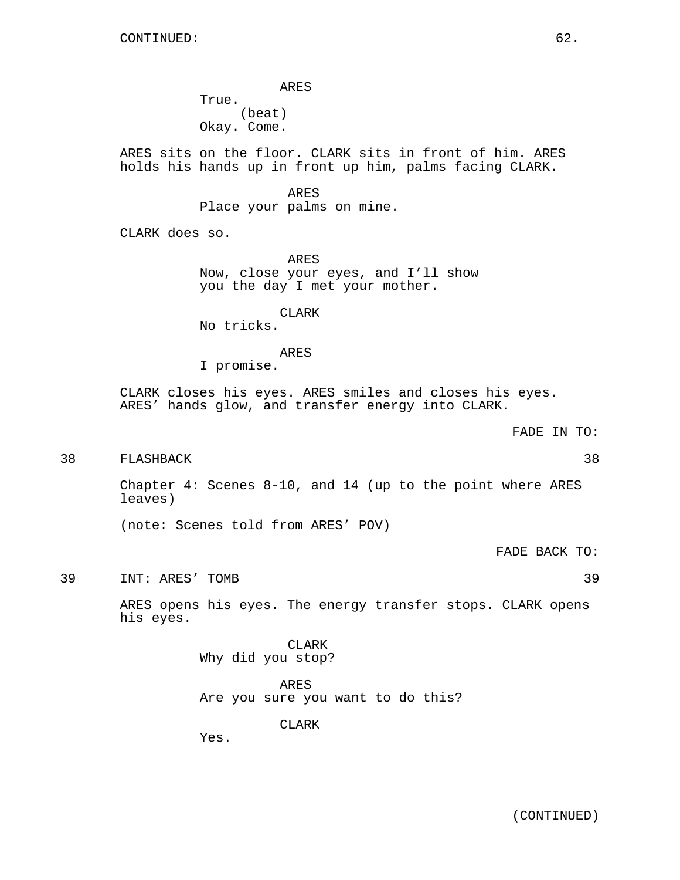CONTINUED:

ARES

True.

(beat)

Okay. Come.

ARES sits on the floor. CLARK sits in front of him. ARES holds his hands up in front up him, palms facing CLARK.

ARES

Place your palms on mine.

CLARK does so.

ARES

Now, close your eyes, and I'll show you the day I met your mother.

CLARK

No tricks.

ARES

I promise.

CLARK closes his eyes. ARES smiles and closes his eyes. ARES' hands glow, and transfer energy into CLARK.

FADE IN TO:

38 FLASHBACK 38

Chapter 4: Scenes 8-10, and 14 (up to the point where ARES leaves)

(note: Scenes told from ARES' POV)

FADE BACK TO:

39 INT: ARES' TOMB 39

ARES opens his eyes. The energy transfer stops. CLARK opens his eyes.

CLARK

Why did you stop?

ARES

Are you sure you want to do this?

CLARK

Yes.

(CONTINUED)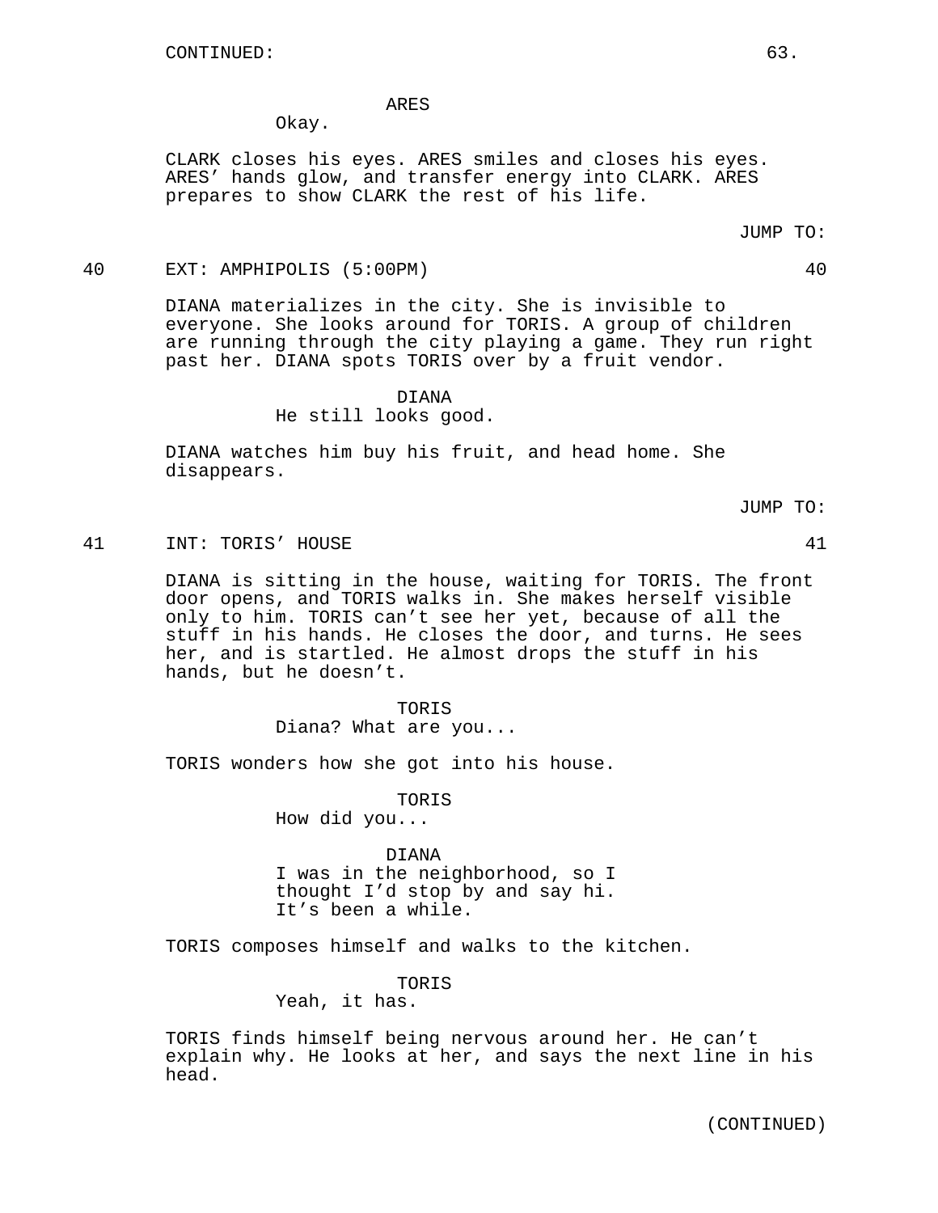ARES

Okay.

CLARK closes his eyes. ARES smiles and closes his eyes. ARES' hands glow, and transfer energy into CLARK. ARES prepares to show CLARK the rest of his life.

JUMP TO:

40 EXT: AMPHIPOLIS (5:00PM) 40

DIANA materializes in the city. She is invisible to everyone. She looks around for TORIS. A group of children are running through the city playing a game. They run right past her. DIANA spots TORIS over by a fruit vendor.

DIANA

He still looks good.

DIANA watches him buy his fruit, and head home. She disappears.

JUMP TO:

41 INT: TORIS' HOUSE 41

DIANA is sitting in the house, waiting for TORIS. The front door opens, and TORIS walks in. She makes herself visible only to him. TORIS can't see her yet, because of all the stuff in his hands. He closes the door, and turns. He sees her, and is startled. He almost drops the stuff in his hands, but he doesn't.

TORIS

Diana? What are you...

TORIS wonders how she got into his house.

TORIS

How did you...

DIANA

I was in the neighborhood, so I thought I'd stop by and say hi. It's been a while.

TORIS composes himself and walks to the kitchen.

TORIS

Yeah, it has.

TORIS finds himself being nervous around her. He can't explain why. He looks at her, and says the next line in his head.

(CONTINUED)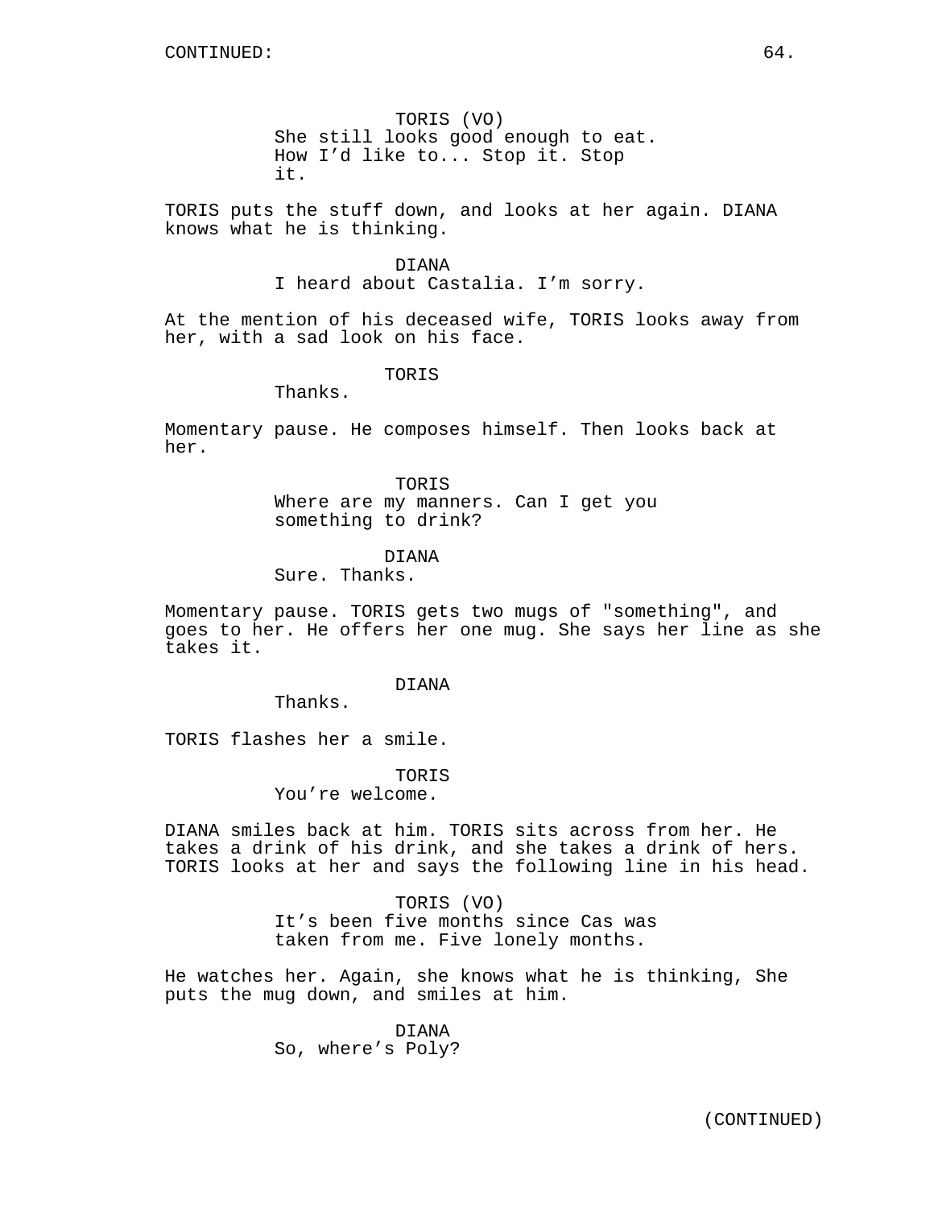CONTINUED:

TORIS (VO)
She still looks good enough to eat. How I'd like to... Stop it. Stop it.

TORIS puts the stuff down, and looks at her again. DIANA knows what he is thinking.

DIANA
I heard about Castalia. I'm sorry.

At the mention of his deceased wife, TORIS looks away from her, with a sad look on his face.

TORIS
Thanks.

Momentary pause. He composes himself. Then looks back at her.

TORIS
Where are my manners. Can I get you something to drink?

DIANA
Sure. Thanks.

Momentary pause. TORIS gets two mugs of "something", and goes to her. He offers her one mug. She says her line as she takes it.

DIANA
Thanks.

TORIS flashes her a smile.

TORIS
You're welcome.

DIANA smiles back at him. TORIS sits across from her. He takes a drink of his drink, and she takes a drink of hers. TORIS looks at her and says the following line in his head.

TORIS (VO)
It's been five months since Cas was taken from me. Five lonely months.

He watches her. Again, she knows what he is thinking, She puts the mug down, and smiles at him.

DIANA
So, where's Poly?

(CONTINUED)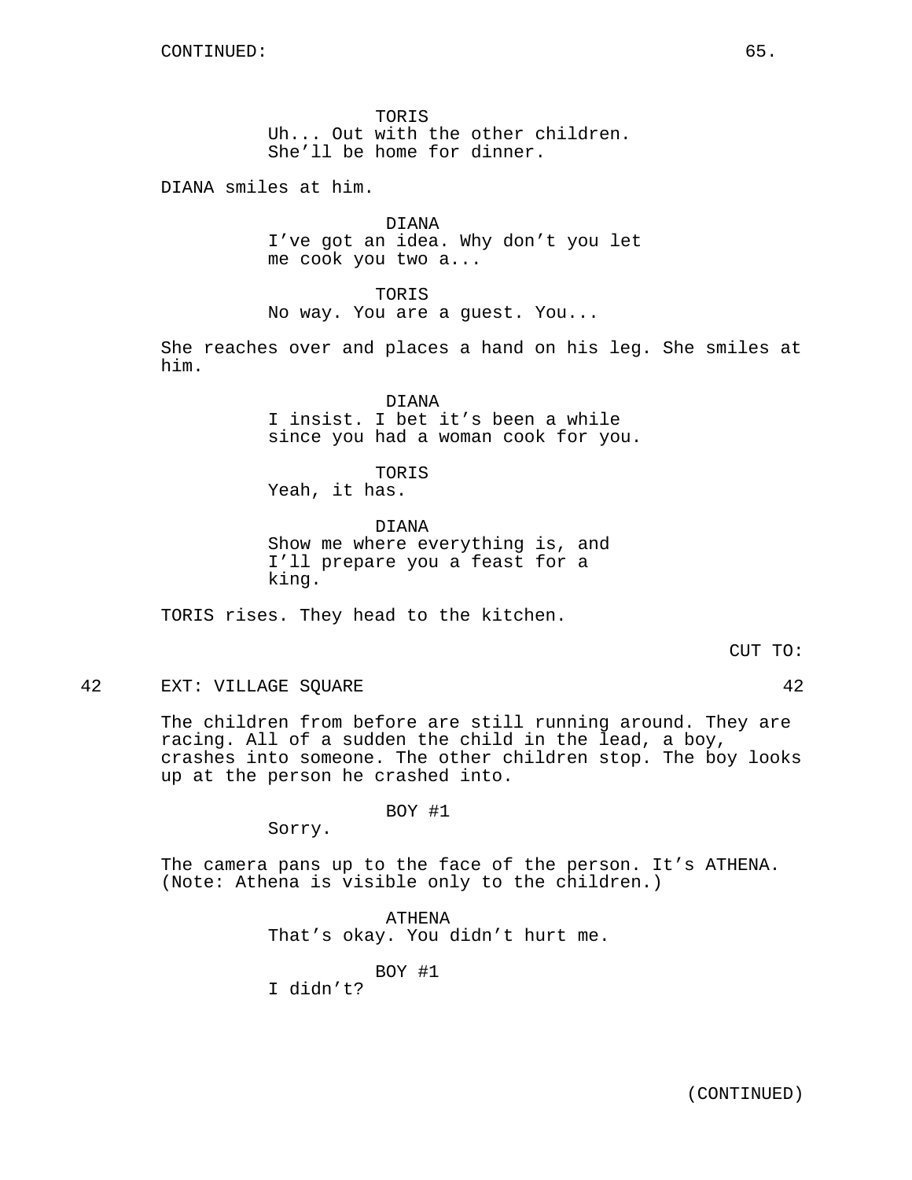CONTINUED:

TORIS
Uh... Out with the other children.
She'll be home for dinner.

DIANA smiles at him.

DIANA
I've got an idea. Why don't you let
me cook you two a...

TORIS
No way. You are a guest. You...

She reaches over and places a hand on his leg. She smiles at him.

DIANA
I insist. I bet it's been a while
since you had a woman cook for you.

TORIS
Yeah, it has.

DIANA
Show me where everything is, and
I'll prepare you a feast for a
king.

TORIS rises. They head to the kitchen.

CUT TO:

42 EXT: VILLAGE SQUARE 42

The children from before are still running around. They are racing. All of a sudden the child in the lead, a boy, crashes into someone. The other children stop. The boy looks up at the person he crashed into.

BOY #1
Sorry.

The camera pans up to the face of the person. It's ATHENA. (Note: Athena is visible only to the children.)

ATHENA
That's okay. You didn't hurt me.

BOY #1
I didn't?

(CONTINUED)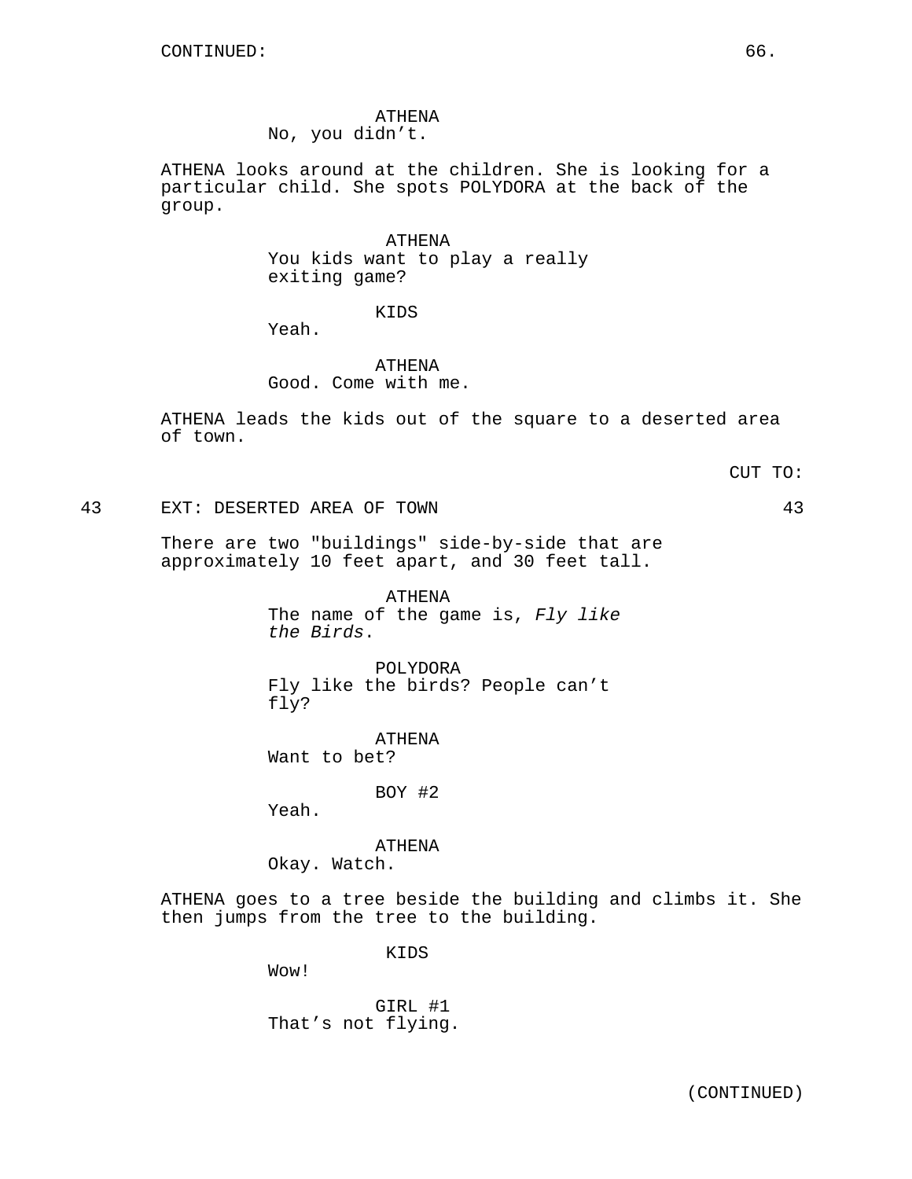CONTINUED:

ATHENA
No, you didn't.

ATHENA looks around at the children. She is looking for a particular child. She spots POLYDORA at the back of the group.

ATHENA
You kids want to play a really exiting game?

KIDS
Yeah.

ATHENA
Good. Come with me.

ATHENA leads the kids out of the square to a deserted area of town.

CUT TO:

43 EXT: DESERTED AREA OF TOWN 43

There are two "buildings" side-by-side that are approximately 10 feet apart, and 30 feet tall.

ATHENA
The name of the game is, *Fly like the Birds*.

POLYDORA
Fly like the birds? People can't fly?

ATHENA
Want to bet?

BOY #2
Yeah.

ATHENA
Okay. Watch.

ATHENA goes to a tree beside the building and climbs it. She then jumps from the tree to the building.

KIDS
Wow!

GIRL #1
That's not flying.

(CONTINUED)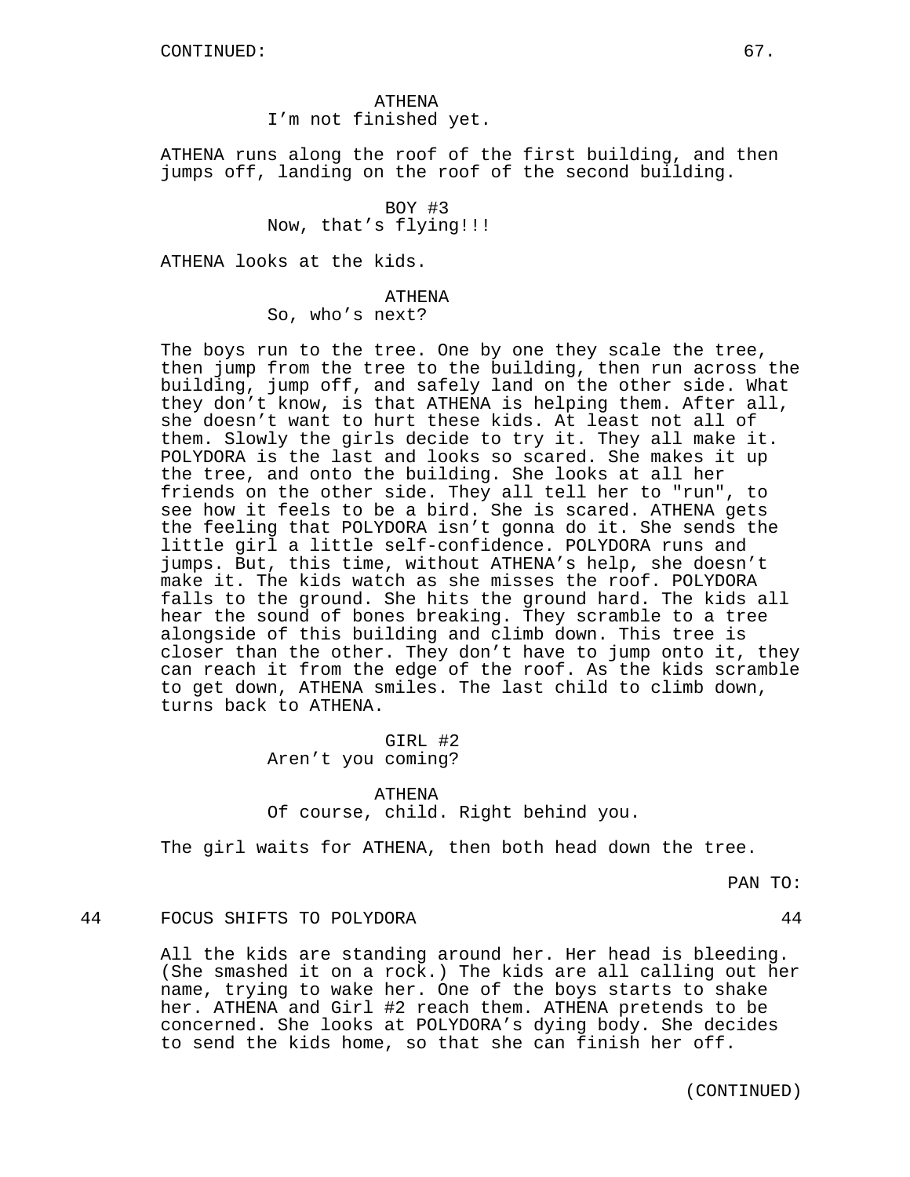CONTINUED:

ATHENA
I’m not finished yet.

ATHENA runs along the roof of the first building, and then jumps off, landing on the roof of the second building.

BOY #3
Now, that’s flying!!!

ATHENA looks at the kids.

ATHENA
So, who’s next?

The boys run to the tree. One by one they scale the tree, then jump from the tree to the building, then run across the building, jump off, and safely land on the other side. What they don’t know, is that ATHENA is helping them. After all, she doesn’t want to hurt these kids. At least not all of them. Slowly the girls decide to try it. They all make it. POLYDORA is the last and looks so scared. She makes it up the tree, and onto the building. She looks at all her friends on the other side. They all tell her to "run", to see how it feels to be a bird. She is scared. ATHENA gets the feeling that POLYDORA isn’t gonna do it. She sends the little girl a little self-confidence. POLYDORA runs and jumps. But, this time, without ATHENA’s help, she doesn’t make it. The kids watch as she misses the roof. POLYDORA falls to the ground. She hits the ground hard. The kids all hear the sound of bones breaking. They scramble to a tree alongside of this building and climb down. This tree is closer than the other. They don’t have to jump onto it, they can reach it from the edge of the roof. As the kids scramble to get down, ATHENA smiles. The last child to climb down, turns back to ATHENA.

GIRL #2
Aren’t you coming?

ATHENA
Of course, child. Right behind you.

The girl waits for ATHENA, then both head down the tree.

PAN TO:

44 FOCUS SHIFTS TO POLYDORA 44

All the kids are standing around her. Her head is bleeding. (She smashed it on a rock.) The kids are all calling out her name, trying to wake her. One of the boys starts to shake her. ATHENA and Girl #2 reach them. ATHENA pretends to be concerned. She looks at POLYDORA’s dying body. She decides to send the kids home, so that she can finish her off.

(CONTINUED)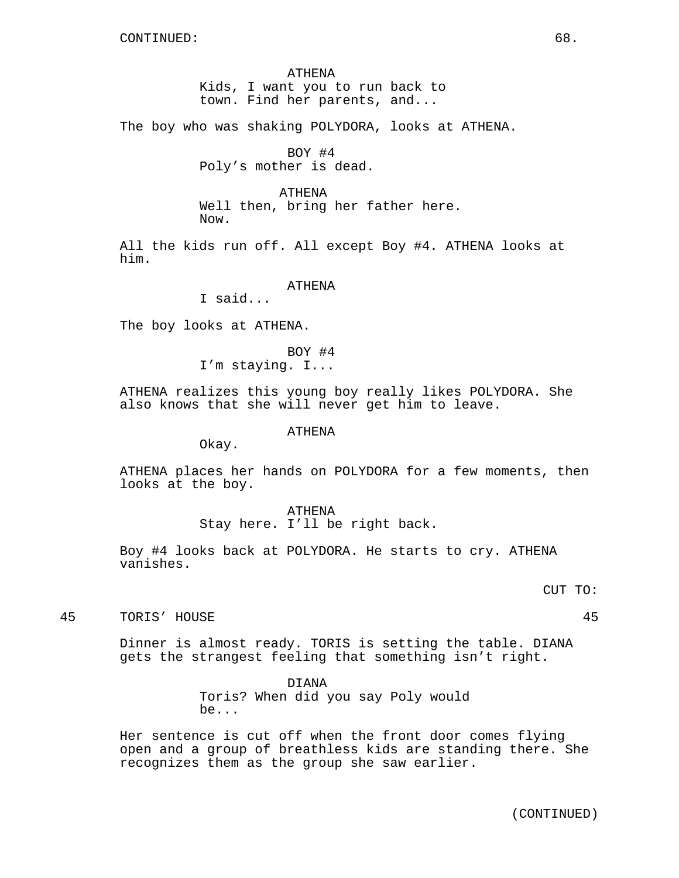CONTINUED:

ATHENA
Kids, I want you to run back to town. Find her parents, and...

The boy who was shaking POLYDORA, looks at ATHENA.

BOY #4
Poly's mother is dead.

ATHENA
Well then, bring her father here. Now.

All the kids run off. All except Boy #4. ATHENA looks at him.

ATHENA
I said...

The boy looks at ATHENA.

BOY #4
I'm staying. I...

ATHENA realizes this young boy really likes POLYDORA. She also knows that she will never get him to leave.

ATHENA
Okay.

ATHENA places her hands on POLYDORA for a few moments, then looks at the boy.

ATHENA
Stay here. I'll be right back.

Boy #4 looks back at POLYDORA. He starts to cry. ATHENA vanishes.

CUT TO:

45 TORIS' HOUSE 45

Dinner is almost ready. TORIS is setting the table. DIANA gets the strangest feeling that something isn't right.

DIANA
Toris? When did you say Poly would be...

Her sentence is cut off when the front door comes flying open and a group of breathless kids are standing there. She recognizes them as the group she saw earlier.

(CONTINUED)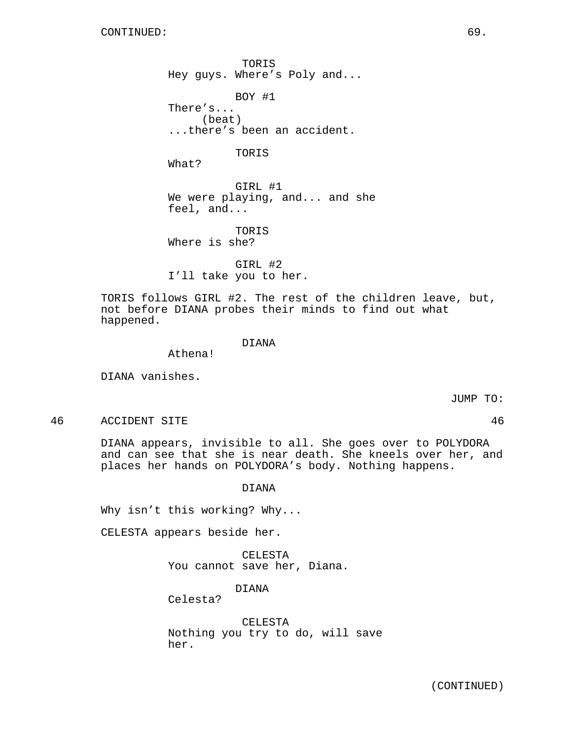CONTINUED:

TORIS
Hey guys. Where's Poly and...

BOY #1
There's...
(beat)
...there's been an accident.

TORIS
What?

GIRL #1
We were playing, and... and she feel, and...

TORIS
Where is she?

GIRL #2
I'll take you to her.

TORIS follows GIRL #2. The rest of the children leave, but, not before DIANA probes their minds to find out what happened.

DIANA
Athena!

DIANA vanishes.

JUMP TO:

46 ACCIDENT SITE 46

DIANA appears, invisible to all. She goes over to POLYDORA and can see that she is near death. She kneels over her, and places her hands on POLYDORA's body. Nothing happens.

DIANA

Why isn't this working? Why...

CELESTA appears beside her.

CELESTA
You cannot save her, Diana.

DIANA
Celesta?

CELESTA
Nothing you try to do, will save her.

(CONTINUED)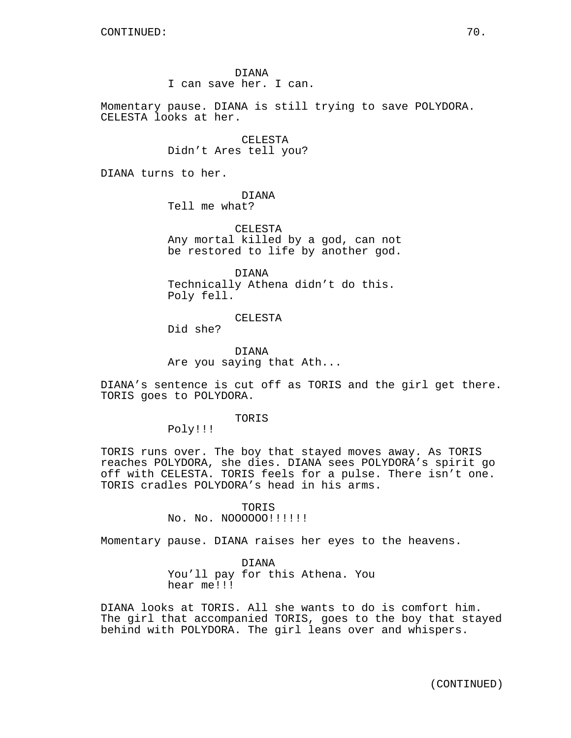CONTINUED:

DIANA
I can save her. I can.

Momentary pause. DIANA is still trying to save POLYDORA. CELESTA looks at her.

CELESTA
Didn't Ares tell you?

DIANA turns to her.

DIANA
Tell me what?

CELESTA
Any mortal killed by a god, can not be restored to life by another god.

DIANA
Technically Athena didn't do this. Poly fell.

CELESTA
Did she?

DIANA
Are you saying that Ath...

DIANA's sentence is cut off as TORIS and the girl get there. TORIS goes to POLYDORA.

TORIS
Poly!!!

TORIS runs over. The boy that stayed moves away. As TORIS reaches POLYDORA, she dies. DIANA sees POLYDORA's spirit go off with CELESTA. TORIS feels for a pulse. There isn't one. TORIS cradles POLYDORA's head in his arms.

TORIS
No. No. NOOOOOO!!!!!!

Momentary pause. DIANA raises her eyes to the heavens.

DIANA
You'll pay for this Athena. You hear me!!!

DIANA looks at TORIS. All she wants to do is comfort him. The girl that accompanied TORIS, goes to the boy that stayed behind with POLYDORA. The girl leans over and whispers.

(CONTINUED)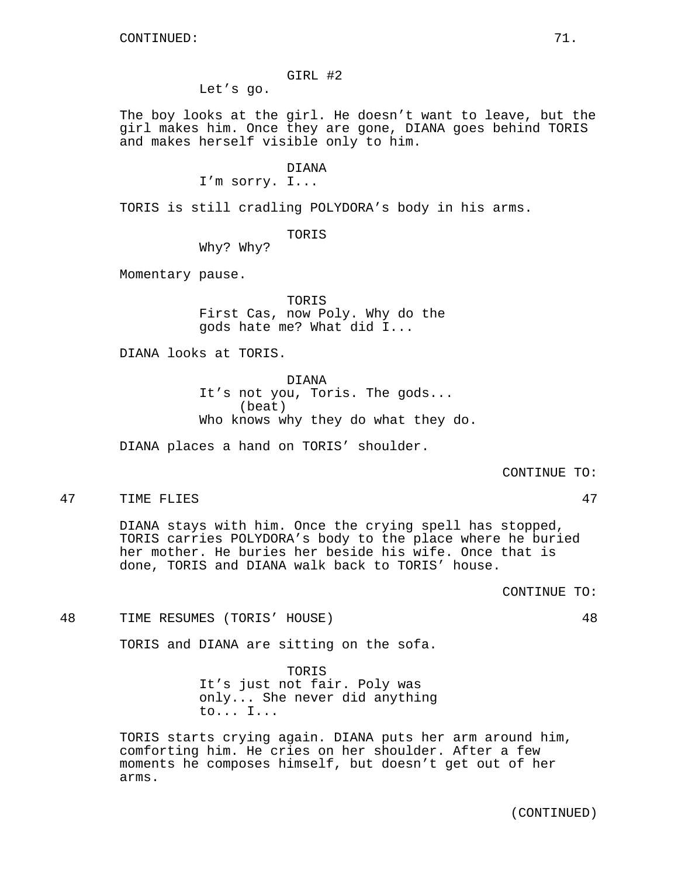CONTINUED:

GIRL #2
Let's go.

The boy looks at the girl. He doesn't want to leave, but the girl makes him. Once they are gone, DIANA goes behind TORIS and makes herself visible only to him.

DIANA
I'm sorry. I...

TORIS is still cradling POLYDORA's body in his arms.

TORIS
Why? Why?

Momentary pause.

TORIS
First Cas, now Poly. Why do the gods hate me? What did I...

DIANA looks at TORIS.

DIANA
It's not you, Toris. The gods...
(beat)
Who knows why they do what they do.

DIANA places a hand on TORIS' shoulder.

CONTINUE TO:

47 TIME FLIES 47

DIANA stays with him. Once the crying spell has stopped, TORIS carries POLYDORA's body to the place where he buried her mother. He buries her beside his wife. Once that is done, TORIS and DIANA walk back to TORIS' house.

CONTINUE TO:

48 TIME RESUMES (TORIS' HOUSE) 48

TORIS and DIANA are sitting on the sofa.

TORIS
It's just not fair. Poly was only... She never did anything to... I...

TORIS starts crying again. DIANA puts her arm around him, comforting him. He cries on her shoulder. After a few moments he composes himself, but doesn't get out of her arms.

(CONTINUED)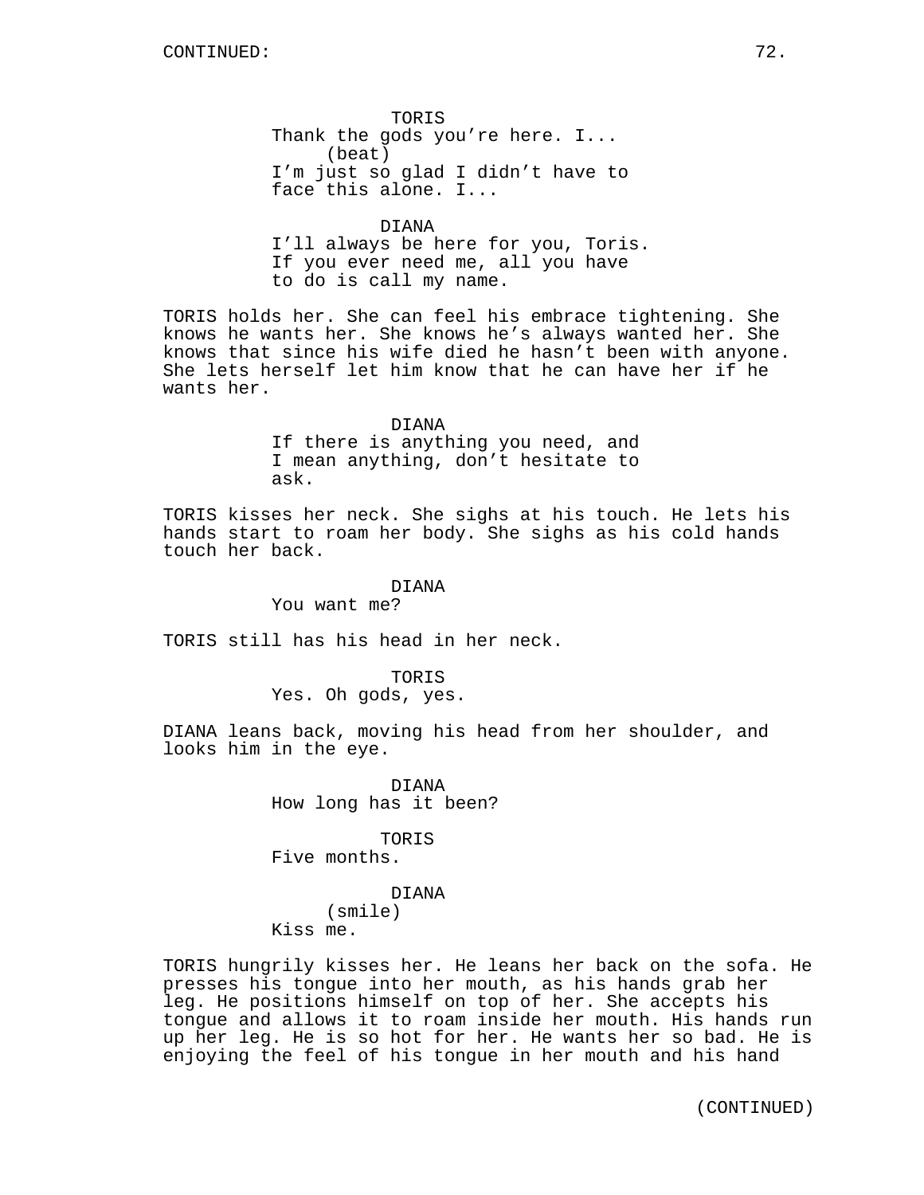TORIS
Thank the gods you're here. I...
(beat)
I'm just so glad I didn't have to face this alone. I...

DIANA
I'll always be here for you, Toris. If you ever need me, all you have to do is call my name.

TORIS holds her. She can feel his embrace tightening. She knows he wants her. She knows he's always wanted her. She knows that since his wife died he hasn't been with anyone. She lets herself let him know that he can have her if he wants her.

DIANA
If there is anything you need, and I mean anything, don't hesitate to ask.

TORIS kisses her neck. She sighs at his touch. He lets his hands start to roam her body. She sighs as his cold hands touch her back.

DIANA
You want me?

TORIS still has his head in her neck.

TORIS
Yes. Oh gods, yes.

DIANA leans back, moving his head from her shoulder, and looks him in the eye.

DIANA
How long has it been?

TORIS
Five months.

DIANA
(smile)
Kiss me.

TORIS hungrily kisses her. He leans her back on the sofa. He presses his tongue into her mouth, as his hands grab her leg. He positions himself on top of her. She accepts his tongue and allows it to roam inside her mouth. His hands run up her leg. He is so hot for her. He wants her so bad. He is enjoying the feel of his tongue in her mouth and his hand

(CONTINUED)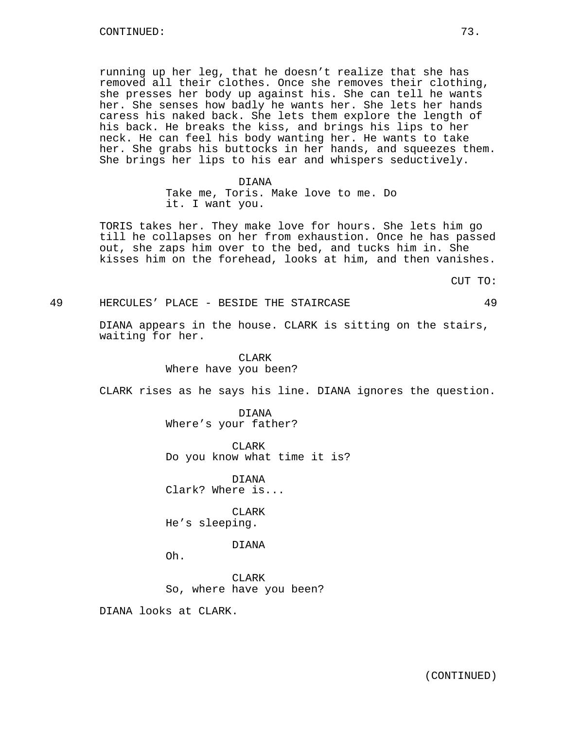running up her leg, that he doesn't realize that she has removed all their clothes. Once she removes their clothing, she presses her body up against his. She can tell he wants her. She senses how badly he wants her. She lets her hands caress his naked back. She lets them explore the length of his back. He breaks the kiss, and brings his lips to her neck. He can feel his body wanting her. He wants to take her. She grabs his buttocks in her hands, and squeezes them. She brings her lips to his ear and whispers seductively.

DIANA
Take me, Toris. Make love to me. Do it. I want you.

TORIS takes her. They make love for hours. She lets him go till he collapses on her from exhaustion. Once he has passed out, she zaps him over to the bed, and tucks him in. She kisses him on the forehead, looks at him, and then vanishes.

CUT TO:

49 HERCULES' PLACE - BESIDE THE STAIRCASE 49

DIANA appears in the house. CLARK is sitting on the stairs, waiting for her.

CLARK
Where have you been?

CLARK rises as he says his line. DIANA ignores the question.

DIANA
Where's your father?

CLARK
Do you know what time it is?

DIANA
Clark? Where is...

CLARK
He's sleeping.

DIANA
Oh.

CLARK
So, where have you been?

DIANA looks at CLARK.

(CONTINUED)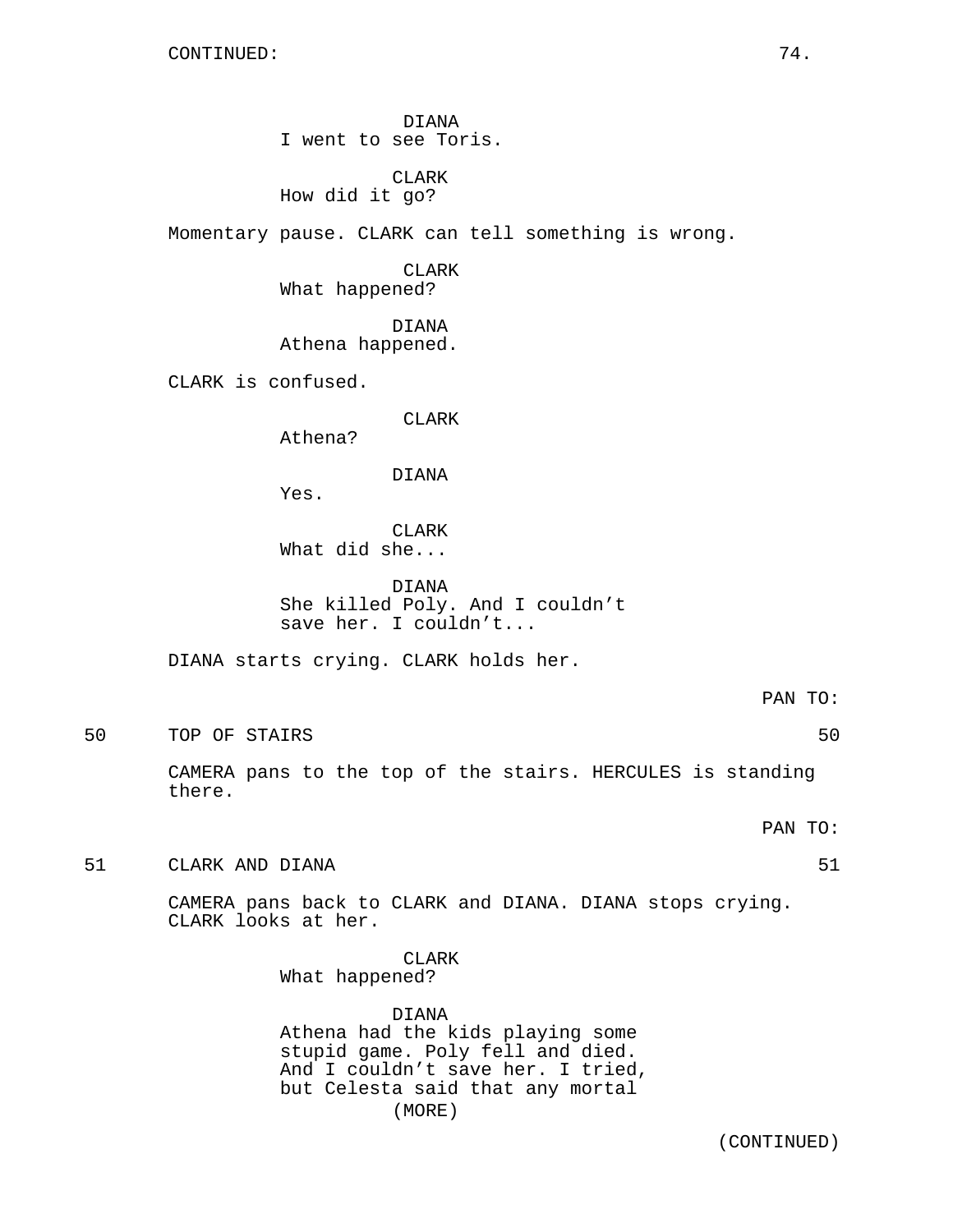CONTINUED:

DIANA
I went to see Toris.

CLARK
How did it go?

Momentary pause. CLARK can tell something is wrong.

CLARK
What happened?

DIANA
Athena happened.

CLARK is confused.

CLARK
Athena?

DIANA
Yes.

CLARK
What did she...

DIANA
She killed Poly. And I couldn't save her. I couldn't...

DIANA starts crying. CLARK holds her.

PAN TO:

50 TOP OF STAIRS 50

CAMERA pans to the top of the stairs. HERCULES is standing there.

PAN TO:

51 CLARK AND DIANA 51

CAMERA pans back to CLARK and DIANA. DIANA stops crying. CLARK looks at her.

CLARK
What happened?

DIANA
Athena had the kids playing some stupid game. Poly fell and died. And I couldn't save her. I tried, but Celesta said that any mortal
(MORE)

(CONTINUED)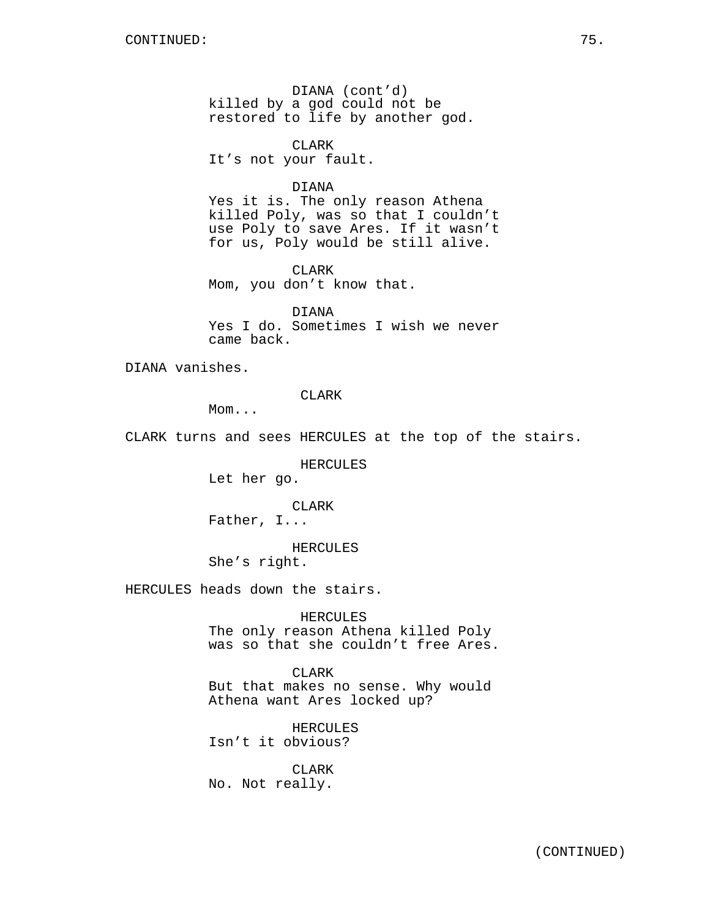DIANA (cont'd)
killed by a god could not be restored to life by another god.

CLARK
It's not your fault.

DIANA
Yes it is. The only reason Athena killed Poly, was so that I couldn't use Poly to save Ares. If it wasn't for us, Poly would be still alive.

CLARK
Mom, you don't know that.

DIANA
Yes I do. Sometimes I wish we never came back.

DIANA vanishes.

CLARK
Mom...

CLARK turns and sees HERCULES at the top of the stairs.

HERCULES
Let her go.

CLARK
Father, I...

HERCULES
She's right.

HERCULES heads down the stairs.

HERCULES
The only reason Athena killed Poly was so that she couldn't free Ares.

CLARK
But that makes no sense. Why would Athena want Ares locked up?

HERCULES
Isn't it obvious?

CLARK
No. Not really.

(CONTINUED)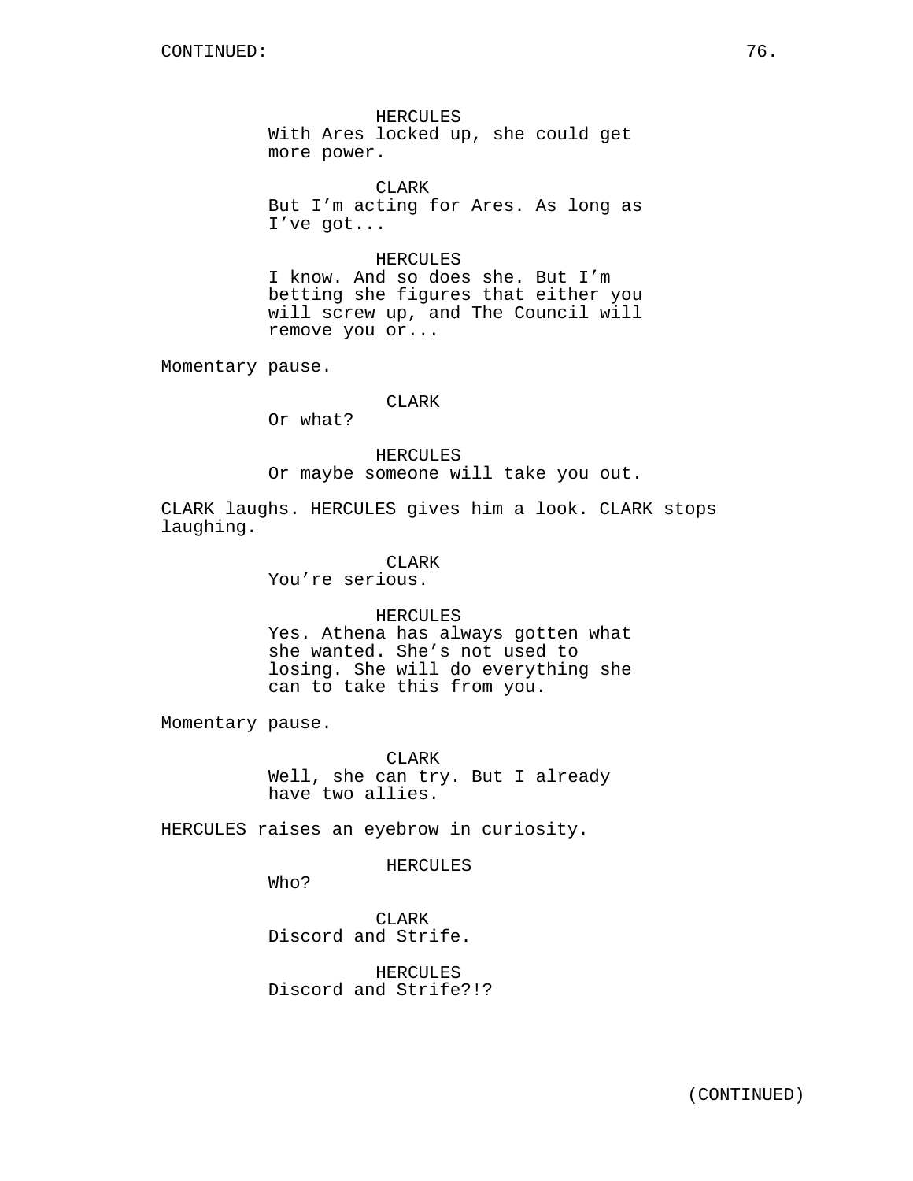HERCULES
With Ares locked up, she could get more power.

CLARK
But I'm acting for Ares. As long as I've got...

HERCULES
I know. And so does she. But I'm betting she figures that either you will screw up, and The Council will remove you or...

Momentary pause.

CLARK
Or what?

HERCULES
Or maybe someone will take you out.

CLARK laughs. HERCULES gives him a look. CLARK stops laughing.

CLARK
You're serious.

HERCULES
Yes. Athena has always gotten what she wanted. She's not used to losing. She will do everything she can to take this from you.

Momentary pause.

CLARK
Well, she can try. But I already have two allies.

HERCULES raises an eyebrow in curiosity.

HERCULES
Who?

CLARK
Discord and Strife.

HERCULES
Discord and Strife?!?

(CONTINUED)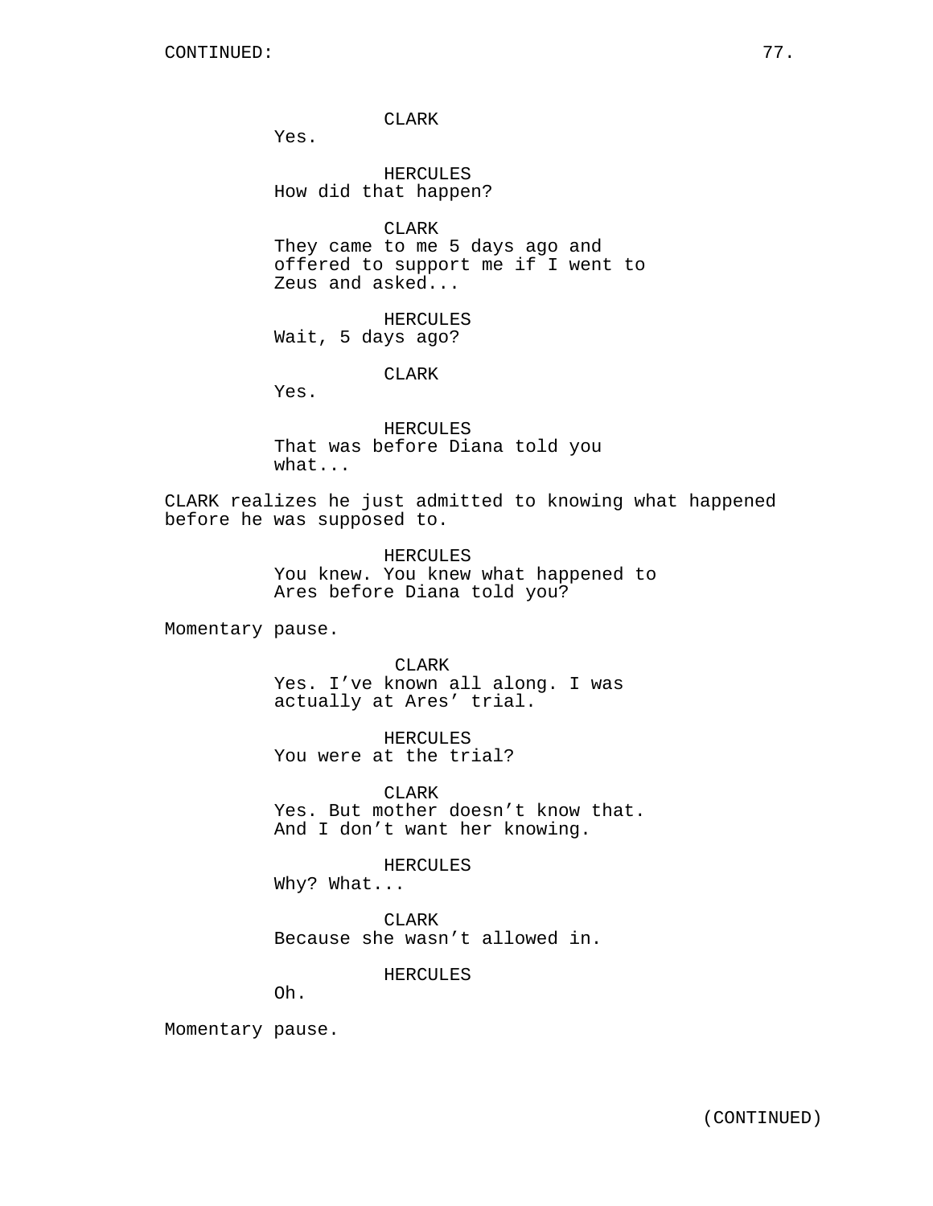CLARK
Yes.

HERCULES
How did that happen?

CLARK
They came to me 5 days ago and offered to support me if I went to Zeus and asked...

HERCULES
Wait, 5 days ago?

CLARK
Yes.

HERCULES
That was before Diana told you what...

CLARK realizes he just admitted to knowing what happened before he was supposed to.

HERCULES
You knew. You knew what happened to Ares before Diana told you?

Momentary pause.

CLARK
Yes. I've known all along. I was actually at Ares' trial.

HERCULES
You were at the trial?

CLARK
Yes. But mother doesn't know that. And I don't want her knowing.

HERCULES
Why? What...

CLARK
Because she wasn't allowed in.

HERCULES
Oh.

Momentary pause.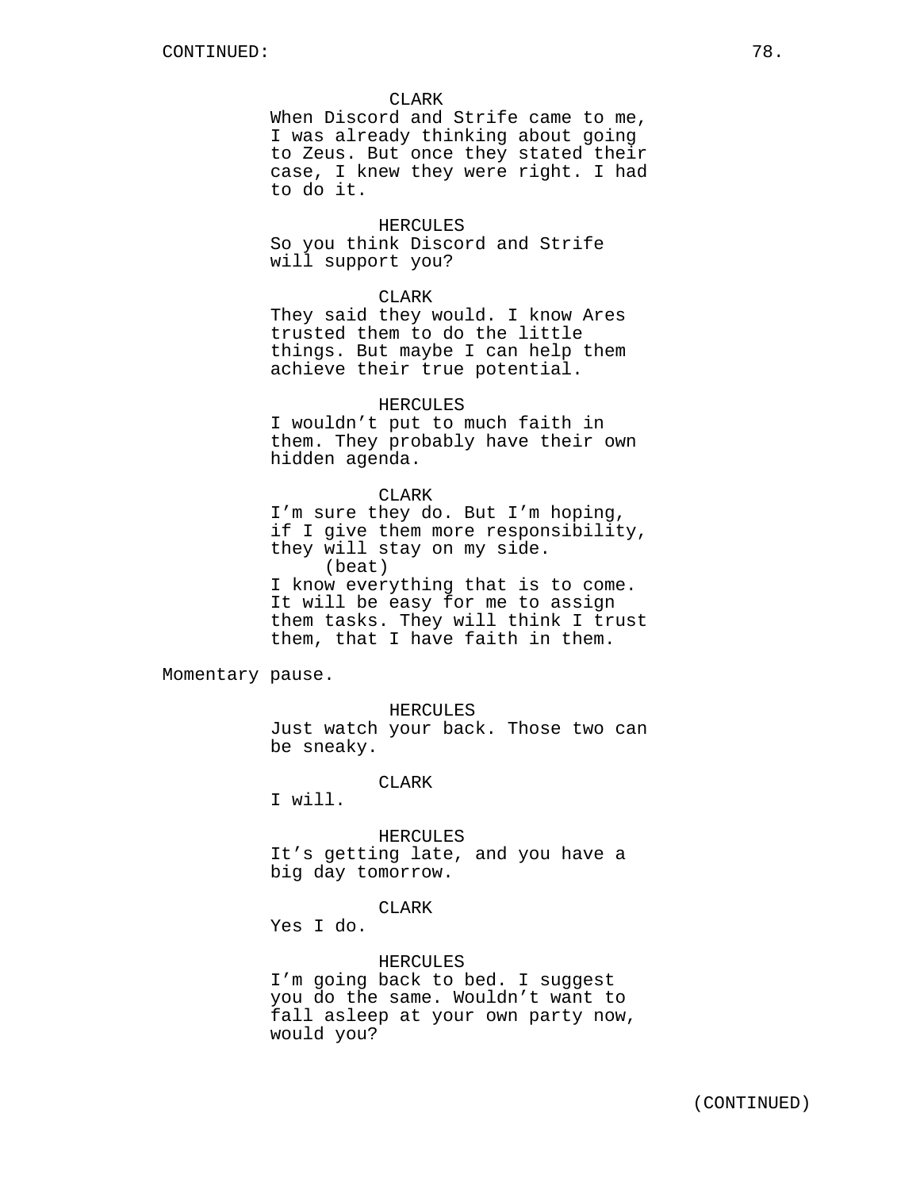CONTINUED:

CLARK
When Discord and Strife came to me, I was already thinking about going to Zeus. But once they stated their case, I knew they were right. I had to do it.

HERCULES
So you think Discord and Strife will support you?

CLARK
They said they would. I know Ares trusted them to do the little things. But maybe I can help them achieve their true potential.

HERCULES
I wouldn’t put to much faith in them. They probably have their own hidden agenda.

CLARK
I’m sure they do. But I’m hoping, if I give them more responsibility, they will stay on my side.
(beat)
I know everything that is to come. It will be easy for me to assign them tasks. They will think I trust them, that I have faith in them.

Momentary pause.

HERCULES
Just watch your back. Those two can be sneaky.

CLARK
I will.

HERCULES
It’s getting late, and you have a big day tomorrow.

CLARK
Yes I do.

HERCULES
I’m going back to bed. I suggest you do the same. Wouldn’t want to fall asleep at your own party now, would you?

(CONTINUED)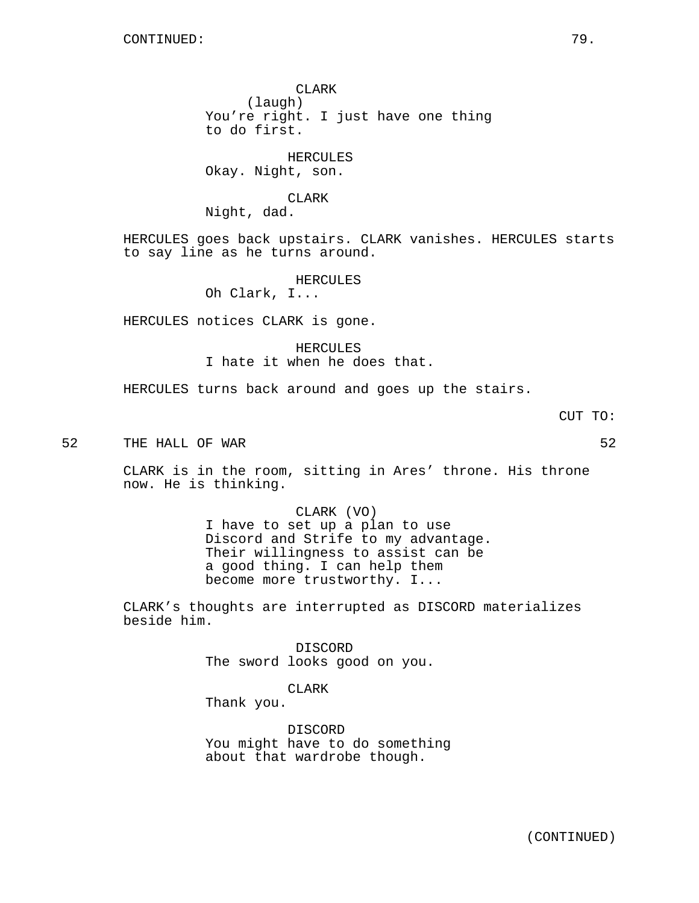CONTINUED:

CLARK
(laugh)
You're right. I just have one thing to do first.

HERCULES
Okay. Night, son.

CLARK
Night, dad.

HERCULES goes back upstairs. CLARK vanishes. HERCULES starts to say line as he turns around.

HERCULES
Oh Clark, I...

HERCULES notices CLARK is gone.

HERCULES
I hate it when he does that.

HERCULES turns back around and goes up the stairs.

CUT TO:

52 THE HALL OF WAR 52

CLARK is in the room, sitting in Ares' throne. His throne now. He is thinking.

CLARK (VO)
I have to set up a plan to use Discord and Strife to my advantage. Their willingness to assist can be a good thing. I can help them become more trustworthy. I...

CLARK's thoughts are interrupted as DISCORD materializes beside him.

DISCORD
The sword looks good on you.

CLARK
Thank you.

DISCORD
You might have to do something about that wardrobe though.

(CONTINUED)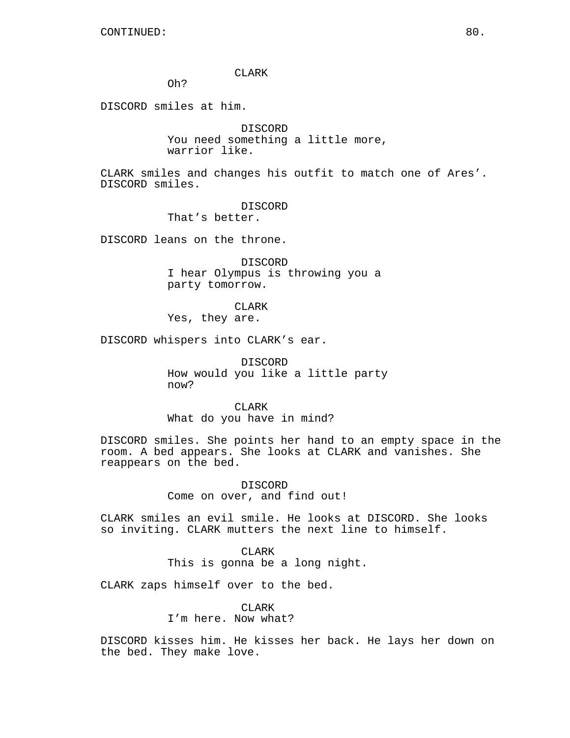CONTINUED:

CLARK
Oh?

DISCORD smiles at him.

DISCORD
You need something a little more, warrior like.

CLARK smiles and changes his outfit to match one of Ares'. DISCORD smiles.

DISCORD
That's better.

DISCORD leans on the throne.

DISCORD
I hear Olympus is throwing you a party tomorrow.

CLARK
Yes, they are.

DISCORD whispers into CLARK's ear.

DISCORD
How would you like a little party now?

CLARK
What do you have in mind?

DISCORD smiles. She points her hand to an empty space in the room. A bed appears. She looks at CLARK and vanishes. She reappears on the bed.

DISCORD
Come on over, and find out!

CLARK smiles an evil smile. He looks at DISCORD. She looks so inviting. CLARK mutters the next line to himself.

CLARK
This is gonna be a long night.

CLARK zaps himself over to the bed.

CLARK
I'm here. Now what?

DISCORD kisses him. He kisses her back. He lays her down on the bed. They make love.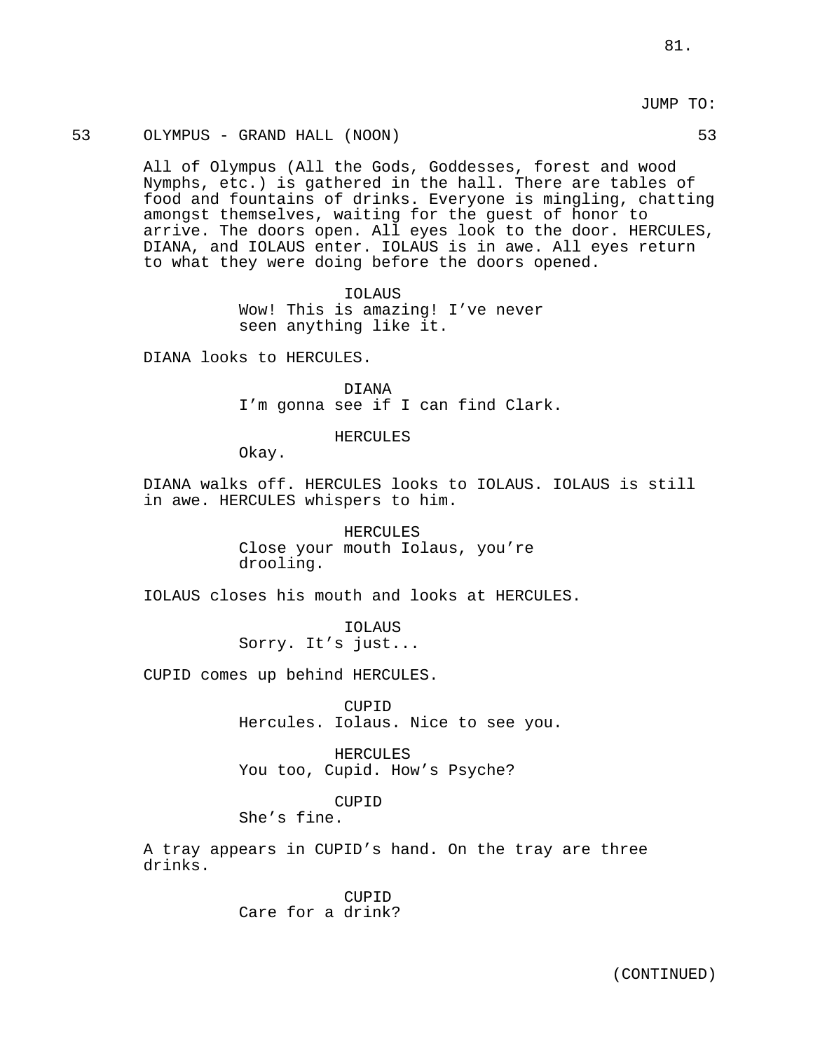JUMP TO:

53 OLYMPUS - GRAND HALL (NOON) 53

All of Olympus (All the Gods, Goddesses, forest and wood Nymphs, etc.) is gathered in the hall. There are tables of food and fountains of drinks. Everyone is mingling, chatting amongst themselves, waiting for the guest of honor to arrive. The doors open. All eyes look to the door. HERCULES, DIANA, and IOLAUS enter. IOLAUS is in awe. All eyes return to what they were doing before the doors opened.

IOLAUS
Wow! This is amazing! I've never seen anything like it.

DIANA looks to HERCULES.

DIANA
I'm gonna see if I can find Clark.

HERCULES
Okay.

DIANA walks off. HERCULES looks to IOLAUS. IOLAUS is still in awe. HERCULES whispers to him.

HERCULES
Close your mouth Iolaus, you're drooling.

IOLAUS closes his mouth and looks at HERCULES.

IOLAUS
Sorry. It's just...

CUPID comes up behind HERCULES.

CUPID
Hercules. Iolaus. Nice to see you.

HERCULES
You too, Cupid. How's Psyche?

CUPID
She's fine.

A tray appears in CUPID's hand. On the tray are three drinks.

CUPID
Care for a drink?

(CONTINUED)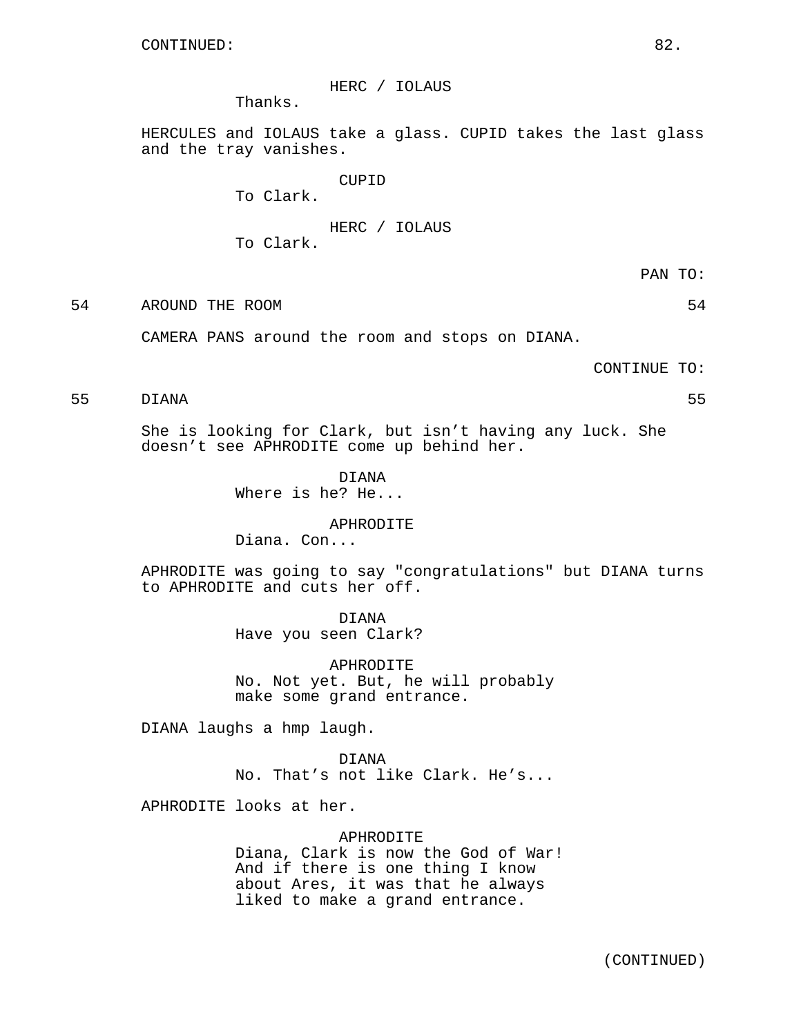CONTINUED:

HERC / IOLAUS
Thanks.

HERCULES and IOLAUS take a glass. CUPID takes the last glass and the tray vanishes.

CUPID
To Clark.

HERC / IOLAUS
To Clark.

PAN TO:

54 AROUND THE ROOM 54

CAMERA PANS around the room and stops on DIANA.

CONTINUE TO:

55 DIANA 55

She is looking for Clark, but isn't having any luck. She doesn't see APHRODITE come up behind her.

DIANA
Where is he? He...

APHRODITE
Diana. Con...

APHRODITE was going to say "congratulations" but DIANA turns to APHRODITE and cuts her off.

DIANA
Have you seen Clark?

APHRODITE
No. Not yet. But, he will probably make some grand entrance.

DIANA laughs a hmp laugh.

DIANA
No. That's not like Clark. He's...

APHRODITE looks at her.

APHRODITE
Diana, Clark is now the God of War! And if there is one thing I know about Ares, it was that he always liked to make a grand entrance.

(CONTINUED)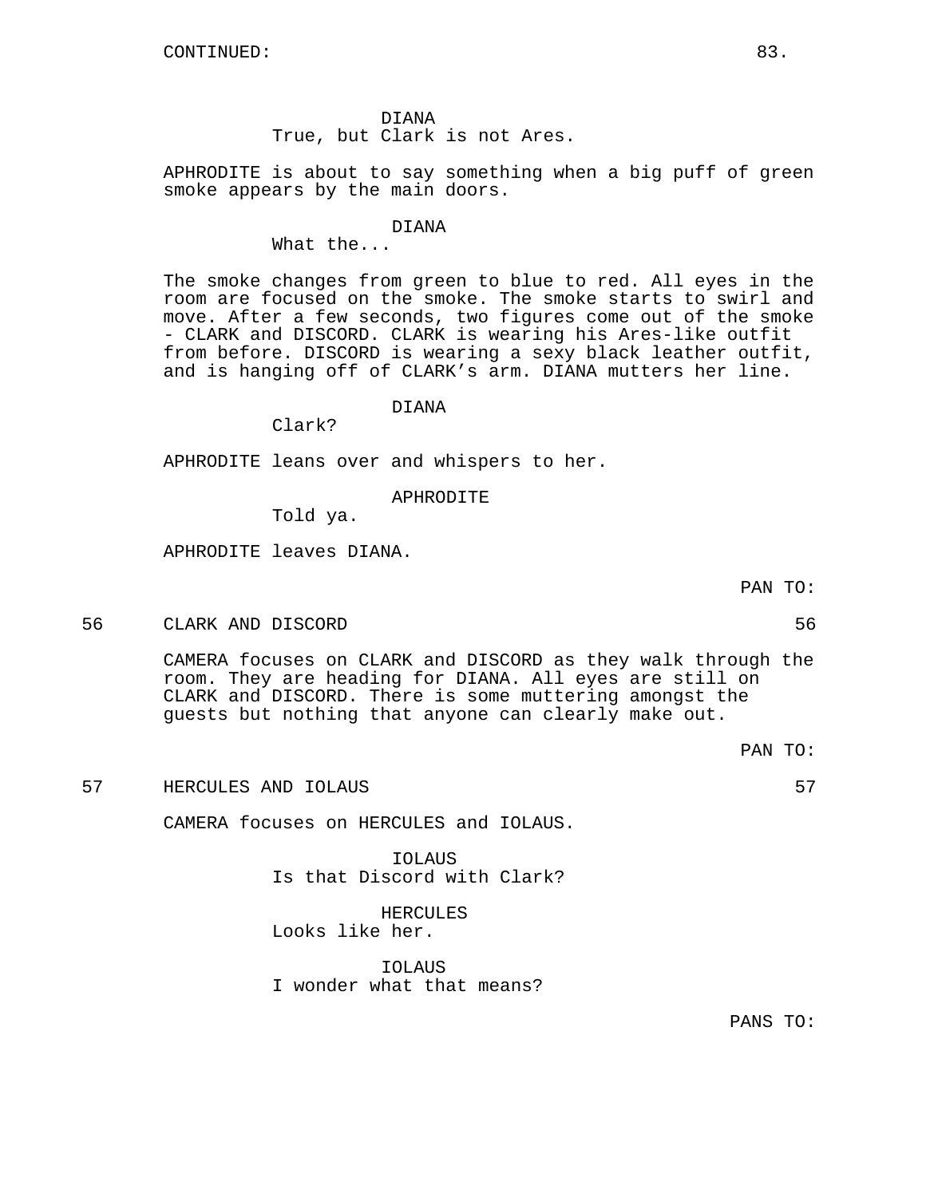CONTINUED:

DIANA
True, but Clark is not Ares.

APHRODITE is about to say something when a big puff of green smoke appears by the main doors.

DIANA
What the...

The smoke changes from green to blue to red. All eyes in the room are focused on the smoke. The smoke starts to swirl and move. After a few seconds, two figures come out of the smoke - CLARK and DISCORD. CLARK is wearing his Ares-like outfit from before. DISCORD is wearing a sexy black leather outfit, and is hanging off of CLARK's arm. DIANA mutters her line.

DIANA
Clark?

APHRODITE leans over and whispers to her.

APHRODITE
Told ya.

APHRODITE leaves DIANA.

PAN TO:

56 CLARK AND DISCORD 56

CAMERA focuses on CLARK and DISCORD as they walk through the room. They are heading for DIANA. All eyes are still on CLARK and DISCORD. There is some muttering amongst the guests but nothing that anyone can clearly make out.

PAN TO:

57 HERCULES AND IOLAUS 57

CAMERA focuses on HERCULES and IOLAUS.

IOLAUS
Is that Discord with Clark?

HERCULES
Looks like her.

IOLAUS
I wonder what that means?

PANS TO: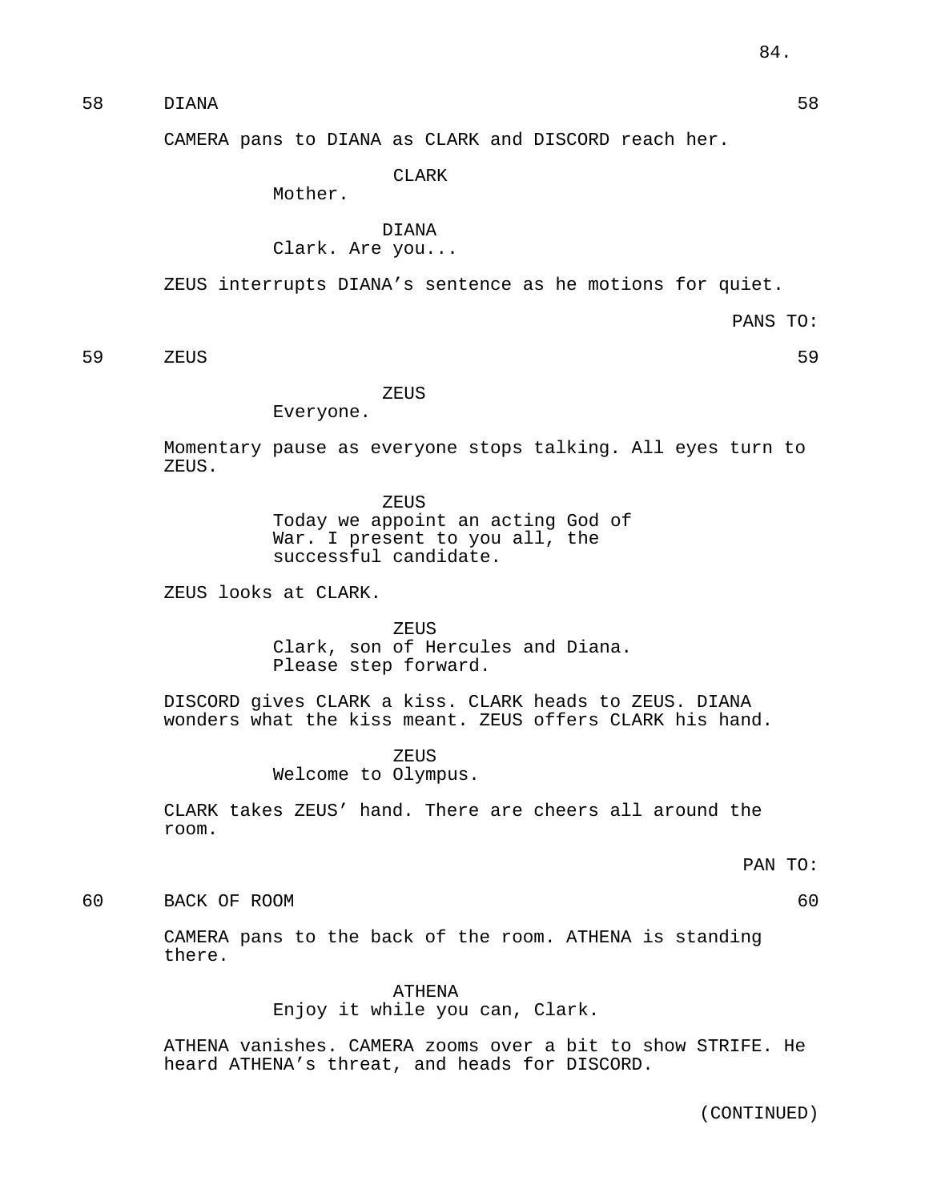58 DIANA 58

CAMERA pans to DIANA as CLARK and DISCORD reach her.

CLARK
Mother.

DIANA
Clark. Are you...

ZEUS interrupts DIANA's sentence as he motions for quiet.

PANS TO:

59 ZEUS 59

ZEUS
Everyone.

Momentary pause as everyone stops talking. All eyes turn to ZEUS.

ZEUS
Today we appoint an acting God of War. I present to you all, the successful candidate.

ZEUS looks at CLARK.

ZEUS
Clark, son of Hercules and Diana. Please step forward.

DISCORD gives CLARK a kiss. CLARK heads to ZEUS. DIANA wonders what the kiss meant. ZEUS offers CLARK his hand.

ZEUS
Welcome to Olympus.

CLARK takes ZEUS' hand. There are cheers all around the room.

PAN TO:

60 BACK OF ROOM 60

CAMERA pans to the back of the room. ATHENA is standing there.

ATHENA
Enjoy it while you can, Clark.

ATHENA vanishes. CAMERA zooms over a bit to show STRIFE. He heard ATHENA's threat, and heads for DISCORD.

(CONTINUED)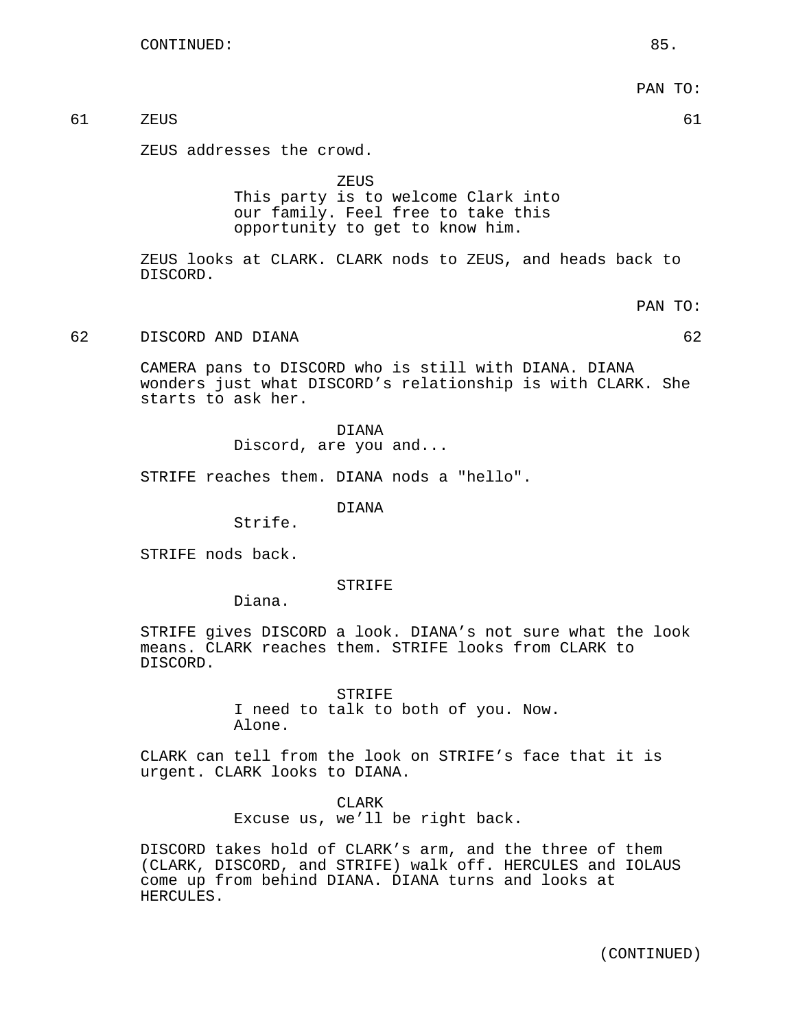CONTINUED:

PAN TO:

61 ZEUS 61

ZEUS addresses the crowd.

ZEUS
This party is to welcome Clark into our family. Feel free to take this opportunity to get to know him.

ZEUS looks at CLARK. CLARK nods to ZEUS, and heads back to DISCORD.

PAN TO:

62 DISCORD AND DIANA 62

CAMERA pans to DISCORD who is still with DIANA. DIANA wonders just what DISCORD's relationship is with CLARK. She starts to ask her.

DIANA
Discord, are you and...

STRIFE reaches them. DIANA nods a "hello".

DIANA
Strife.

STRIFE nods back.

STRIFE
Diana.

STRIFE gives DISCORD a look. DIANA's not sure what the look means. CLARK reaches them. STRIFE looks from CLARK to DISCORD.

STRIFE
I need to talk to both of you. Now. Alone.

CLARK can tell from the look on STRIFE's face that it is urgent. CLARK looks to DIANA.

CLARK
Excuse us, we'll be right back.

DISCORD takes hold of CLARK's arm, and the three of them (CLARK, DISCORD, and STRIFE) walk off. HERCULES and IOLAUS come up from behind DIANA. DIANA turns and looks at HERCULES.

(CONTINUED)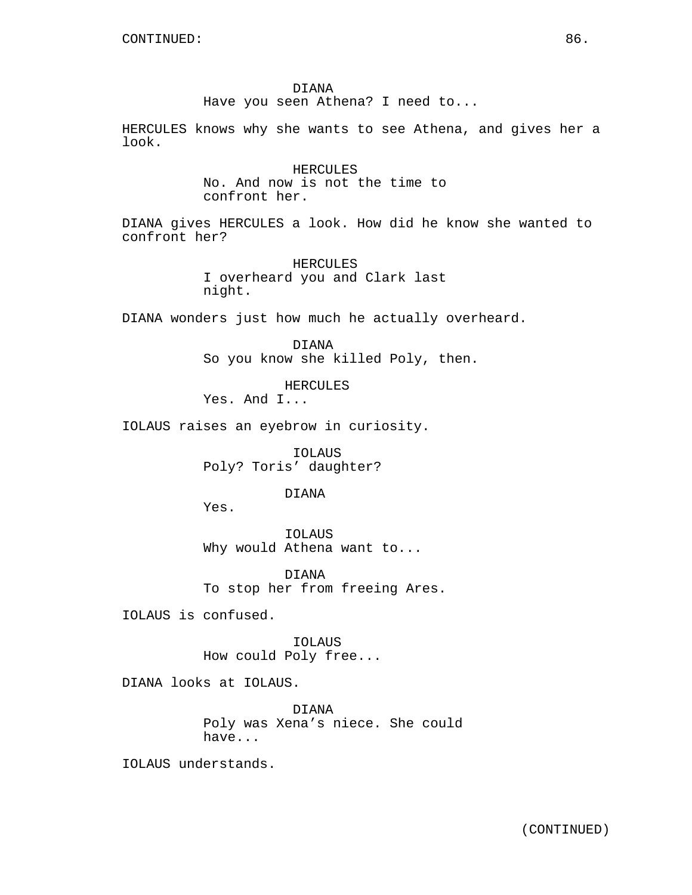CONTINUED:

DIANA
Have you seen Athena? I need to...

HERCULES knows why she wants to see Athena, and gives her a look.

HERCULES
No. And now is not the time to confront her.

DIANA gives HERCULES a look. How did he know she wanted to confront her?

HERCULES
I overheard you and Clark last night.

DIANA wonders just how much he actually overheard.

DIANA
So you know she killed Poly, then.

HERCULES
Yes. And I...

IOLAUS raises an eyebrow in curiosity.

IOLAUS
Poly? Toris' daughter?

DIANA
Yes.

IOLAUS
Why would Athena want to...

DIANA
To stop her from freeing Ares.

IOLAUS is confused.

IOLAUS
How could Poly free...

DIANA looks at IOLAUS.

DIANA
Poly was Xena's niece. She could have...

IOLAUS understands.

(CONTINUED)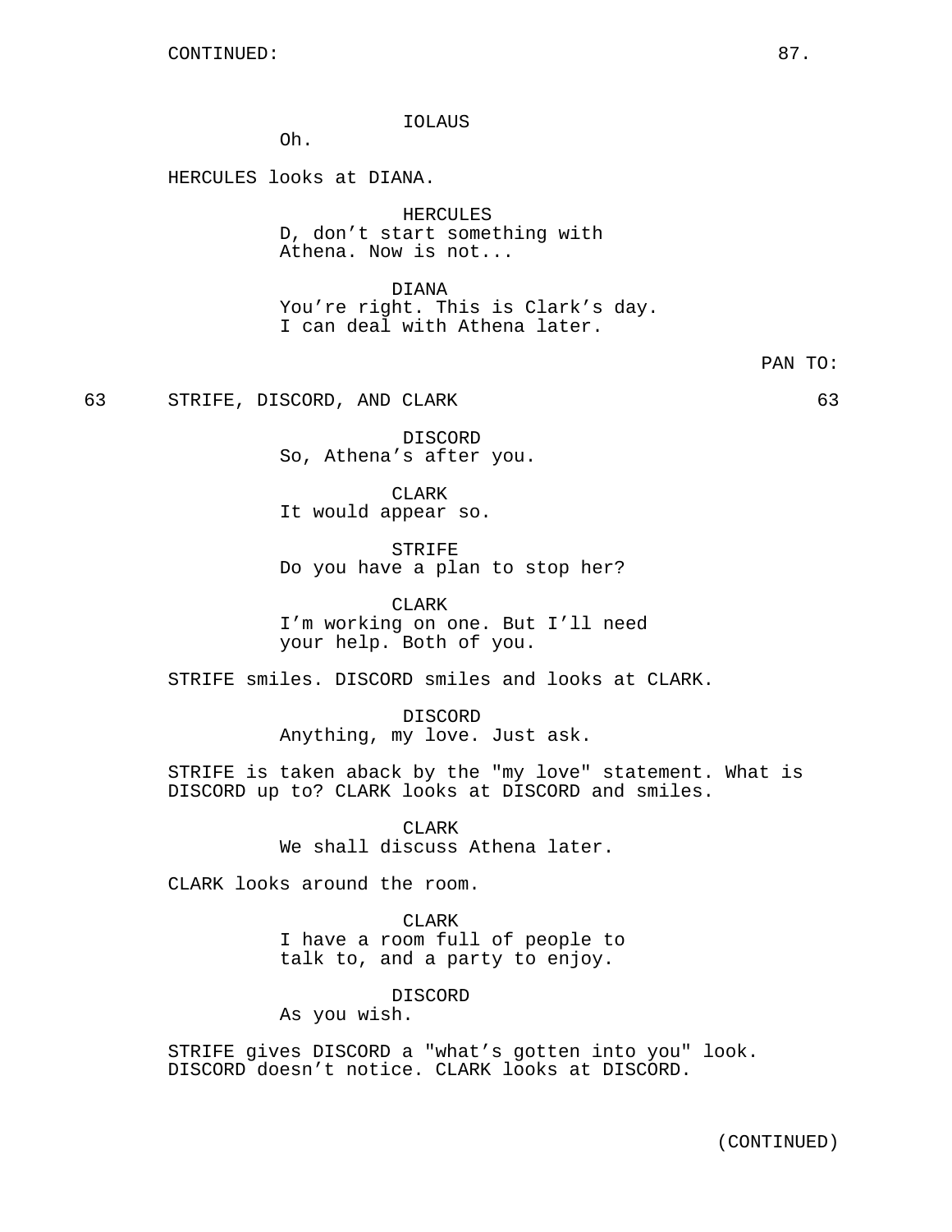CONTINUED:

IOLAUS
Oh.

HERCULES looks at DIANA.

HERCULES
D, don't start something with Athena. Now is not...

DIANA
You're right. This is Clark's day. I can deal with Athena later.

PAN TO:

63 STRIFE, DISCORD, AND CLARK 63

DISCORD
So, Athena's after you.

CLARK
It would appear so.

STRIFE
Do you have a plan to stop her?

CLARK
I'm working on one. But I'll need your help. Both of you.

STRIFE smiles. DISCORD smiles and looks at CLARK.

DISCORD
Anything, my love. Just ask.

STRIFE is taken aback by the "my love" statement. What is DISCORD up to? CLARK looks at DISCORD and smiles.

CLARK
We shall discuss Athena later.

CLARK looks around the room.

CLARK
I have a room full of people to talk to, and a party to enjoy.

DISCORD
As you wish.

STRIFE gives DISCORD a "what's gotten into you" look. DISCORD doesn't notice. CLARK looks at DISCORD.

(CONTINUED)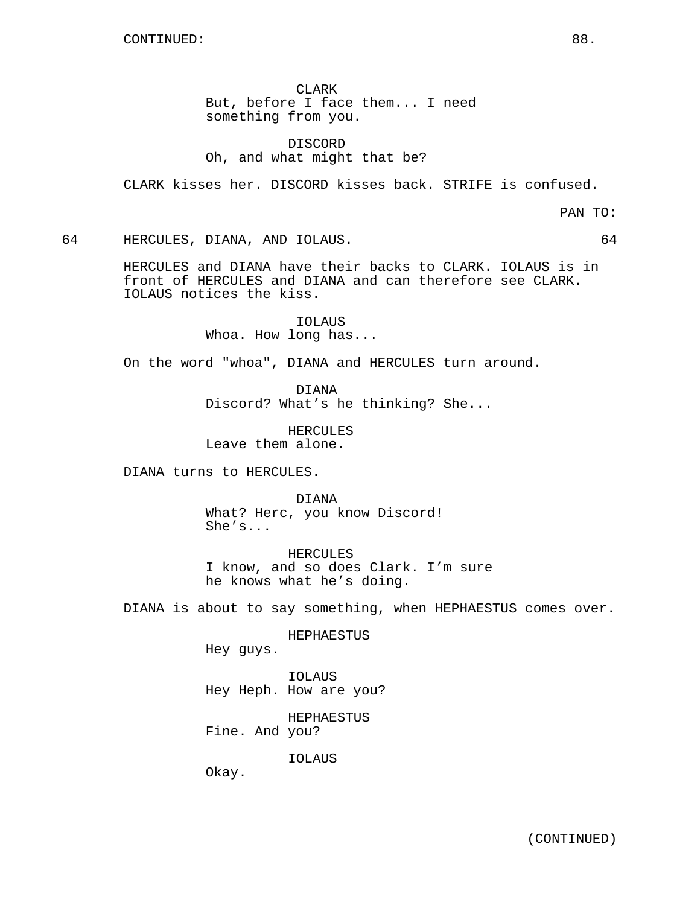CONTINUED:

CLARK
But, before I face them... I need something from you.

DISCORD
Oh, and what might that be?

CLARK kisses her. DISCORD kisses back. STRIFE is confused.

PAN TO:

64 HERCULES, DIANA, AND IOLAUS. 64

HERCULES and DIANA have their backs to CLARK. IOLAUS is in front of HERCULES and DIANA and can therefore see CLARK. IOLAUS notices the kiss.

IOLAUS
Whoa. How long has...

On the word "whoa", DIANA and HERCULES turn around.

DIANA
Discord? What's he thinking? She...

HERCULES
Leave them alone.

DIANA turns to HERCULES.

DIANA
What? Herc, you know Discord! She's...

HERCULES
I know, and so does Clark. I'm sure he knows what he's doing.

DIANA is about to say something, when HEPHAESTUS comes over.

HEPHAESTUS
Hey guys.

IOLAUS
Hey Heph. How are you?

HEPHAESTUS
Fine. And you?

IOLAUS
Okay.

(CONTINUED)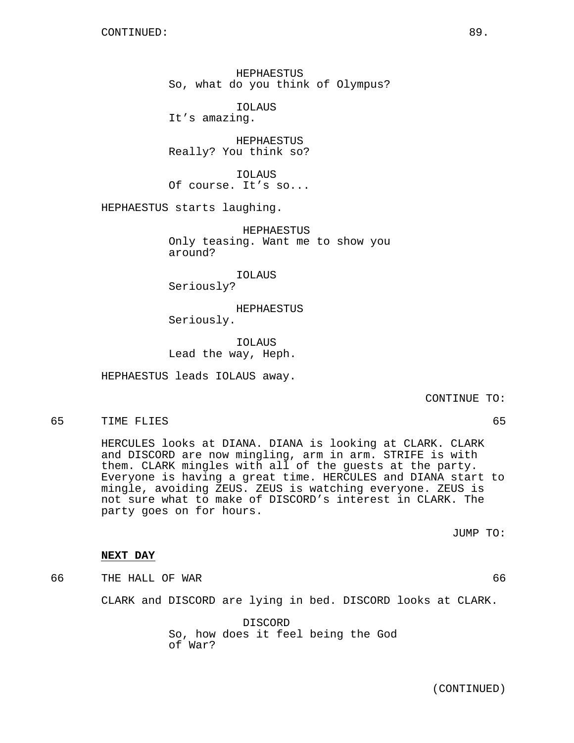CONTINUED:

HEPHAESTUS
So, what do you think of Olympus?

IOLAUS
It's amazing.

HEPHAESTUS
Really? You think so?

IOLAUS
Of course. It's so...

HEPHAESTUS starts laughing.

HEPHAESTUS
Only teasing. Want me to show you around?

IOLAUS
Seriously?

HEPHAESTUS
Seriously.

IOLAUS
Lead the way, Heph.

HEPHAESTUS leads IOLAUS away.

CONTINUE TO:

65 TIME FLIES 65

HERCULES looks at DIANA. DIANA is looking at CLARK. CLARK and DISCORD are now mingling, arm in arm. STRIFE is with them. CLARK mingles with all of the guests at the party. Everyone is having a great time. HERCULES and DIANA start to mingle, avoiding ZEUS. ZEUS is watching everyone. ZEUS is not sure what to make of DISCORD's interest in CLARK. The party goes on for hours.

JUMP TO:

**NEXT DAY**

66 THE HALL OF WAR 66

CLARK and DISCORD are lying in bed. DISCORD looks at CLARK.

DISCORD
So, how does it feel being the God of War?

(CONTINUED)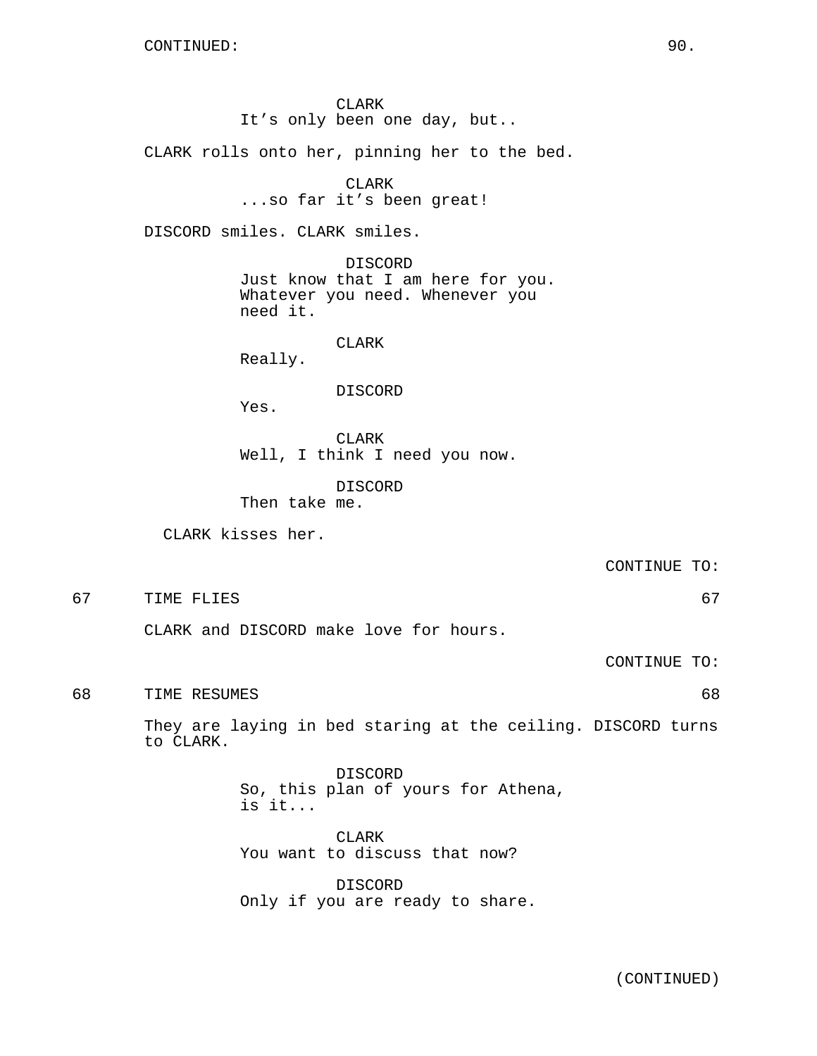CONTINUED:

CLARK
It’s only been one day, but..

CLARK rolls onto her, pinning her to the bed.

CLARK
...so far it’s been great!

DISCORD smiles. CLARK smiles.

DISCORD
Just know that I am here for you. Whatever you need. Whenever you need it.

CLARK
Really.

DISCORD
Yes.

CLARK
Well, I think I need you now.

DISCORD
Then take me.

CLARK kisses her.

CONTINUE TO:

67 TIME FLIES 67

CLARK and DISCORD make love for hours.

CONTINUE TO:

68 TIME RESUMES 68

They are laying in bed staring at the ceiling. DISCORD turns to CLARK.

DISCORD
So, this plan of yours for Athena, is it...

CLARK
You want to discuss that now?

DISCORD
Only if you are ready to share.

(CONTINUED)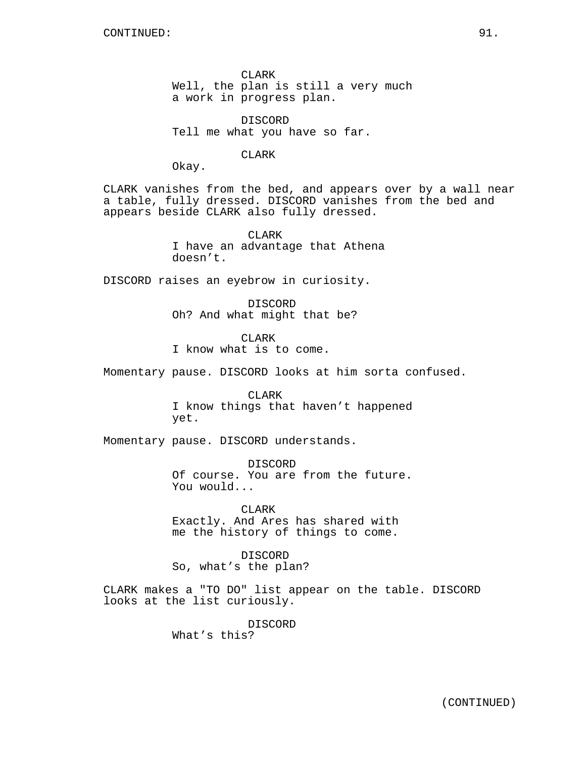CONTINUED:

CLARK
Well, the plan is still a very much a work in progress plan.

DISCORD
Tell me what you have so far.

CLARK
Okay.

CLARK vanishes from the bed, and appears over by a wall near a table, fully dressed. DISCORD vanishes from the bed and appears beside CLARK also fully dressed.

CLARK
I have an advantage that Athena doesn't.

DISCORD raises an eyebrow in curiosity.

DISCORD
Oh? And what might that be?

CLARK
I know what is to come.

Momentary pause. DISCORD looks at him sorta confused.

CLARK
I know things that haven't happened yet.

Momentary pause. DISCORD understands.

DISCORD
Of course. You are from the future. You would...

CLARK
Exactly. And Ares has shared with me the history of things to come.

DISCORD
So, what's the plan?

CLARK makes a "TO DO" list appear on the table. DISCORD looks at the list curiously.

DISCORD
What's this?

(CONTINUED)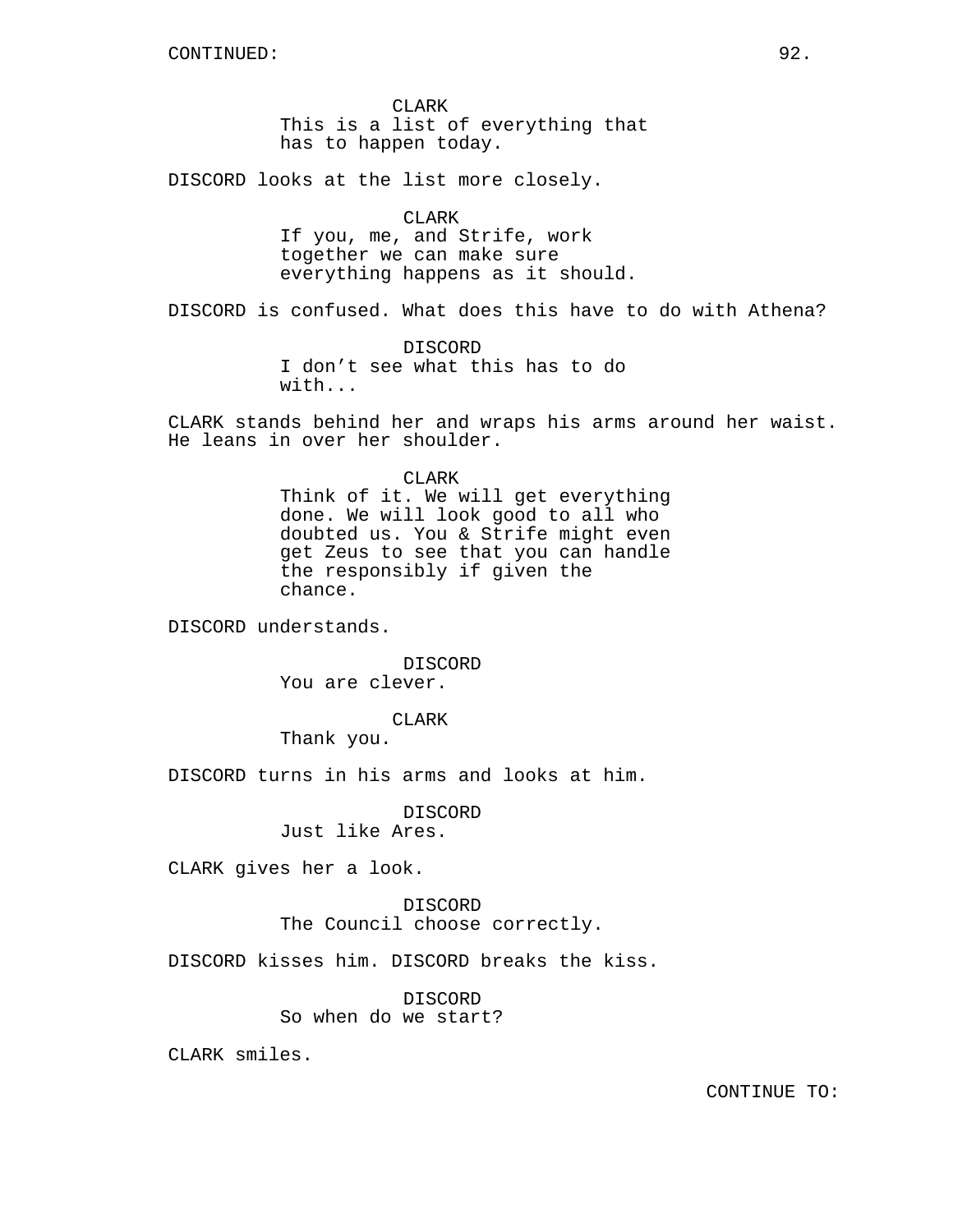CONTINUED:

CLARK
This is a list of everything that has to happen today.

DISCORD looks at the list more closely.

CLARK
If you, me, and Strife, work together we can make sure everything happens as it should.

DISCORD is confused. What does this have to do with Athena?

DISCORD
I don’t see what this has to do with...

CLARK stands behind her and wraps his arms around her waist. He leans in over her shoulder.

CLARK
Think of it. We will get everything done. We will look good to all who doubted us. You & Strife might even get Zeus to see that you can handle the responsibly if given the chance.

DISCORD understands.

DISCORD
You are clever.

CLARK
Thank you.

DISCORD turns in his arms and looks at him.

DISCORD
Just like Ares.

CLARK gives her a look.

DISCORD
The Council choose correctly.

DISCORD kisses him. DISCORD breaks the kiss.

DISCORD
So when do we start?

CLARK smiles.

CONTINUE TO: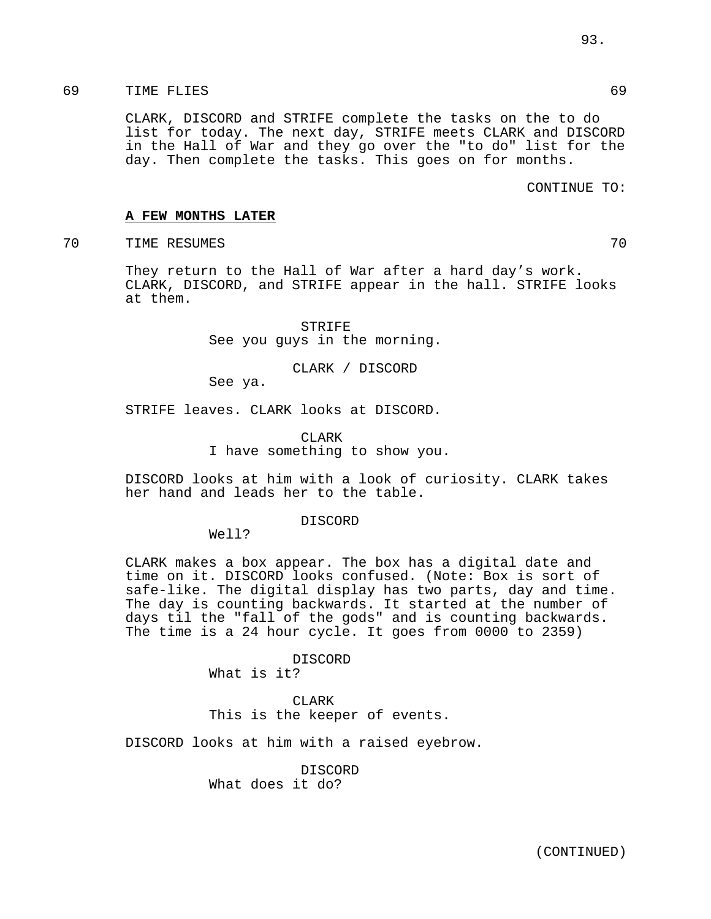69 TIME FLIES 69

CLARK, DISCORD and STRIFE complete the tasks on the to do list for today. The next day, STRIFE meets CLARK and DISCORD in the Hall of War and they go over the "to do" list for the day. Then complete the tasks. This goes on for months.

CONTINUE TO:

**A FEW MONTHS LATER**

70 TIME RESUMES 70

They return to the Hall of War after a hard day's work. CLARK, DISCORD, and STRIFE appear in the hall. STRIFE looks at them.

STRIFE
See you guys in the morning.

CLARK / DISCORD
See ya.

STRIFE leaves. CLARK looks at DISCORD.

CLARK
I have something to show you.

DISCORD looks at him with a look of curiosity. CLARK takes her hand and leads her to the table.

DISCORD
Well?

CLARK makes a box appear. The box has a digital date and time on it. DISCORD looks confused. (Note: Box is sort of safe-like. The digital display has two parts, day and time. The day is counting backwards. It started at the number of days til the "fall of the gods" and is counting backwards. The time is a 24 hour cycle. It goes from 0000 to 2359)

DISCORD
What is it?

CLARK
This is the keeper of events.

DISCORD looks at him with a raised eyebrow.

DISCORD
What does it do?

(CONTINUED)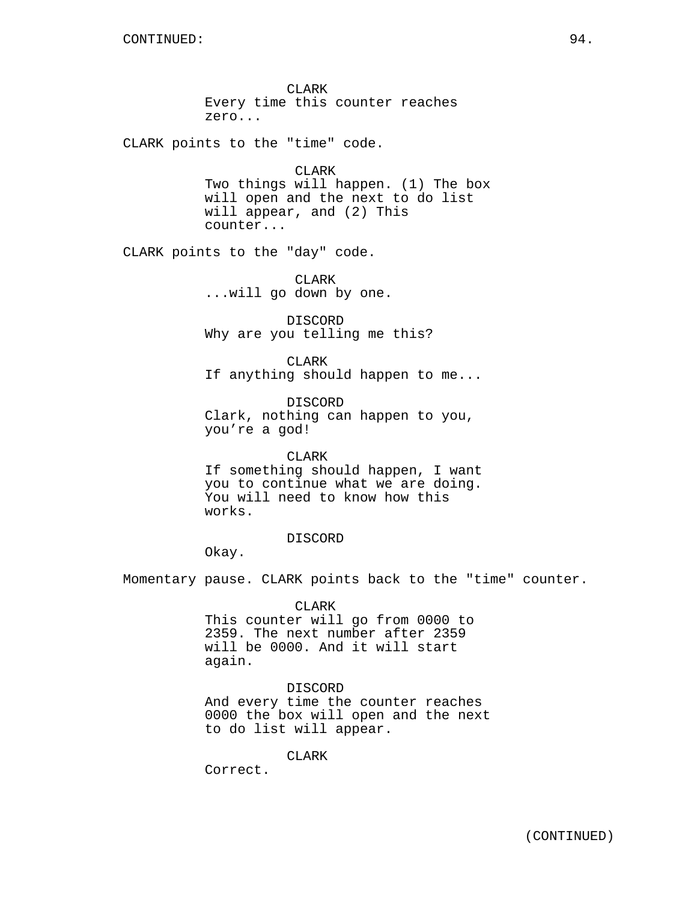CONTINUED:

CLARK
Every time this counter reaches zero...

CLARK points to the "time" code.

CLARK
Two things will happen. (1) The box will open and the next to do list will appear, and (2) This counter...

CLARK points to the "day" code.

CLARK
...will go down by one.

DISCORD
Why are you telling me this?

CLARK
If anything should happen to me...

DISCORD
Clark, nothing can happen to you, you’re a god!

CLARK
If something should happen, I want you to continue what we are doing. You will need to know how this works.

DISCORD
Okay.

Momentary pause. CLARK points back to the "time" counter.

CLARK
This counter will go from 0000 to 2359. The next number after 2359 will be 0000. And it will start again.

DISCORD
And every time the counter reaches 0000 the box will open and the next to do list will appear.

CLARK
Correct.

(CONTINUED)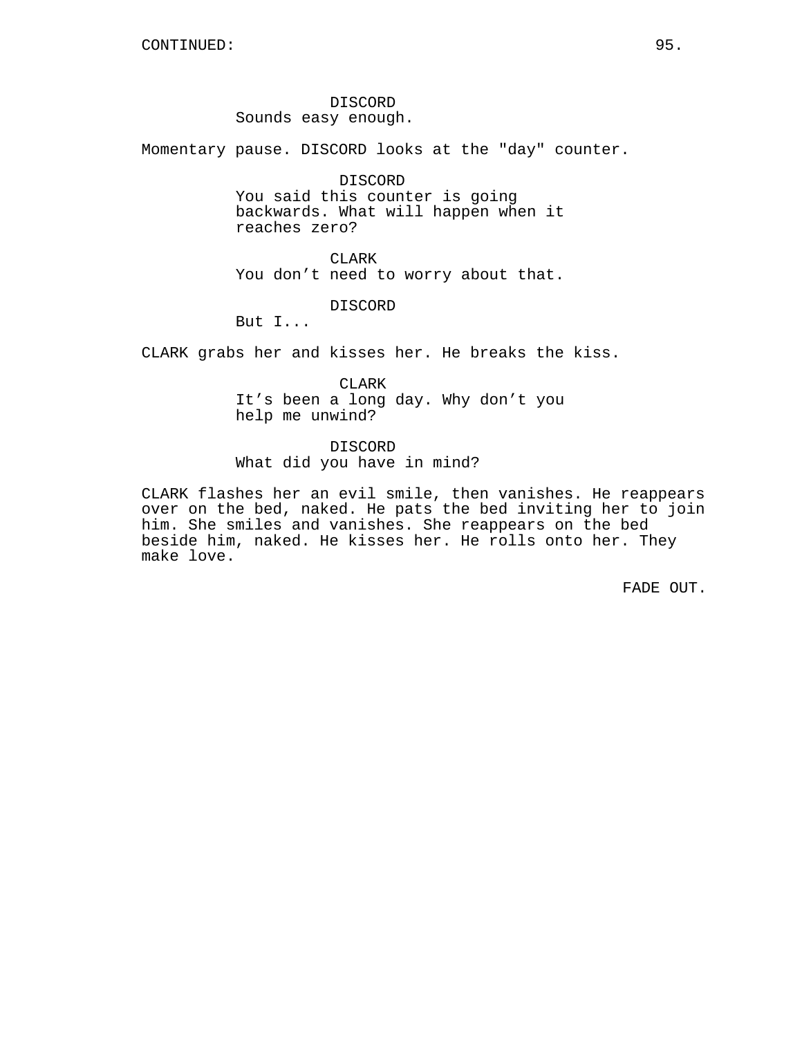CONTINUED:

DISCORD
Sounds easy enough.

Momentary pause. DISCORD looks at the "day" counter.

DISCORD
You said this counter is going backwards. What will happen when it reaches zero?

CLARK
You don't need to worry about that.

DISCORD
But I...

CLARK grabs her and kisses her. He breaks the kiss.

CLARK
It's been a long day. Why don't you help me unwind?

DISCORD
What did you have in mind?

CLARK flashes her an evil smile, then vanishes. He reappears over on the bed, naked. He pats the bed inviting her to join him. She smiles and vanishes. She reappears on the bed beside him, naked. He kisses her. He rolls onto her. They make love.

FADE OUT.